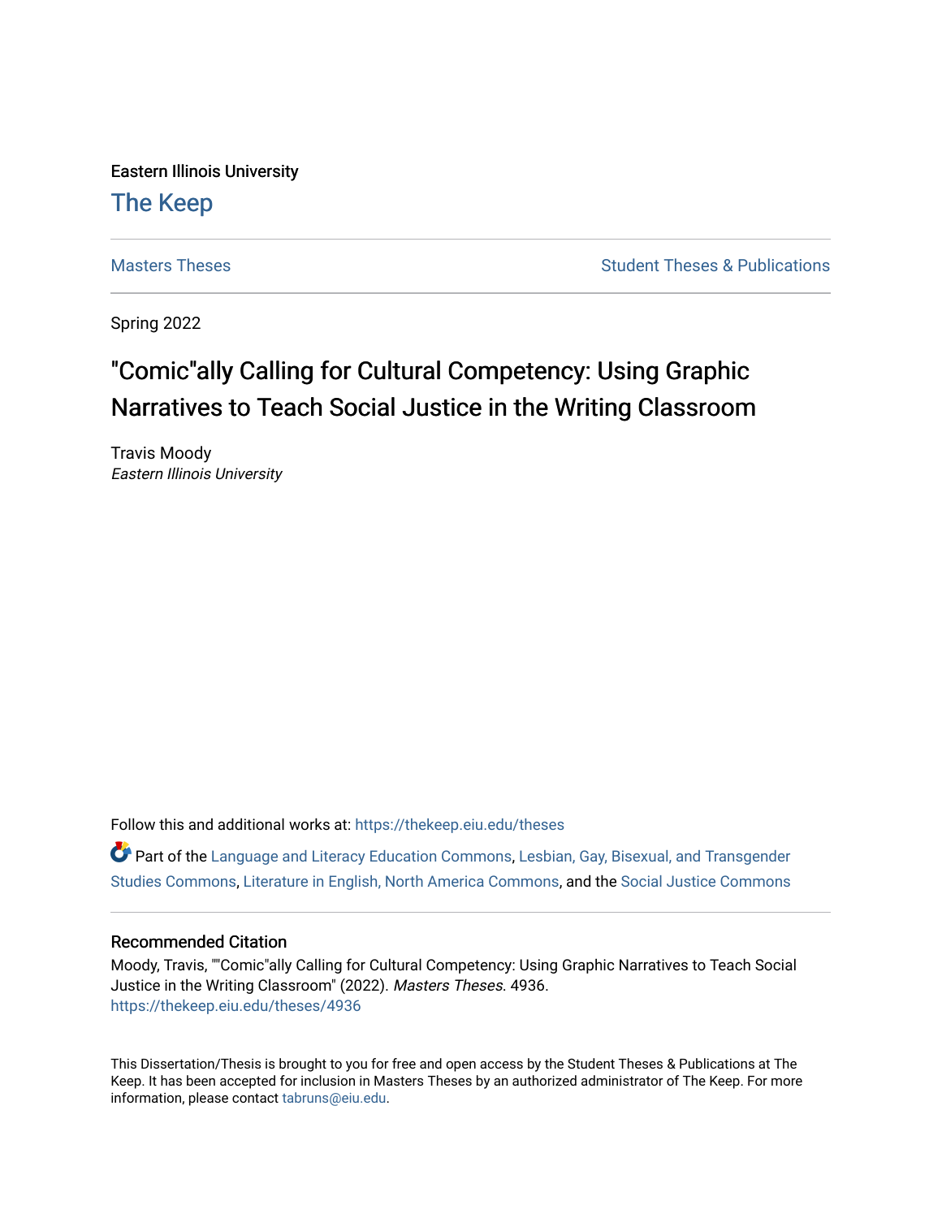Eastern Illinois University

# The Keep

Masters Theses

Student Theses & Publications

Spring 2022

# "Comic"ally Calling for Cultural Competency: Using Graphic Narratives to Teach Social Justice in the Writing Classroom

Travis Moody
*Eastern Illinois University*

Follow this and additional works at: https://thekeep.eiu.edu/theses

Part of the Language and Literacy Education Commons, Lesbian, Gay, Bisexual, and Transgender Studies Commons, Literature in English, North America Commons, and the Social Justice Commons

## Recommended Citation

Moody, Travis, ""Comic"ally Calling for Cultural Competency: Using Graphic Narratives to Teach Social Justice in the Writing Classroom" (2022). *Masters Theses*. 4936.
https://thekeep.eiu.edu/theses/4936

This Dissertation/Thesis is brought to you for free and open access by the Student Theses & Publications at The Keep. It has been accepted for inclusion in Masters Theses by an authorized administrator of The Keep. For more information, please contact tabruns@eiu.edu.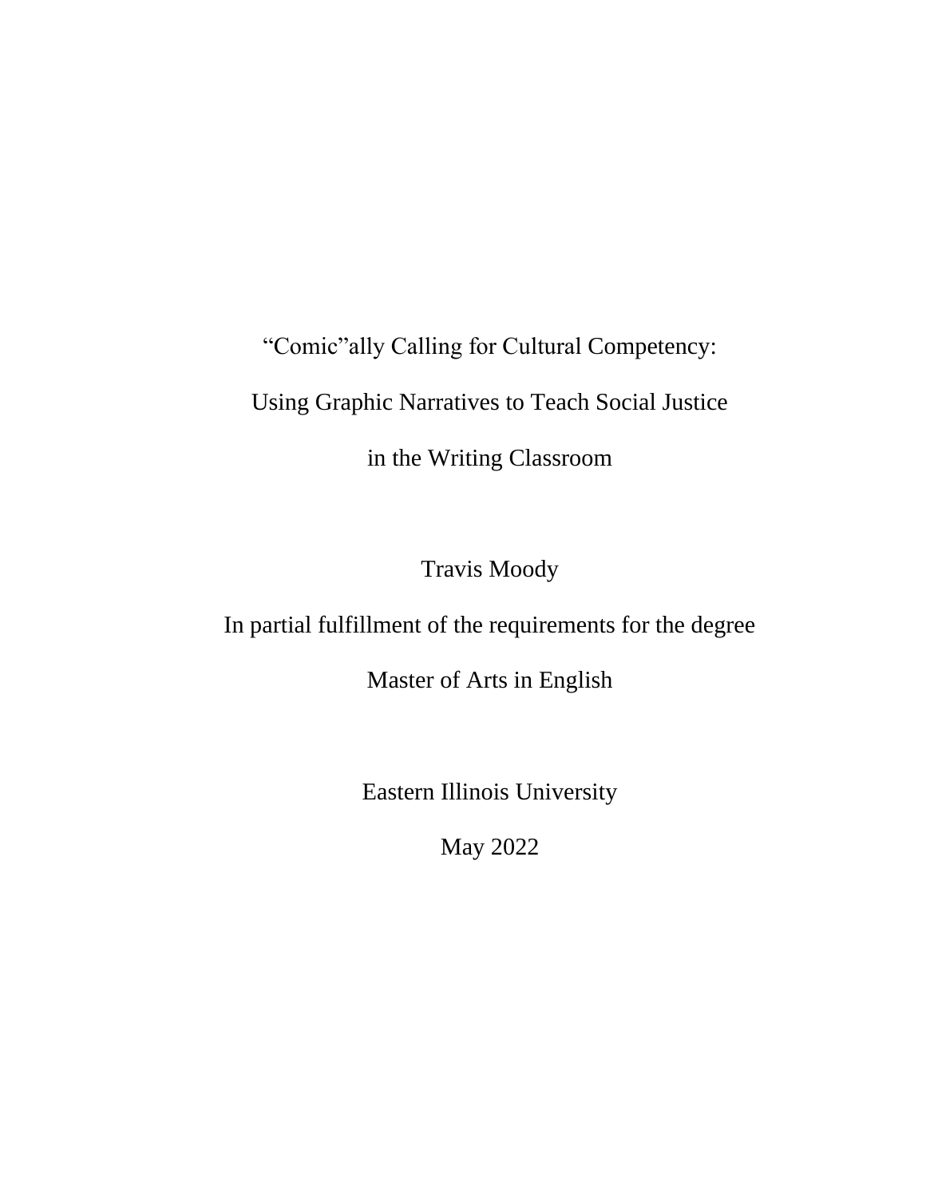# "Comic"ally Calling for Cultural Competency: Using Graphic Narratives to Teach Social Justice in the Writing Classroom

Travis Moody

In partial fulfillment of the requirements for the degree

Master of Arts in English

Eastern Illinois University

May 2022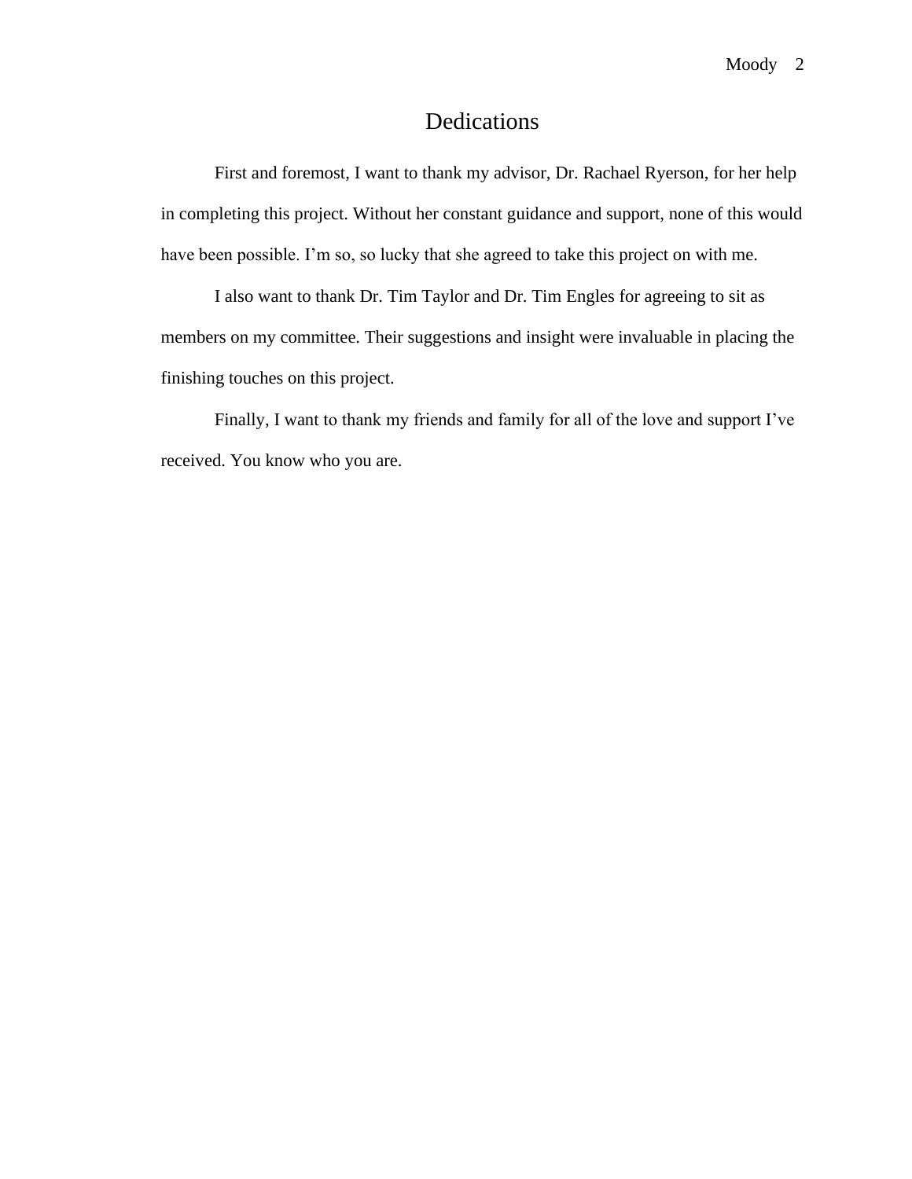# Dedications

First and foremost, I want to thank my advisor, Dr. Rachael Ryerson, for her help in completing this project. Without her constant guidance and support, none of this would have been possible. I'm so, so lucky that she agreed to take this project on with me.

I also want to thank Dr. Tim Taylor and Dr. Tim Engles for agreeing to sit as members on my committee. Their suggestions and insight were invaluable in placing the finishing touches on this project.

Finally, I want to thank my friends and family for all of the love and support I've received. You know who you are.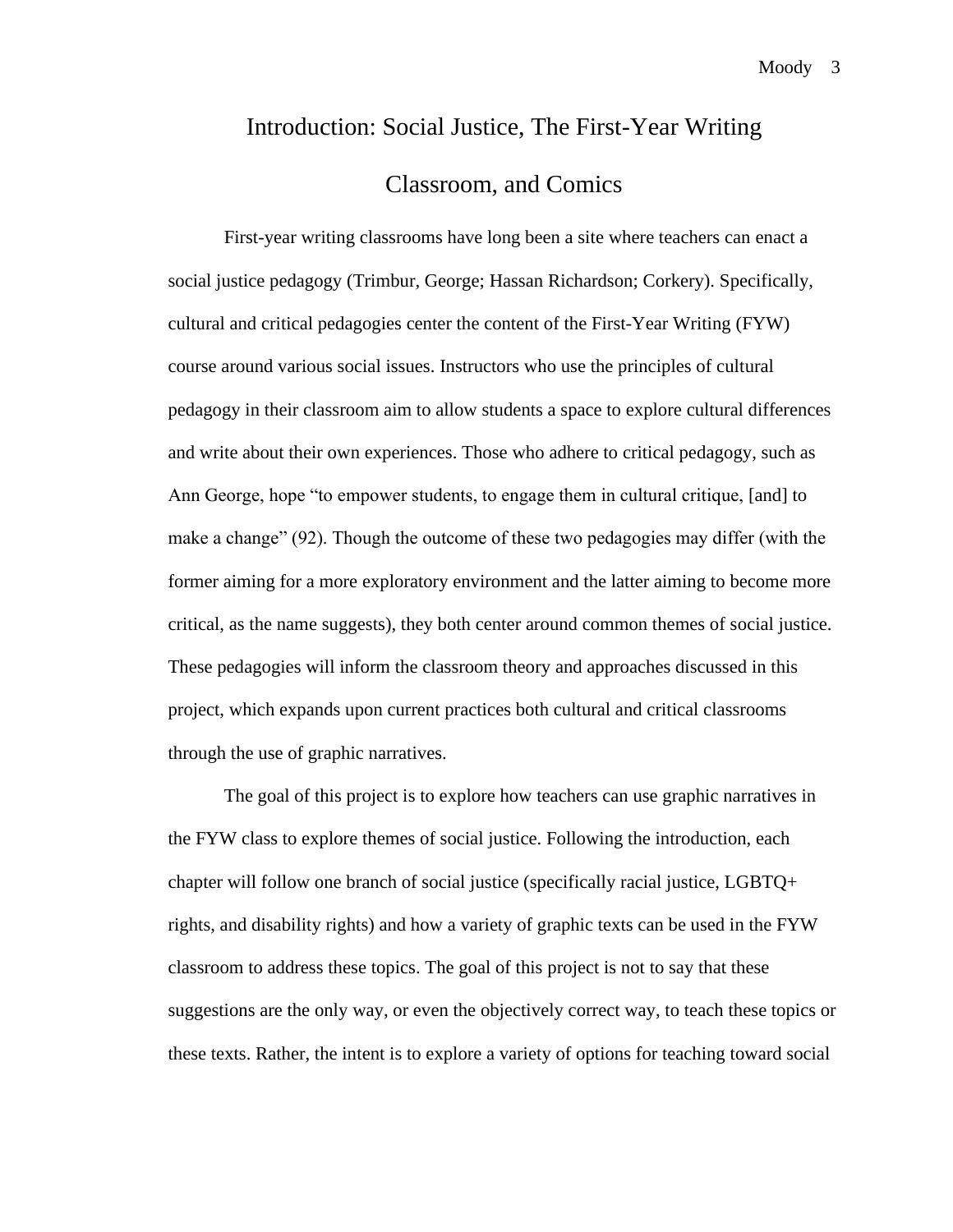# Introduction: Social Justice, The First-Year Writing Classroom, and Comics

First-year writing classrooms have long been a site where teachers can enact a social justice pedagogy (Trimbur, George; Hassan Richardson; Corkery). Specifically, cultural and critical pedagogies center the content of the First-Year Writing (FYW) course around various social issues. Instructors who use the principles of cultural pedagogy in their classroom aim to allow students a space to explore cultural differences and write about their own experiences. Those who adhere to critical pedagogy, such as Ann George, hope "to empower students, to engage them in cultural critique, [and] to make a change" (92). Though the outcome of these two pedagogies may differ (with the former aiming for a more exploratory environment and the latter aiming to become more critical, as the name suggests), they both center around common themes of social justice. These pedagogies will inform the classroom theory and approaches discussed in this project, which expands upon current practices both cultural and critical classrooms through the use of graphic narratives.

The goal of this project is to explore how teachers can use graphic narratives in the FYW class to explore themes of social justice. Following the introduction, each chapter will follow one branch of social justice (specifically racial justice, LGBTQ+ rights, and disability rights) and how a variety of graphic texts can be used in the FYW classroom to address these topics. The goal of this project is not to say that these suggestions are the only way, or even the objectively correct way, to teach these topics or these texts. Rather, the intent is to explore a variety of options for teaching toward social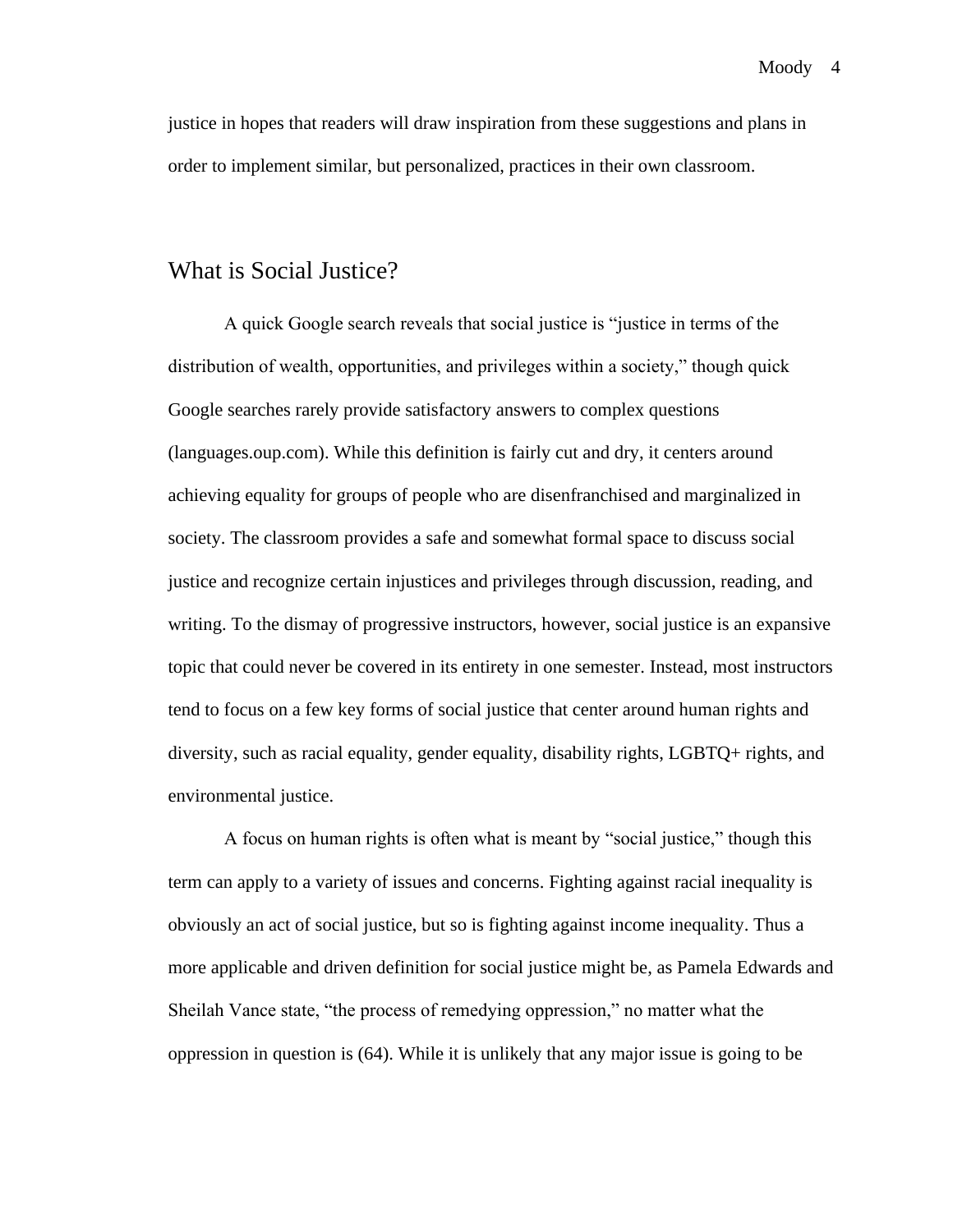justice in hopes that readers will draw inspiration from these suggestions and plans in order to implement similar, but personalized, practices in their own classroom.

## What is Social Justice?

A quick Google search reveals that social justice is "justice in terms of the distribution of wealth, opportunities, and privileges within a society," though quick Google searches rarely provide satisfactory answers to complex questions (languages.oup.com). While this definition is fairly cut and dry, it centers around achieving equality for groups of people who are disenfranchised and marginalized in society. The classroom provides a safe and somewhat formal space to discuss social justice and recognize certain injustices and privileges through discussion, reading, and writing. To the dismay of progressive instructors, however, social justice is an expansive topic that could never be covered in its entirety in one semester. Instead, most instructors tend to focus on a few key forms of social justice that center around human rights and diversity, such as racial equality, gender equality, disability rights, LGBTQ+ rights, and environmental justice.

A focus on human rights is often what is meant by "social justice," though this term can apply to a variety of issues and concerns. Fighting against racial inequality is obviously an act of social justice, but so is fighting against income inequality. Thus a more applicable and driven definition for social justice might be, as Pamela Edwards and Sheilah Vance state, "the process of remedying oppression," no matter what the oppression in question is (64). While it is unlikely that any major issue is going to be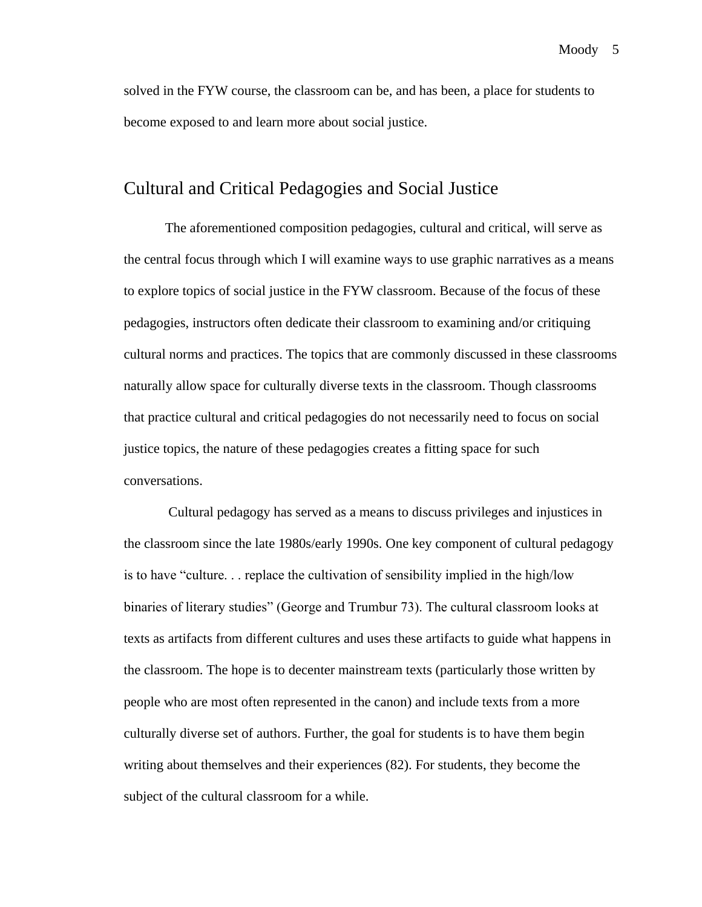solved in the FYW course, the classroom can be, and has been, a place for students to become exposed to and learn more about social justice.

## Cultural and Critical Pedagogies and Social Justice

The aforementioned composition pedagogies, cultural and critical, will serve as the central focus through which I will examine ways to use graphic narratives as a means to explore topics of social justice in the FYW classroom. Because of the focus of these pedagogies, instructors often dedicate their classroom to examining and/or critiquing cultural norms and practices. The topics that are commonly discussed in these classrooms naturally allow space for culturally diverse texts in the classroom. Though classrooms that practice cultural and critical pedagogies do not necessarily need to focus on social justice topics, the nature of these pedagogies creates a fitting space for such conversations.

Cultural pedagogy has served as a means to discuss privileges and injustices in the classroom since the late 1980s/early 1990s. One key component of cultural pedagogy is to have "culture. . . replace the cultivation of sensibility implied in the high/low binaries of literary studies" (George and Trumbur 73). The cultural classroom looks at texts as artifacts from different cultures and uses these artifacts to guide what happens in the classroom. The hope is to decenter mainstream texts (particularly those written by people who are most often represented in the canon) and include texts from a more culturally diverse set of authors. Further, the goal for students is to have them begin writing about themselves and their experiences (82). For students, they become the subject of the cultural classroom for a while.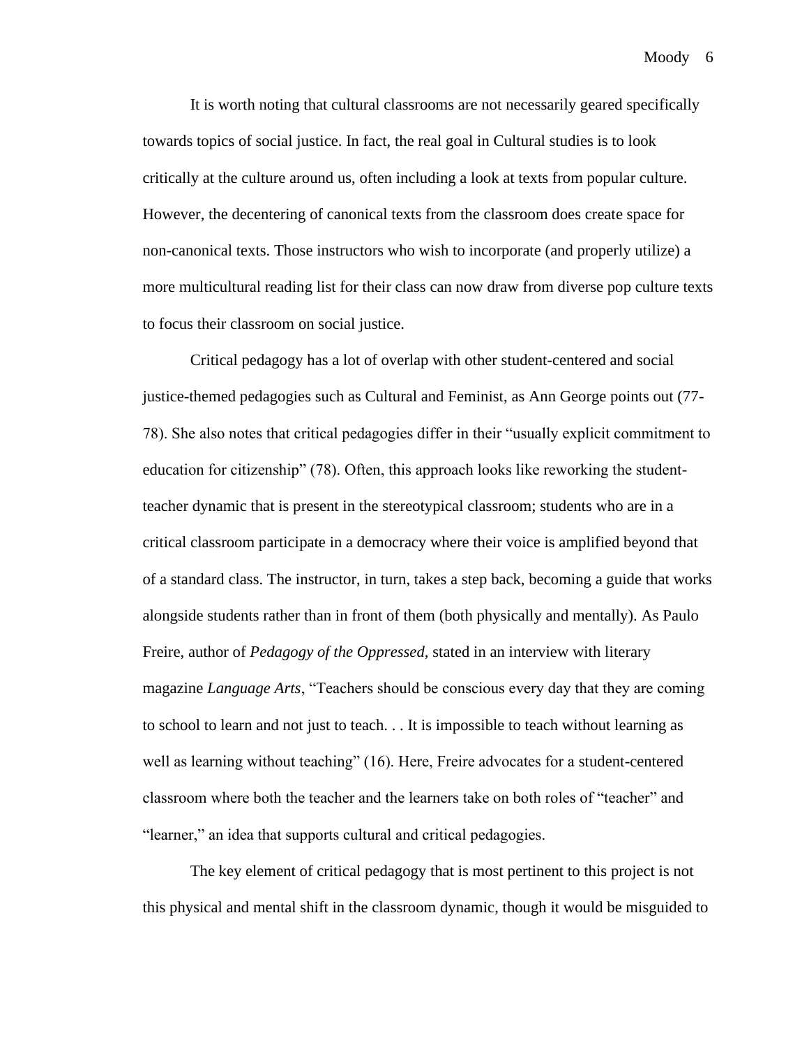It is worth noting that cultural classrooms are not necessarily geared specifically towards topics of social justice. In fact, the real goal in Cultural studies is to look critically at the culture around us, often including a look at texts from popular culture. However, the decentering of canonical texts from the classroom does create space for non-canonical texts. Those instructors who wish to incorporate (and properly utilize) a more multicultural reading list for their class can now draw from diverse pop culture texts to focus their classroom on social justice.

Critical pedagogy has a lot of overlap with other student-centered and social justice-themed pedagogies such as Cultural and Feminist, as Ann George points out (77-78). She also notes that critical pedagogies differ in their "usually explicit commitment to education for citizenship" (78). Often, this approach looks like reworking the student-teacher dynamic that is present in the stereotypical classroom; students who are in a critical classroom participate in a democracy where their voice is amplified beyond that of a standard class. The instructor, in turn, takes a step back, becoming a guide that works alongside students rather than in front of them (both physically and mentally). As Paulo Freire, author of *Pedagogy of the Oppressed*, stated in an interview with literary magazine *Language Arts*, "Teachers should be conscious every day that they are coming to school to learn and not just to teach. . . It is impossible to teach without learning as well as learning without teaching" (16). Here, Freire advocates for a student-centered classroom where both the teacher and the learners take on both roles of "teacher" and "learner," an idea that supports cultural and critical pedagogies.

The key element of critical pedagogy that is most pertinent to this project is not this physical and mental shift in the classroom dynamic, though it would be misguided to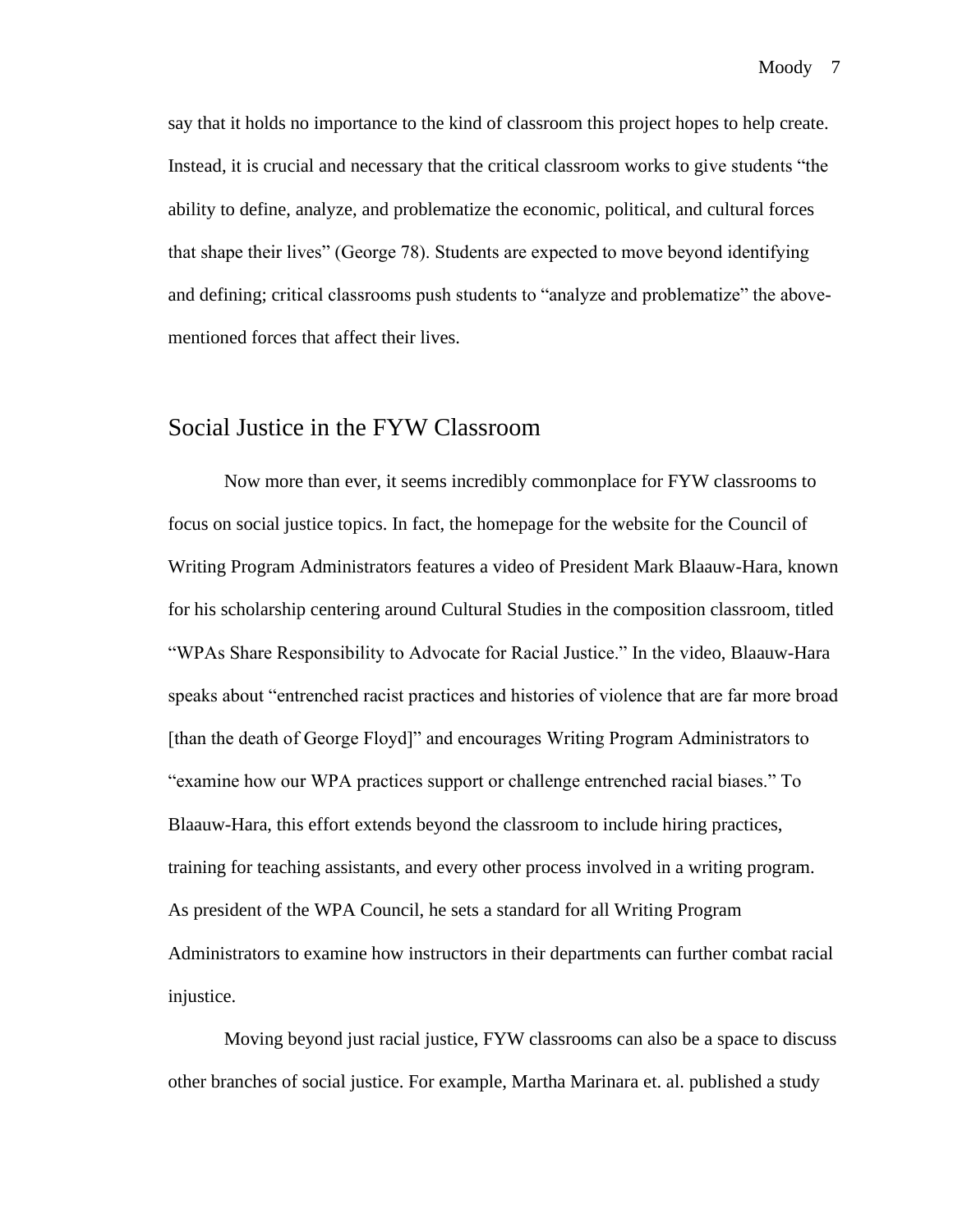say that it holds no importance to the kind of classroom this project hopes to help create. Instead, it is crucial and necessary that the critical classroom works to give students "the ability to define, analyze, and problematize the economic, political, and cultural forces that shape their lives" (George 78). Students are expected to move beyond identifying and defining; critical classrooms push students to "analyze and problematize" the above-mentioned forces that affect their lives.

## Social Justice in the FYW Classroom

Now more than ever, it seems incredibly commonplace for FYW classrooms to focus on social justice topics. In fact, the homepage for the website for the Council of Writing Program Administrators features a video of President Mark Blaauw-Hara, known for his scholarship centering around Cultural Studies in the composition classroom, titled "WPAs Share Responsibility to Advocate for Racial Justice." In the video, Blaauw-Hara speaks about "entrenched racist practices and histories of violence that are far more broad [than the death of George Floyd]" and encourages Writing Program Administrators to "examine how our WPA practices support or challenge entrenched racial biases." To Blaauw-Hara, this effort extends beyond the classroom to include hiring practices, training for teaching assistants, and every other process involved in a writing program. As president of the WPA Council, he sets a standard for all Writing Program Administrators to examine how instructors in their departments can further combat racial injustice.

Moving beyond just racial justice, FYW classrooms can also be a space to discuss other branches of social justice. For example, Martha Marinara et. al. published a study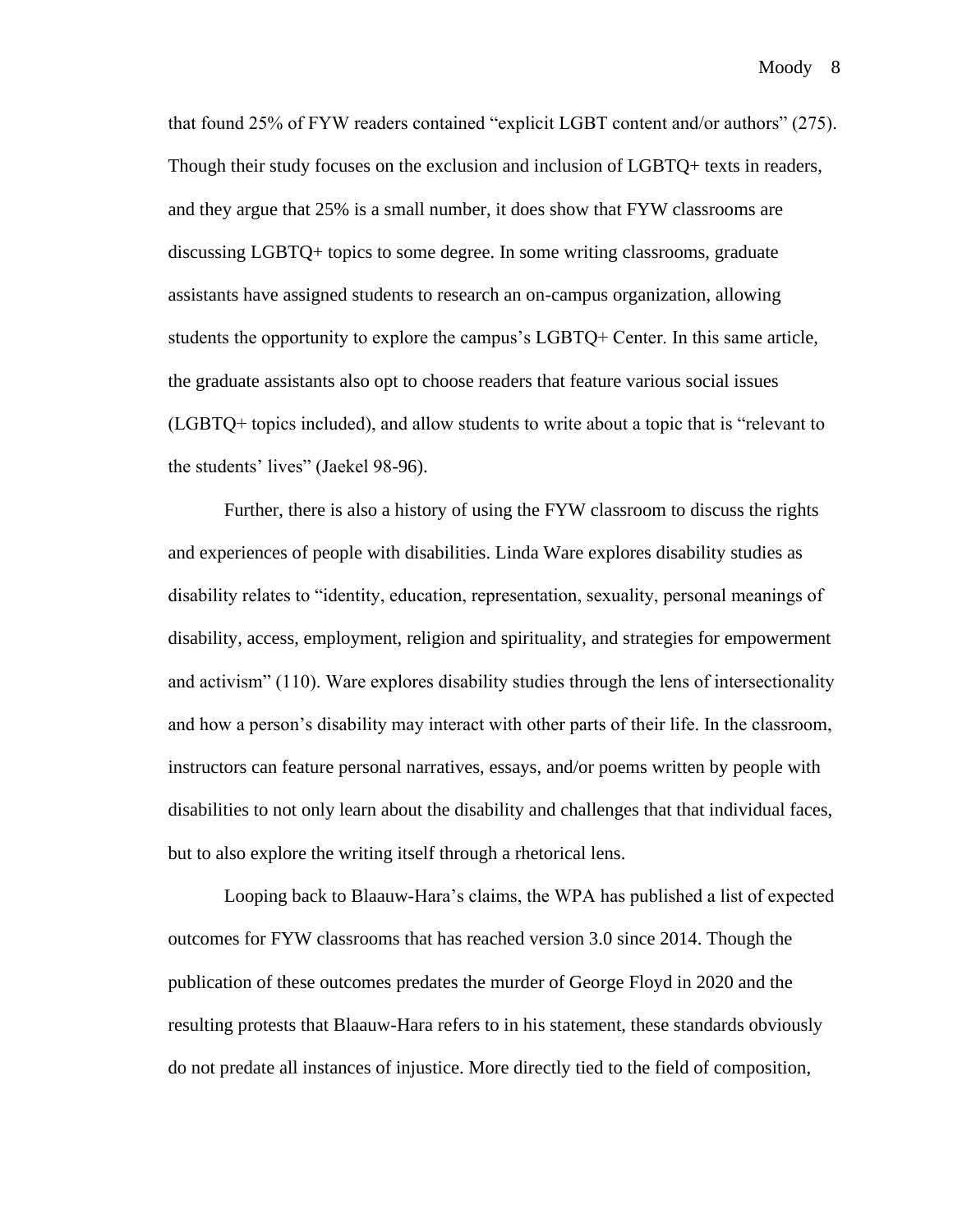that found 25% of FYW readers contained "explicit LGBT content and/or authors" (275). Though their study focuses on the exclusion and inclusion of LGBTQ+ texts in readers, and they argue that 25% is a small number, it does show that FYW classrooms are discussing LGBTQ+ topics to some degree. In some writing classrooms, graduate assistants have assigned students to research an on-campus organization, allowing students the opportunity to explore the campus's LGBTQ+ Center. In this same article, the graduate assistants also opt to choose readers that feature various social issues (LGBTQ+ topics included), and allow students to write about a topic that is "relevant to the students' lives" (Jaekel 98-96).

Further, there is also a history of using the FYW classroom to discuss the rights and experiences of people with disabilities. Linda Ware explores disability studies as disability relates to "identity, education, representation, sexuality, personal meanings of disability, access, employment, religion and spirituality, and strategies for empowerment and activism" (110). Ware explores disability studies through the lens of intersectionality and how a person's disability may interact with other parts of their life. In the classroom, instructors can feature personal narratives, essays, and/or poems written by people with disabilities to not only learn about the disability and challenges that that individual faces, but to also explore the writing itself through a rhetorical lens.

Looping back to Blaauw-Hara's claims, the WPA has published a list of expected outcomes for FYW classrooms that has reached version 3.0 since 2014. Though the publication of these outcomes predates the murder of George Floyd in 2020 and the resulting protests that Blaauw-Hara refers to in his statement, these standards obviously do not predate all instances of injustice. More directly tied to the field of composition,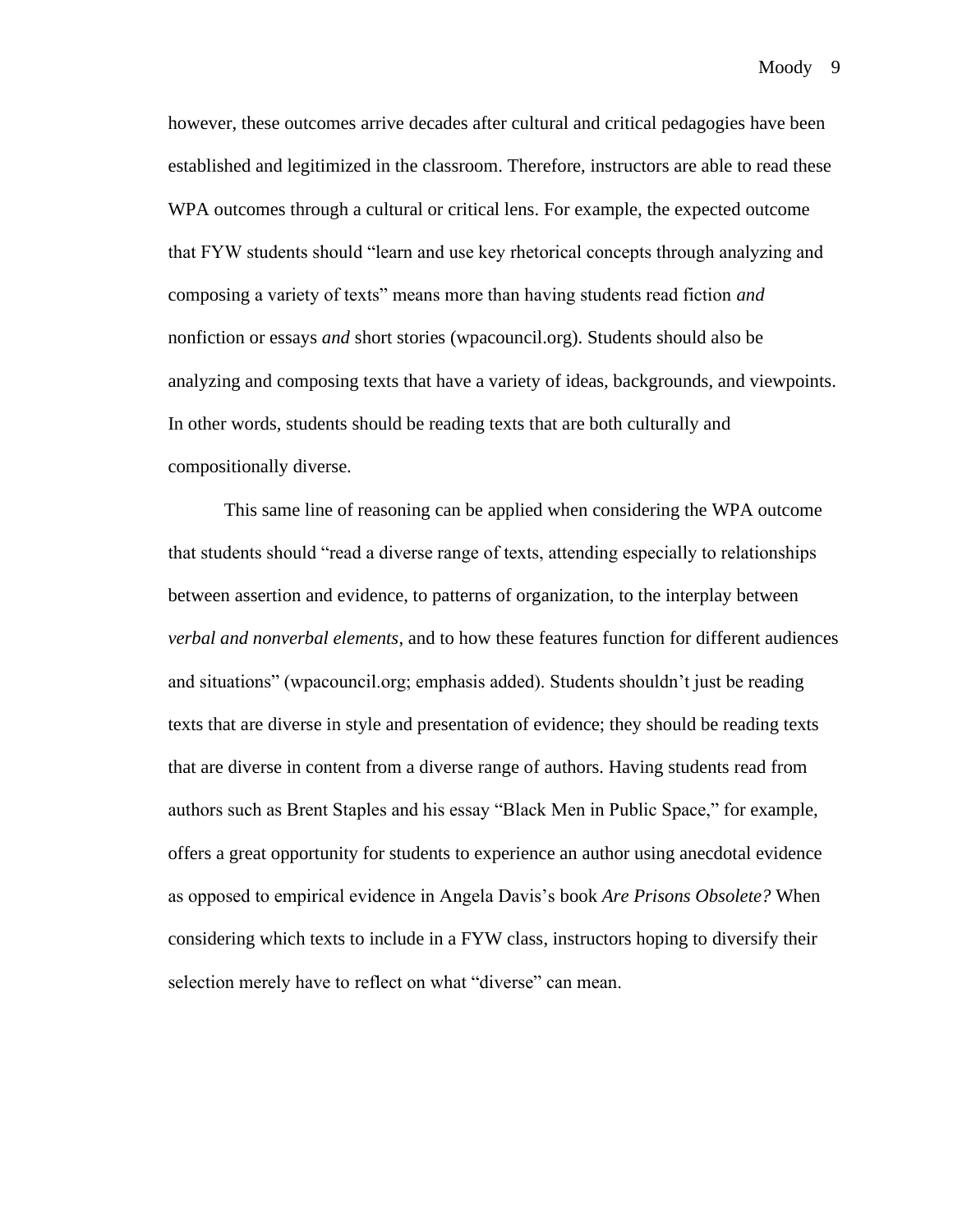however, these outcomes arrive decades after cultural and critical pedagogies have been established and legitimized in the classroom. Therefore, instructors are able to read these WPA outcomes through a cultural or critical lens. For example, the expected outcome that FYW students should "learn and use key rhetorical concepts through analyzing and composing a variety of texts" means more than having students read fiction *and* nonfiction or essays *and* short stories (wpacouncil.org). Students should also be analyzing and composing texts that have a variety of ideas, backgrounds, and viewpoints. In other words, students should be reading texts that are both culturally and compositionally diverse.

This same line of reasoning can be applied when considering the WPA outcome that students should "read a diverse range of texts, attending especially to relationships between assertion and evidence, to patterns of organization, to the interplay between *verbal and nonverbal elements*, and to how these features function for different audiences and situations" (wpacouncil.org; emphasis added). Students shouldn't just be reading texts that are diverse in style and presentation of evidence; they should be reading texts that are diverse in content from a diverse range of authors. Having students read from authors such as Brent Staples and his essay "Black Men in Public Space," for example, offers a great opportunity for students to experience an author using anecdotal evidence as opposed to empirical evidence in Angela Davis's book *Are Prisons Obsolete?* When considering which texts to include in a FYW class, instructors hoping to diversify their selection merely have to reflect on what "diverse" can mean.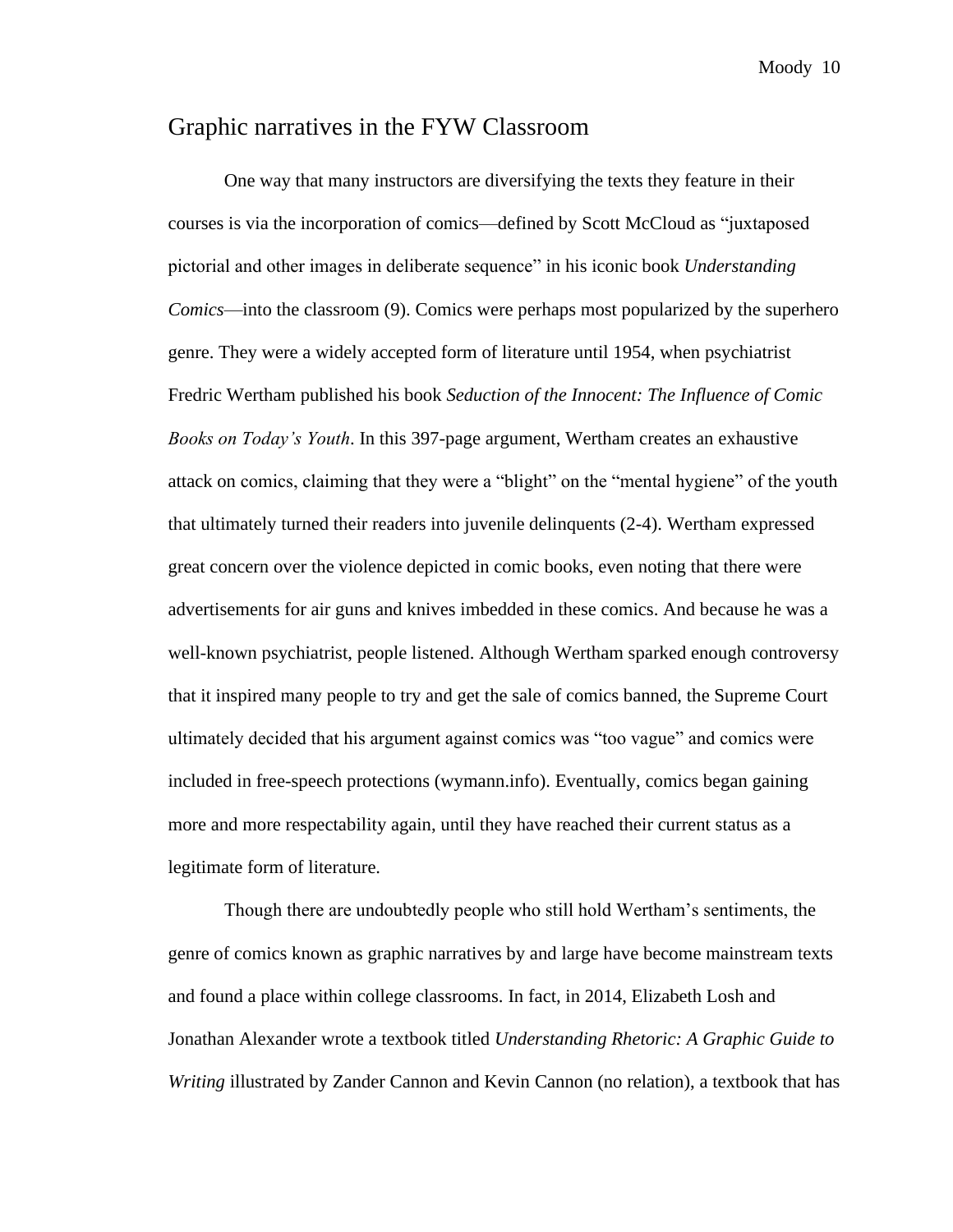## Graphic narratives in the FYW Classroom

One way that many instructors are diversifying the texts they feature in their courses is via the incorporation of comics—defined by Scott McCloud as "juxtaposed pictorial and other images in deliberate sequence" in his iconic book *Understanding Comics*—into the classroom (9). Comics were perhaps most popularized by the superhero genre. They were a widely accepted form of literature until 1954, when psychiatrist Fredric Wertham published his book *Seduction of the Innocent: The Influence of Comic Books on Today's Youth*. In this 397-page argument, Wertham creates an exhaustive attack on comics, claiming that they were a "blight" on the "mental hygiene" of the youth that ultimately turned their readers into juvenile delinquents (2-4). Wertham expressed great concern over the violence depicted in comic books, even noting that there were advertisements for air guns and knives imbedded in these comics. And because he was a well-known psychiatrist, people listened. Although Wertham sparked enough controversy that it inspired many people to try and get the sale of comics banned, the Supreme Court ultimately decided that his argument against comics was "too vague" and comics were included in free-speech protections (wymann.info). Eventually, comics began gaining more and more respectability again, until they have reached their current status as a legitimate form of literature.

Though there are undoubtedly people who still hold Wertham's sentiments, the genre of comics known as graphic narratives by and large have become mainstream texts and found a place within college classrooms. In fact, in 2014, Elizabeth Losh and Jonathan Alexander wrote a textbook titled *Understanding Rhetoric: A Graphic Guide to Writing* illustrated by Zander Cannon and Kevin Cannon (no relation), a textbook that has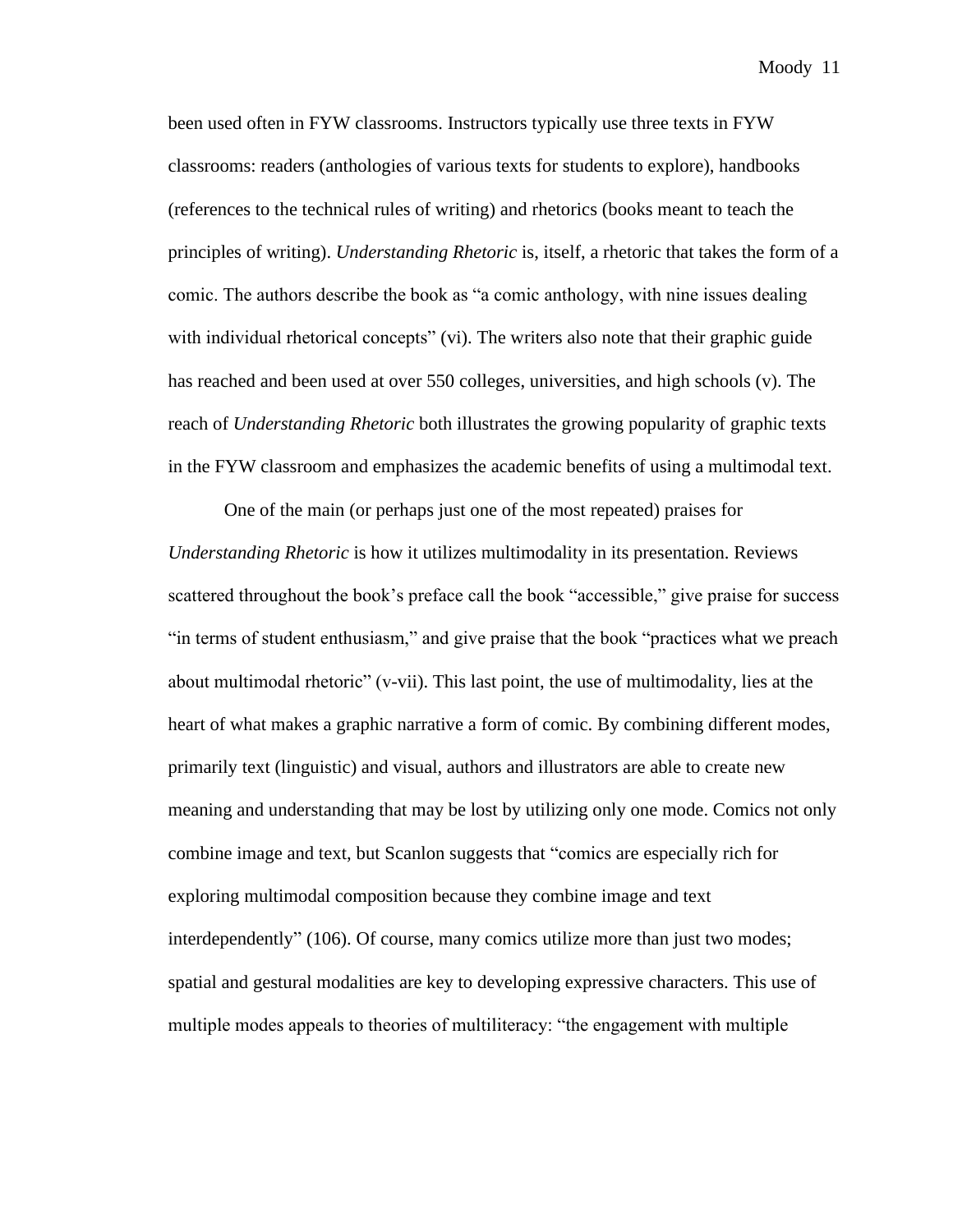been used often in FYW classrooms. Instructors typically use three texts in FYW classrooms: readers (anthologies of various texts for students to explore), handbooks (references to the technical rules of writing) and rhetorics (books meant to teach the principles of writing). *Understanding Rhetoric* is, itself, a rhetoric that takes the form of a comic. The authors describe the book as "a comic anthology, with nine issues dealing with individual rhetorical concepts" (vi). The writers also note that their graphic guide has reached and been used at over 550 colleges, universities, and high schools (v). The reach of *Understanding Rhetoric* both illustrates the growing popularity of graphic texts in the FYW classroom and emphasizes the academic benefits of using a multimodal text.

One of the main (or perhaps just one of the most repeated) praises for *Understanding Rhetoric* is how it utilizes multimodality in its presentation. Reviews scattered throughout the book's preface call the book "accessible," give praise for success "in terms of student enthusiasm," and give praise that the book "practices what we preach about multimodal rhetoric" (v-vii). This last point, the use of multimodality, lies at the heart of what makes a graphic narrative a form of comic. By combining different modes, primarily text (linguistic) and visual, authors and illustrators are able to create new meaning and understanding that may be lost by utilizing only one mode. Comics not only combine image and text, but Scanlon suggests that "comics are especially rich for exploring multimodal composition because they combine image and text interdependently" (106). Of course, many comics utilize more than just two modes; spatial and gestural modalities are key to developing expressive characters. This use of multiple modes appeals to theories of multiliteracy: "the engagement with multiple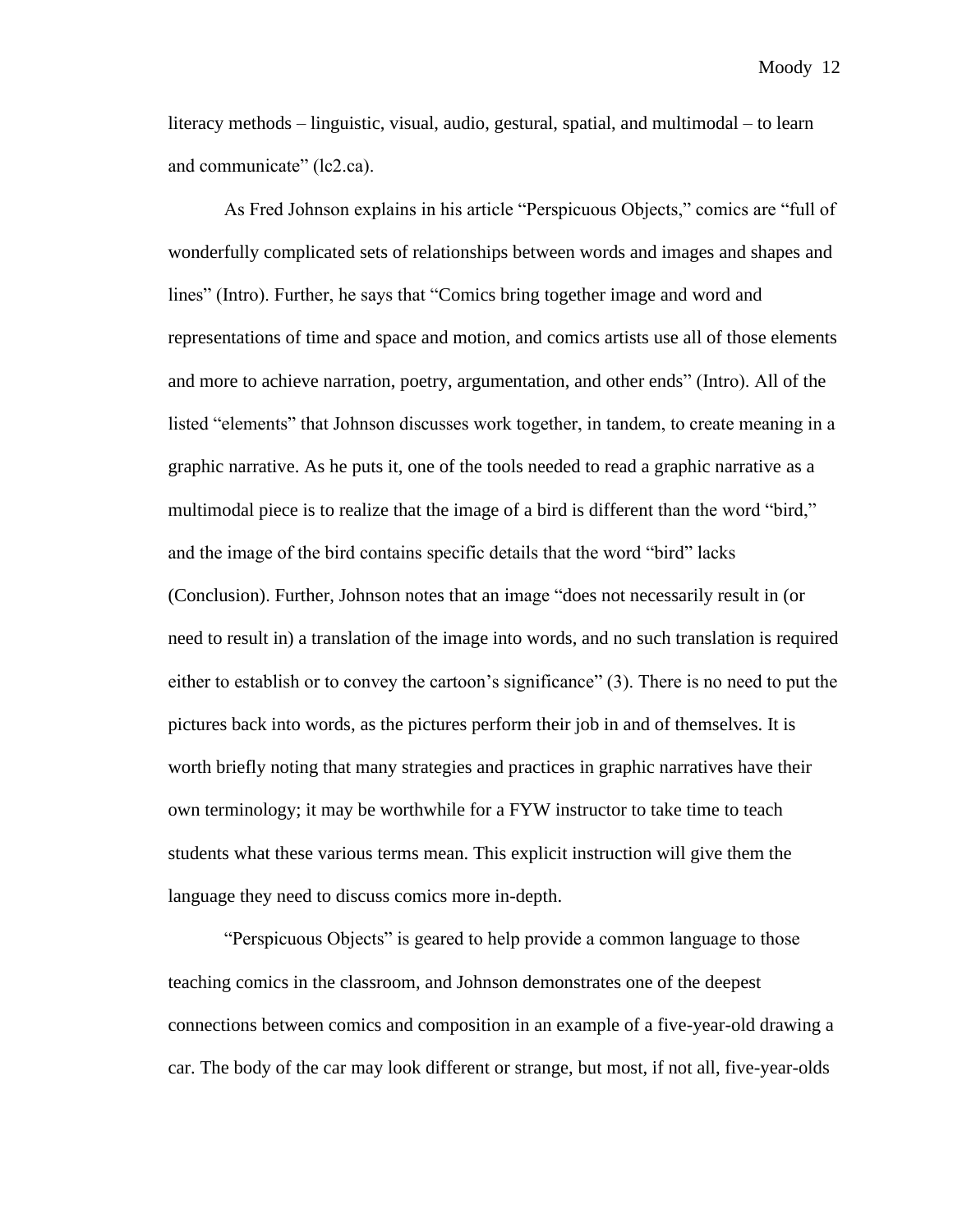literacy methods – linguistic, visual, audio, gestural, spatial, and multimodal – to learn and communicate" (lc2.ca).

As Fred Johnson explains in his article "Perspicuous Objects," comics are "full of wonderfully complicated sets of relationships between words and images and shapes and lines" (Intro). Further, he says that "Comics bring together image and word and representations of time and space and motion, and comics artists use all of those elements and more to achieve narration, poetry, argumentation, and other ends" (Intro). All of the listed "elements" that Johnson discusses work together, in tandem, to create meaning in a graphic narrative. As he puts it, one of the tools needed to read a graphic narrative as a multimodal piece is to realize that the image of a bird is different than the word "bird," and the image of the bird contains specific details that the word "bird" lacks (Conclusion). Further, Johnson notes that an image "does not necessarily result in (or need to result in) a translation of the image into words, and no such translation is required either to establish or to convey the cartoon's significance" (3). There is no need to put the pictures back into words, as the pictures perform their job in and of themselves. It is worth briefly noting that many strategies and practices in graphic narratives have their own terminology; it may be worthwhile for a FYW instructor to take time to teach students what these various terms mean. This explicit instruction will give them the language they need to discuss comics more in-depth.

"Perspicuous Objects" is geared to help provide a common language to those teaching comics in the classroom, and Johnson demonstrates one of the deepest connections between comics and composition in an example of a five-year-old drawing a car. The body of the car may look different or strange, but most, if not all, five-year-olds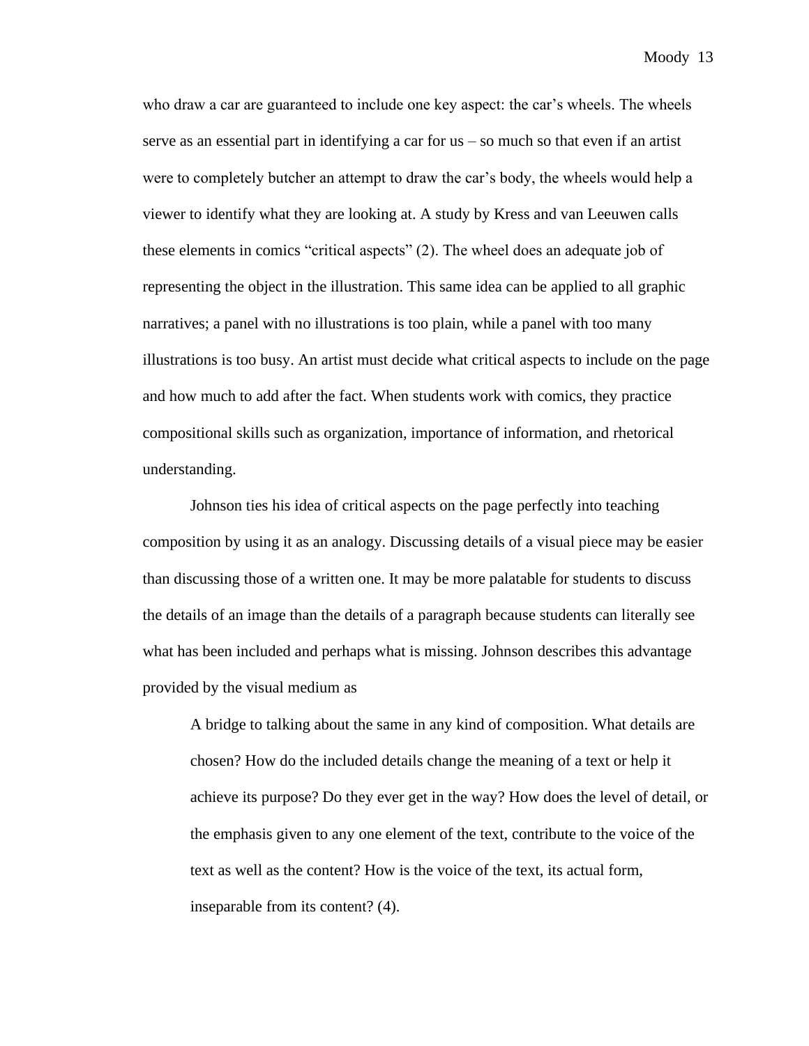who draw a car are guaranteed to include one key aspect: the car's wheels. The wheels serve as an essential part in identifying a car for us – so much so that even if an artist were to completely butcher an attempt to draw the car's body, the wheels would help a viewer to identify what they are looking at. A study by Kress and van Leeuwen calls these elements in comics "critical aspects" (2). The wheel does an adequate job of representing the object in the illustration. This same idea can be applied to all graphic narratives; a panel with no illustrations is too plain, while a panel with too many illustrations is too busy. An artist must decide what critical aspects to include on the page and how much to add after the fact. When students work with comics, they practice compositional skills such as organization, importance of information, and rhetorical understanding.

Johnson ties his idea of critical aspects on the page perfectly into teaching composition by using it as an analogy. Discussing details of a visual piece may be easier than discussing those of a written one. It may be more palatable for students to discuss the details of an image than the details of a paragraph because students can literally see what has been included and perhaps what is missing. Johnson describes this advantage provided by the visual medium as

> A bridge to talking about the same in any kind of composition. What details are chosen? How do the included details change the meaning of a text or help it achieve its purpose? Do they ever get in the way? How does the level of detail, or the emphasis given to any one element of the text, contribute to the voice of the text as well as the content? How is the voice of the text, its actual form, inseparable from its content? (4).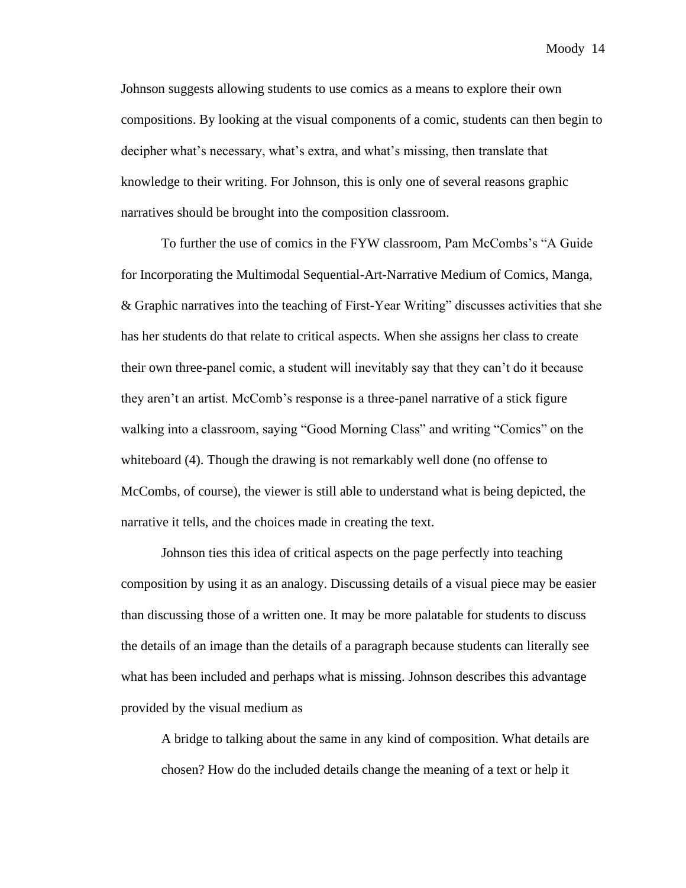Johnson suggests allowing students to use comics as a means to explore their own compositions. By looking at the visual components of a comic, students can then begin to decipher what's necessary, what's extra, and what's missing, then translate that knowledge to their writing. For Johnson, this is only one of several reasons graphic narratives should be brought into the composition classroom.

To further the use of comics in the FYW classroom, Pam McCombs's "A Guide for Incorporating the Multimodal Sequential-Art-Narrative Medium of Comics, Manga, & Graphic narratives into the teaching of First-Year Writing" discusses activities that she has her students do that relate to critical aspects. When she assigns her class to create their own three-panel comic, a student will inevitably say that they can't do it because they aren't an artist. McComb's response is a three-panel narrative of a stick figure walking into a classroom, saying "Good Morning Class" and writing "Comics" on the whiteboard (4). Though the drawing is not remarkably well done (no offense to McCombs, of course), the viewer is still able to understand what is being depicted, the narrative it tells, and the choices made in creating the text.

Johnson ties this idea of critical aspects on the page perfectly into teaching composition by using it as an analogy. Discussing details of a visual piece may be easier than discussing those of a written one. It may be more palatable for students to discuss the details of an image than the details of a paragraph because students can literally see what has been included and perhaps what is missing. Johnson describes this advantage provided by the visual medium as

> A bridge to talking about the same in any kind of composition. What details are chosen? How do the included details change the meaning of a text or help it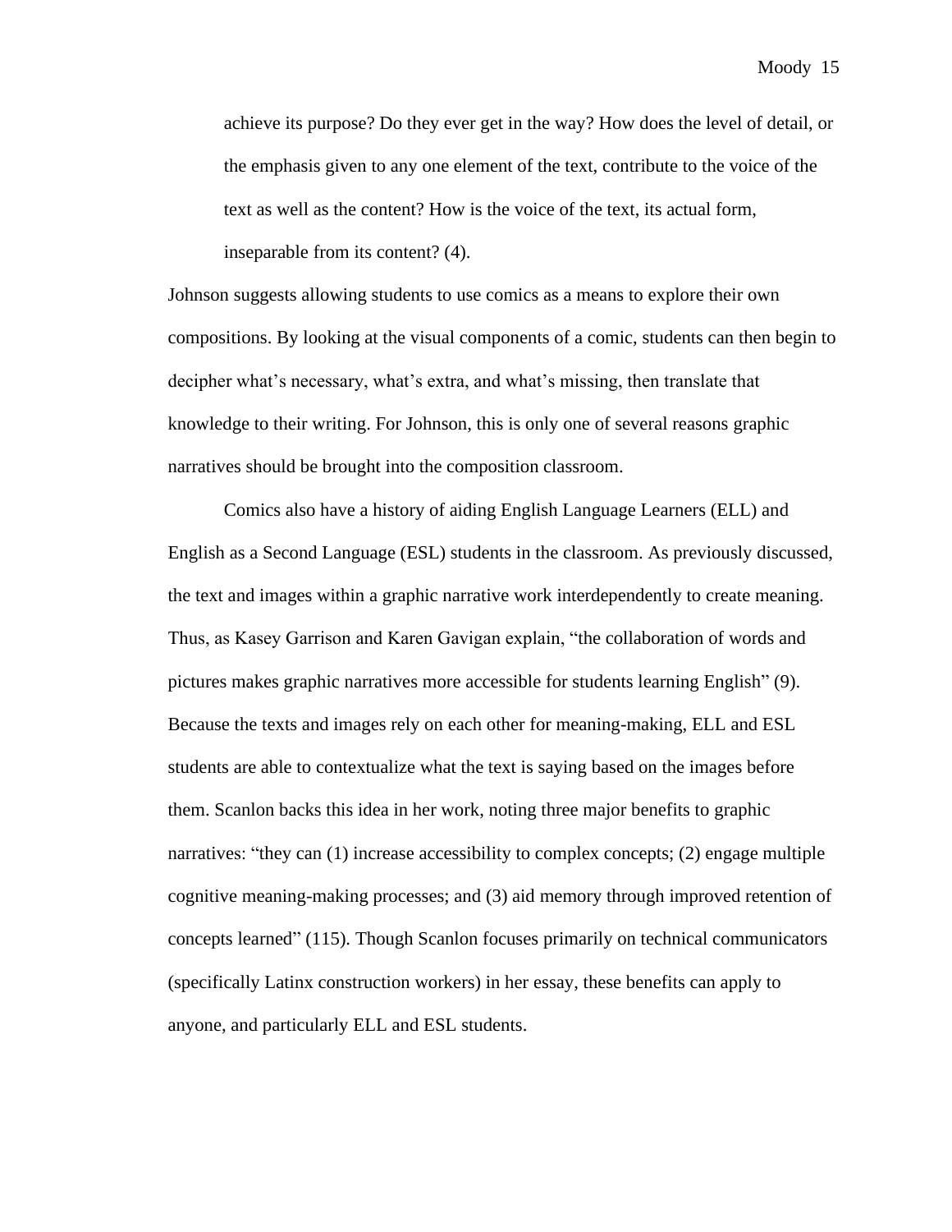> achieve its purpose? Do they ever get in the way? How does the level of detail, or the emphasis given to any one element of the text, contribute to the voice of the text as well as the content? How is the voice of the text, its actual form, inseparable from its content? (4).

Johnson suggests allowing students to use comics as a means to explore their own compositions. By looking at the visual components of a comic, students can then begin to decipher what's necessary, what's extra, and what's missing, then translate that knowledge to their writing. For Johnson, this is only one of several reasons graphic narratives should be brought into the composition classroom.

Comics also have a history of aiding English Language Learners (ELL) and English as a Second Language (ESL) students in the classroom. As previously discussed, the text and images within a graphic narrative work interdependently to create meaning. Thus, as Kasey Garrison and Karen Gavigan explain, "the collaboration of words and pictures makes graphic narratives more accessible for students learning English" (9). Because the texts and images rely on each other for meaning-making, ELL and ESL students are able to contextualize what the text is saying based on the images before them. Scanlon backs this idea in her work, noting three major benefits to graphic narratives: "they can (1) increase accessibility to complex concepts; (2) engage multiple cognitive meaning-making processes; and (3) aid memory through improved retention of concepts learned" (115). Though Scanlon focuses primarily on technical communicators (specifically Latinx construction workers) in her essay, these benefits can apply to anyone, and particularly ELL and ESL students.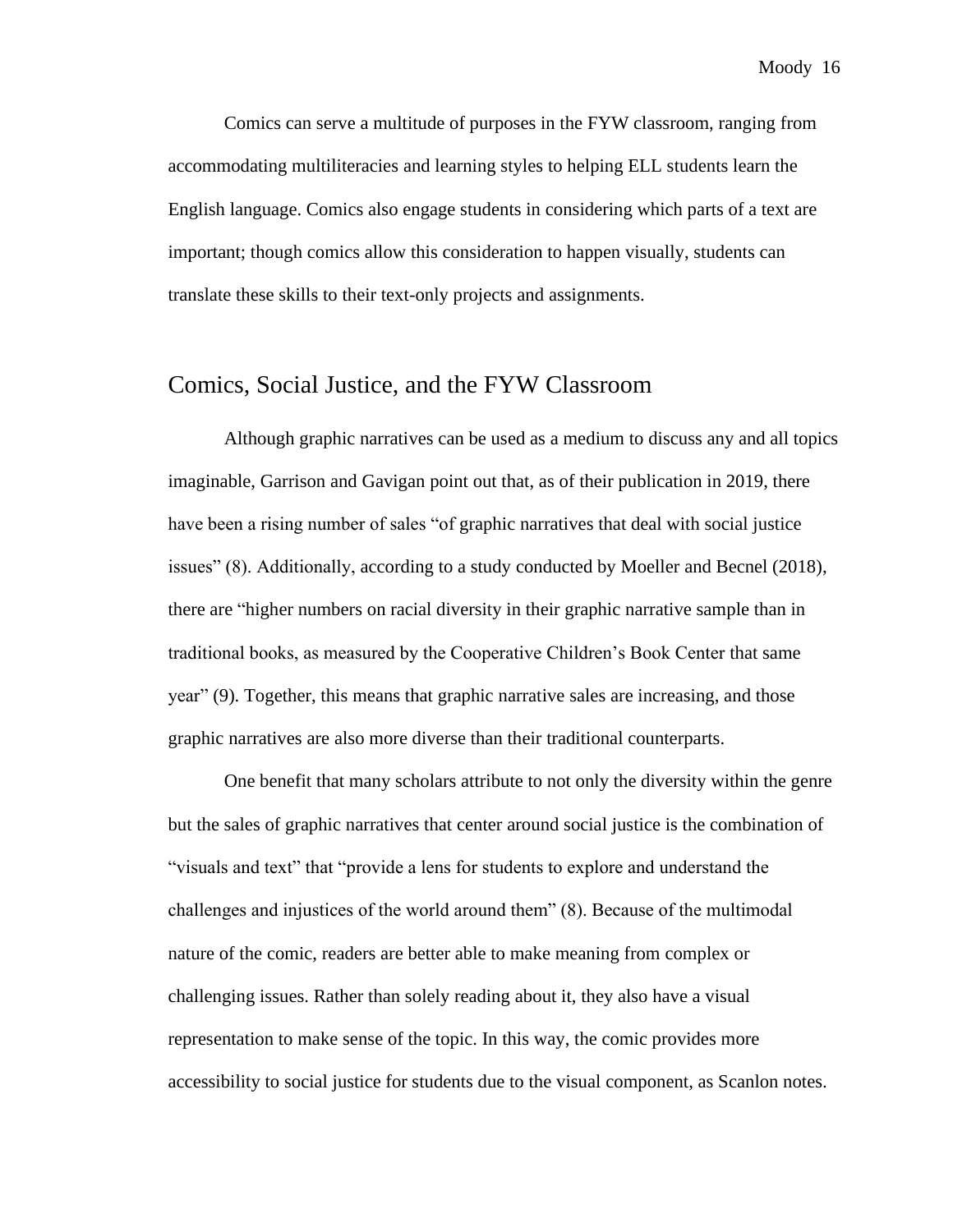Comics can serve a multitude of purposes in the FYW classroom, ranging from accommodating multiliteracies and learning styles to helping ELL students learn the English language. Comics also engage students in considering which parts of a text are important; though comics allow this consideration to happen visually, students can translate these skills to their text-only projects and assignments.

## Comics, Social Justice, and the FYW Classroom

Although graphic narratives can be used as a medium to discuss any and all topics imaginable, Garrison and Gavigan point out that, as of their publication in 2019, there have been a rising number of sales "of graphic narratives that deal with social justice issues" (8). Additionally, according to a study conducted by Moeller and Becnel (2018), there are "higher numbers on racial diversity in their graphic narrative sample than in traditional books, as measured by the Cooperative Children's Book Center that same year" (9). Together, this means that graphic narrative sales are increasing, and those graphic narratives are also more diverse than their traditional counterparts.

One benefit that many scholars attribute to not only the diversity within the genre but the sales of graphic narratives that center around social justice is the combination of "visuals and text" that "provide a lens for students to explore and understand the challenges and injustices of the world around them" (8). Because of the multimodal nature of the comic, readers are better able to make meaning from complex or challenging issues. Rather than solely reading about it, they also have a visual representation to make sense of the topic. In this way, the comic provides more accessibility to social justice for students due to the visual component, as Scanlon notes.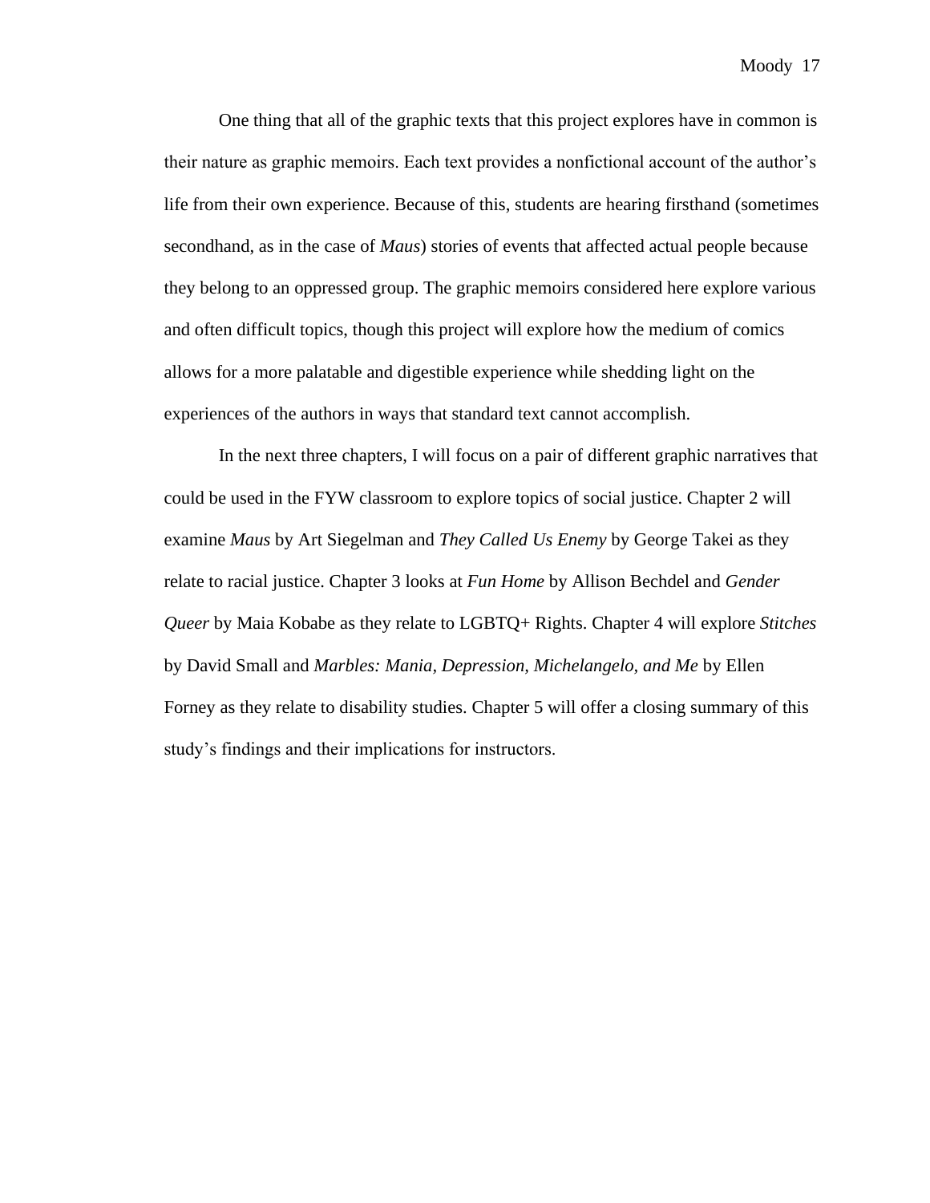One thing that all of the graphic texts that this project explores have in common is their nature as graphic memoirs. Each text provides a nonfictional account of the author's life from their own experience. Because of this, students are hearing firsthand (sometimes secondhand, as in the case of *Maus*) stories of events that affected actual people because they belong to an oppressed group. The graphic memoirs considered here explore various and often difficult topics, though this project will explore how the medium of comics allows for a more palatable and digestible experience while shedding light on the experiences of the authors in ways that standard text cannot accomplish.

In the next three chapters, I will focus on a pair of different graphic narratives that could be used in the FYW classroom to explore topics of social justice. Chapter 2 will examine *Maus* by Art Siegelman and *They Called Us Enemy* by George Takei as they relate to racial justice. Chapter 3 looks at *Fun Home* by Allison Bechdel and *Gender Queer* by Maia Kobabe as they relate to LGBTQ+ Rights. Chapter 4 will explore *Stitches* by David Small and *Marbles: Mania, Depression, Michelangelo, and Me* by Ellen Forney as they relate to disability studies. Chapter 5 will offer a closing summary of this study's findings and their implications for instructors.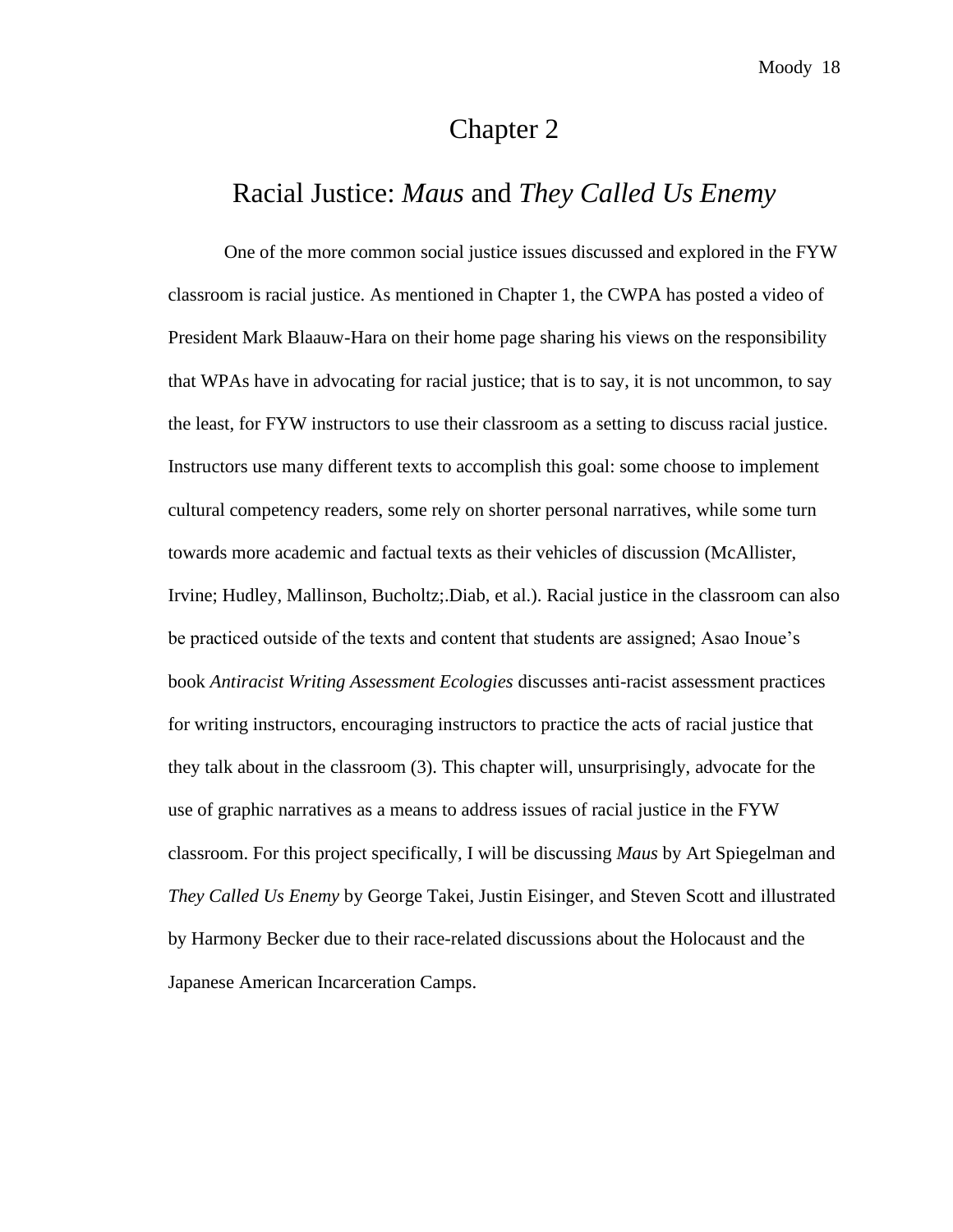# Chapter 2

## Racial Justice: *Maus* and *They Called Us Enemy*

One of the more common social justice issues discussed and explored in the FYW classroom is racial justice. As mentioned in Chapter 1, the CWPA has posted a video of President Mark Blaauw-Hara on their home page sharing his views on the responsibility that WPAs have in advocating for racial justice; that is to say, it is not uncommon, to say the least, for FYW instructors to use their classroom as a setting to discuss racial justice. Instructors use many different texts to accomplish this goal: some choose to implement cultural competency readers, some rely on shorter personal narratives, while some turn towards more academic and factual texts as their vehicles of discussion (McAllister, Irvine; Hudley, Mallinson, Bucholtz;.Diab, et al.). Racial justice in the classroom can also be practiced outside of the texts and content that students are assigned; Asao Inoue's book *Antiracist Writing Assessment Ecologies* discusses anti-racist assessment practices for writing instructors, encouraging instructors to practice the acts of racial justice that they talk about in the classroom (3). This chapter will, unsurprisingly, advocate for the use of graphic narratives as a means to address issues of racial justice in the FYW classroom. For this project specifically, I will be discussing *Maus* by Art Spiegelman and *They Called Us Enemy* by George Takei, Justin Eisinger, and Steven Scott and illustrated by Harmony Becker due to their race-related discussions about the Holocaust and the Japanese American Incarceration Camps.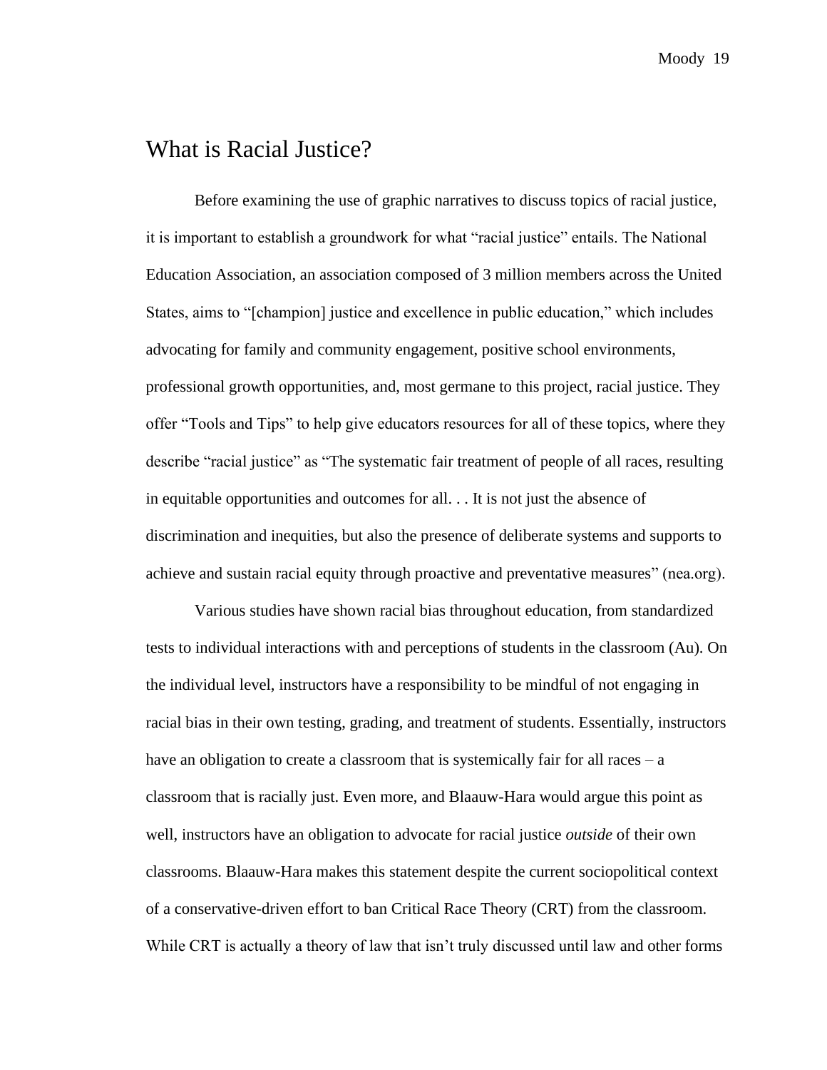# What is Racial Justice?

Before examining the use of graphic narratives to discuss topics of racial justice, it is important to establish a groundwork for what "racial justice" entails. The National Education Association, an association composed of 3 million members across the United States, aims to "[champion] justice and excellence in public education," which includes advocating for family and community engagement, positive school environments, professional growth opportunities, and, most germane to this project, racial justice. They offer "Tools and Tips" to help give educators resources for all of these topics, where they describe "racial justice" as "The systematic fair treatment of people of all races, resulting in equitable opportunities and outcomes for all. . . It is not just the absence of discrimination and inequities, but also the presence of deliberate systems and supports to achieve and sustain racial equity through proactive and preventative measures" (nea.org).

Various studies have shown racial bias throughout education, from standardized tests to individual interactions with and perceptions of students in the classroom (Au). On the individual level, instructors have a responsibility to be mindful of not engaging in racial bias in their own testing, grading, and treatment of students. Essentially, instructors have an obligation to create a classroom that is systemically fair for all races – a classroom that is racially just. Even more, and Blaauw-Hara would argue this point as well, instructors have an obligation to advocate for racial justice *outside* of their own classrooms. Blaauw-Hara makes this statement despite the current sociopolitical context of a conservative-driven effort to ban Critical Race Theory (CRT) from the classroom. While CRT is actually a theory of law that isn't truly discussed until law and other forms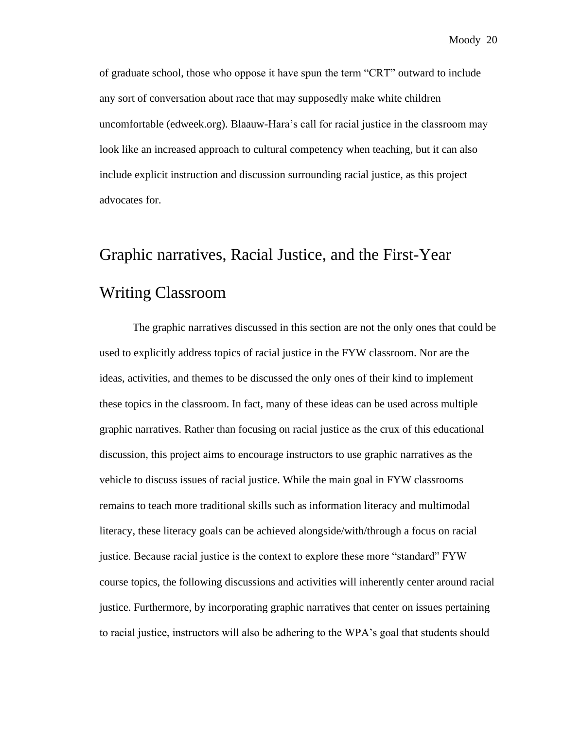of graduate school, those who oppose it have spun the term "CRT" outward to include any sort of conversation about race that may supposedly make white children uncomfortable (edweek.org). Blaauw-Hara's call for racial justice in the classroom may look like an increased approach to cultural competency when teaching, but it can also include explicit instruction and discussion surrounding racial justice, as this project advocates for.

## Graphic narratives, Racial Justice, and the First-Year Writing Classroom

The graphic narratives discussed in this section are not the only ones that could be used to explicitly address topics of racial justice in the FYW classroom. Nor are the ideas, activities, and themes to be discussed the only ones of their kind to implement these topics in the classroom. In fact, many of these ideas can be used across multiple graphic narratives. Rather than focusing on racial justice as the crux of this educational discussion, this project aims to encourage instructors to use graphic narratives as the vehicle to discuss issues of racial justice. While the main goal in FYW classrooms remains to teach more traditional skills such as information literacy and multimodal literacy, these literacy goals can be achieved alongside/with/through a focus on racial justice. Because racial justice is the context to explore these more "standard" FYW course topics, the following discussions and activities will inherently center around racial justice. Furthermore, by incorporating graphic narratives that center on issues pertaining to racial justice, instructors will also be adhering to the WPA's goal that students should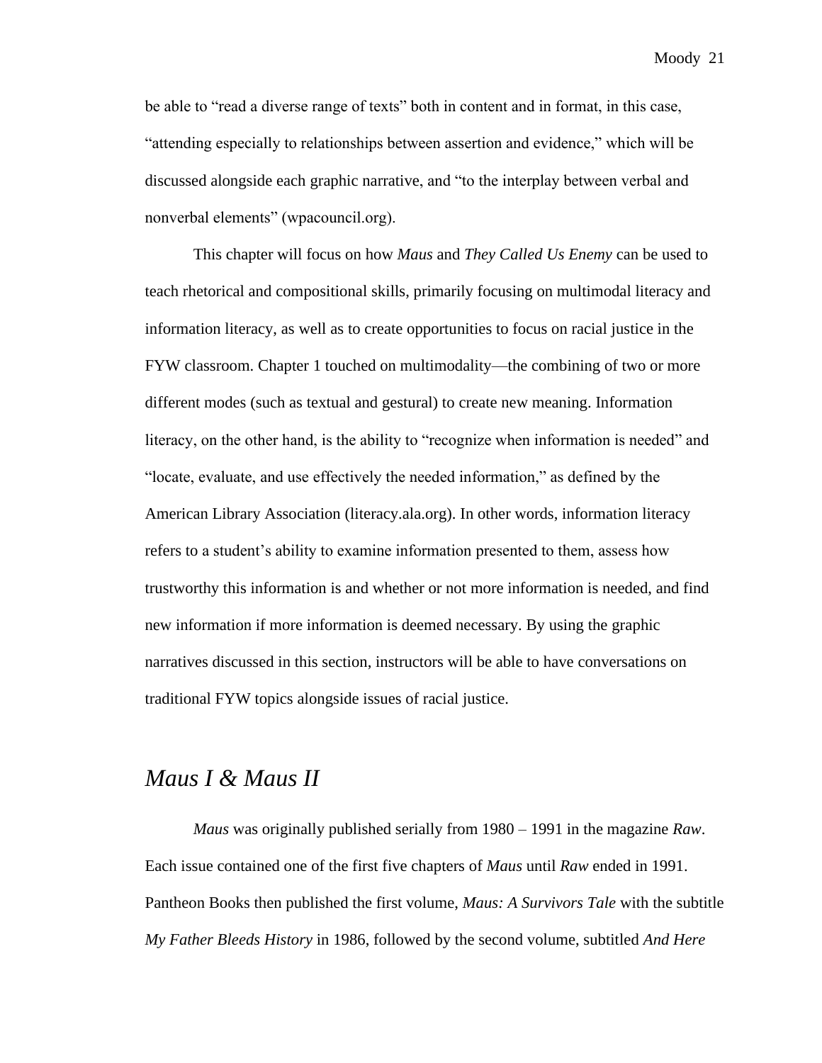be able to "read a diverse range of texts" both in content and in format, in this case, "attending especially to relationships between assertion and evidence," which will be discussed alongside each graphic narrative, and "to the interplay between verbal and nonverbal elements" (wpacouncil.org).

This chapter will focus on how *Maus* and *They Called Us Enemy* can be used to teach rhetorical and compositional skills, primarily focusing on multimodal literacy and information literacy, as well as to create opportunities to focus on racial justice in the FYW classroom. Chapter 1 touched on multimodality—the combining of two or more different modes (such as textual and gestural) to create new meaning. Information literacy, on the other hand, is the ability to "recognize when information is needed" and "locate, evaluate, and use effectively the needed information," as defined by the American Library Association (literacy.ala.org). In other words, information literacy refers to a student's ability to examine information presented to them, assess how trustworthy this information is and whether or not more information is needed, and find new information if more information is deemed necessary. By using the graphic narratives discussed in this section, instructors will be able to have conversations on traditional FYW topics alongside issues of racial justice.

## *Maus I & Maus II*

*Maus* was originally published serially from 1980 – 1991 in the magazine *Raw*. Each issue contained one of the first five chapters of *Maus* until *Raw* ended in 1991. Pantheon Books then published the first volume, *Maus: A Survivors Tale* with the subtitle *My Father Bleeds History* in 1986, followed by the second volume, subtitled *And Here*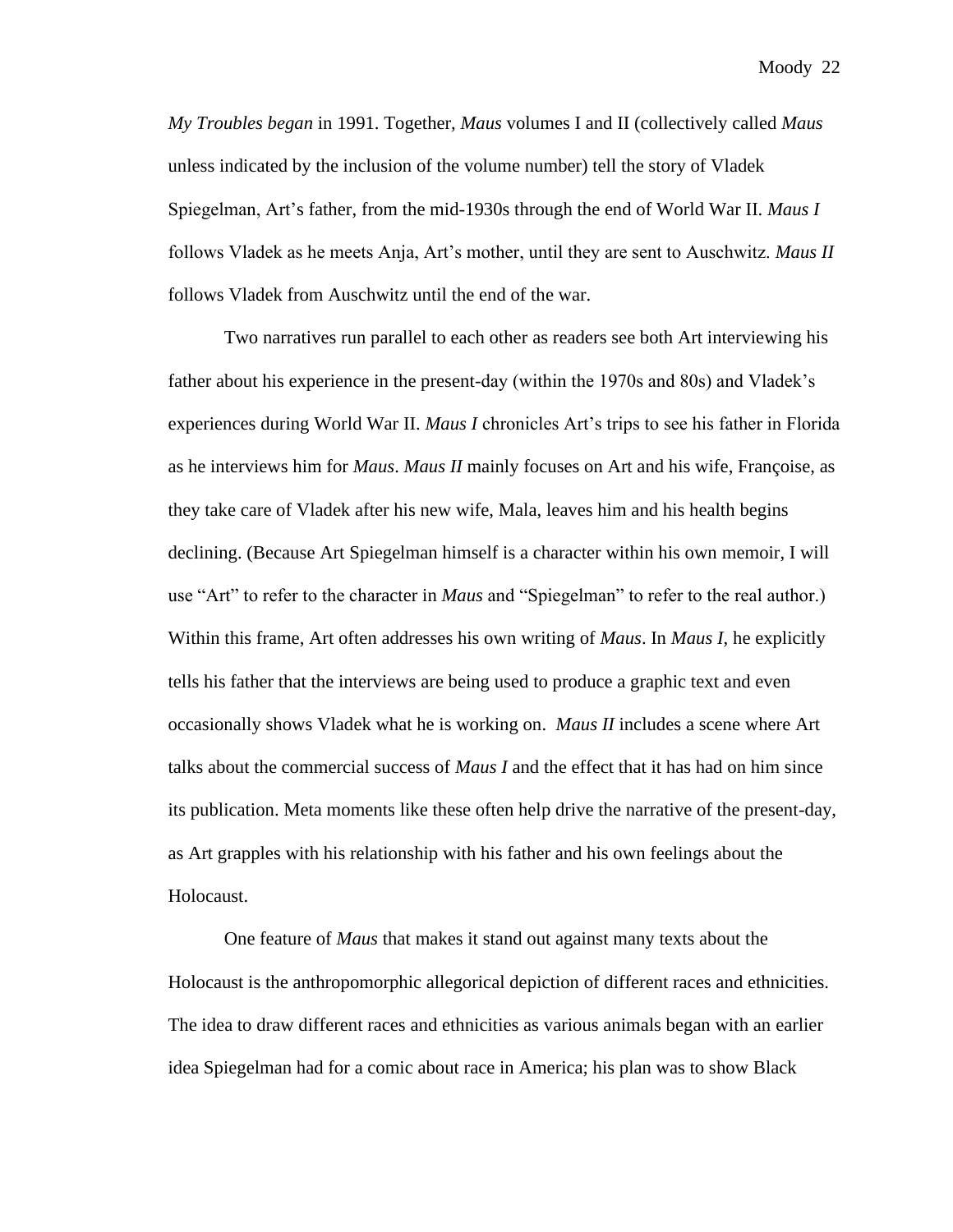*My Troubles began* in 1991. Together, *Maus* volumes I and II (collectively called *Maus* unless indicated by the inclusion of the volume number) tell the story of Vladek Spiegelman, Art's father, from the mid-1930s through the end of World War II. *Maus I* follows Vladek as he meets Anja, Art's mother, until they are sent to Auschwitz. *Maus II* follows Vladek from Auschwitz until the end of the war.

Two narratives run parallel to each other as readers see both Art interviewing his father about his experience in the present-day (within the 1970s and 80s) and Vladek's experiences during World War II. *Maus I* chronicles Art's trips to see his father in Florida as he interviews him for *Maus*. *Maus II* mainly focuses on Art and his wife, Françoise, as they take care of Vladek after his new wife, Mala, leaves him and his health begins declining. (Because Art Spiegelman himself is a character within his own memoir, I will use "Art" to refer to the character in *Maus* and "Spiegelman" to refer to the real author.) Within this frame, Art often addresses his own writing of *Maus*. In *Maus I*, he explicitly tells his father that the interviews are being used to produce a graphic text and even occasionally shows Vladek what he is working on. *Maus II* includes a scene where Art talks about the commercial success of *Maus I* and the effect that it has had on him since its publication. Meta moments like these often help drive the narrative of the present-day, as Art grapples with his relationship with his father and his own feelings about the Holocaust.

One feature of *Maus* that makes it stand out against many texts about the Holocaust is the anthropomorphic allegorical depiction of different races and ethnicities. The idea to draw different races and ethnicities as various animals began with an earlier idea Spiegelman had for a comic about race in America; his plan was to show Black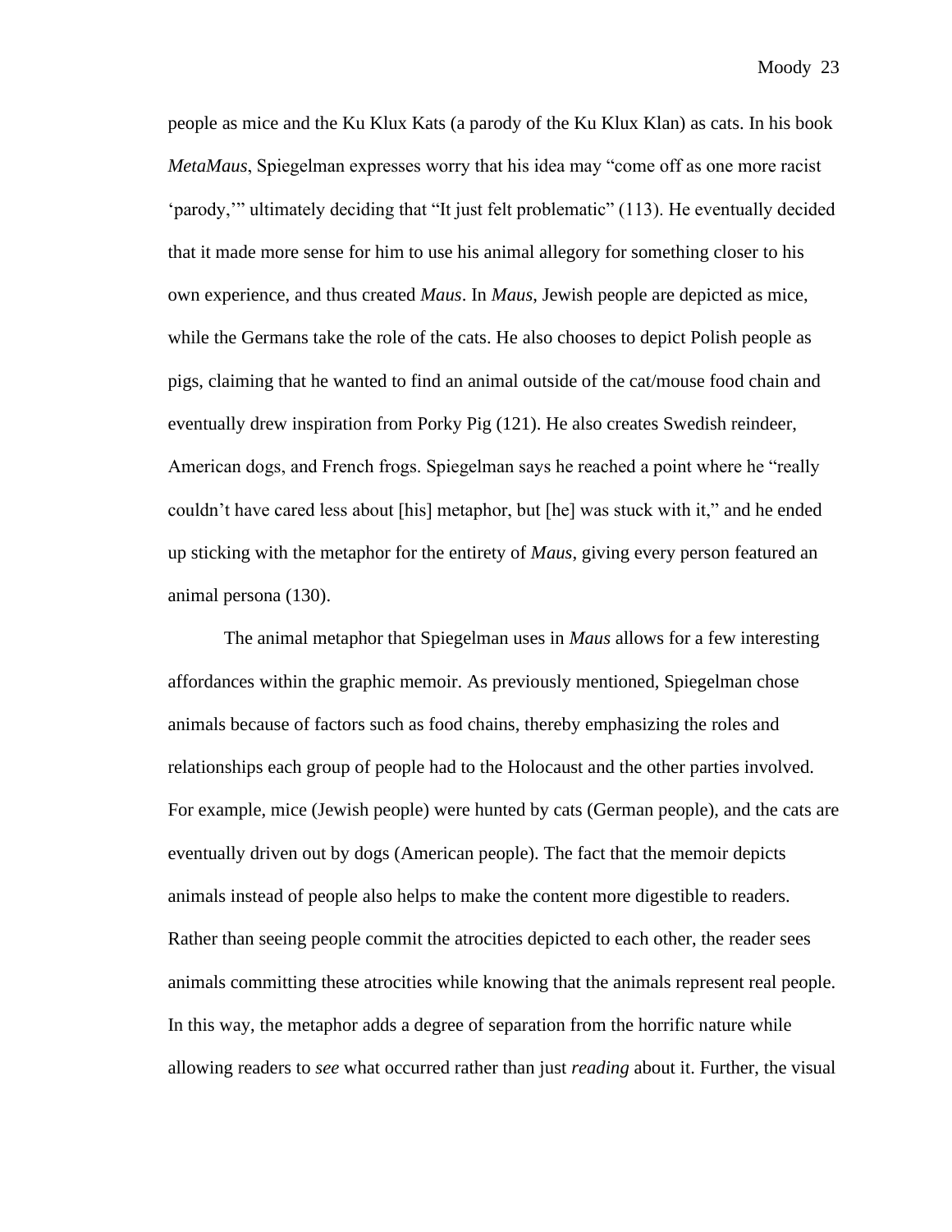people as mice and the Ku Klux Kats (a parody of the Ku Klux Klan) as cats. In his book *MetaMaus*, Spiegelman expresses worry that his idea may "come off as one more racist 'parody,'" ultimately deciding that "It just felt problematic" (113). He eventually decided that it made more sense for him to use his animal allegory for something closer to his own experience, and thus created *Maus*. In *Maus*, Jewish people are depicted as mice, while the Germans take the role of the cats. He also chooses to depict Polish people as pigs, claiming that he wanted to find an animal outside of the cat/mouse food chain and eventually drew inspiration from Porky Pig (121). He also creates Swedish reindeer, American dogs, and French frogs. Spiegelman says he reached a point where he "really couldn't have cared less about [his] metaphor, but [he] was stuck with it," and he ended up sticking with the metaphor for the entirety of *Maus*, giving every person featured an animal persona (130).

The animal metaphor that Spiegelman uses in *Maus* allows for a few interesting affordances within the graphic memoir. As previously mentioned, Spiegelman chose animals because of factors such as food chains, thereby emphasizing the roles and relationships each group of people had to the Holocaust and the other parties involved. For example, mice (Jewish people) were hunted by cats (German people), and the cats are eventually driven out by dogs (American people). The fact that the memoir depicts animals instead of people also helps to make the content more digestible to readers. Rather than seeing people commit the atrocities depicted to each other, the reader sees animals committing these atrocities while knowing that the animals represent real people. In this way, the metaphor adds a degree of separation from the horrific nature while allowing readers to *see* what occurred rather than just *reading* about it. Further, the visual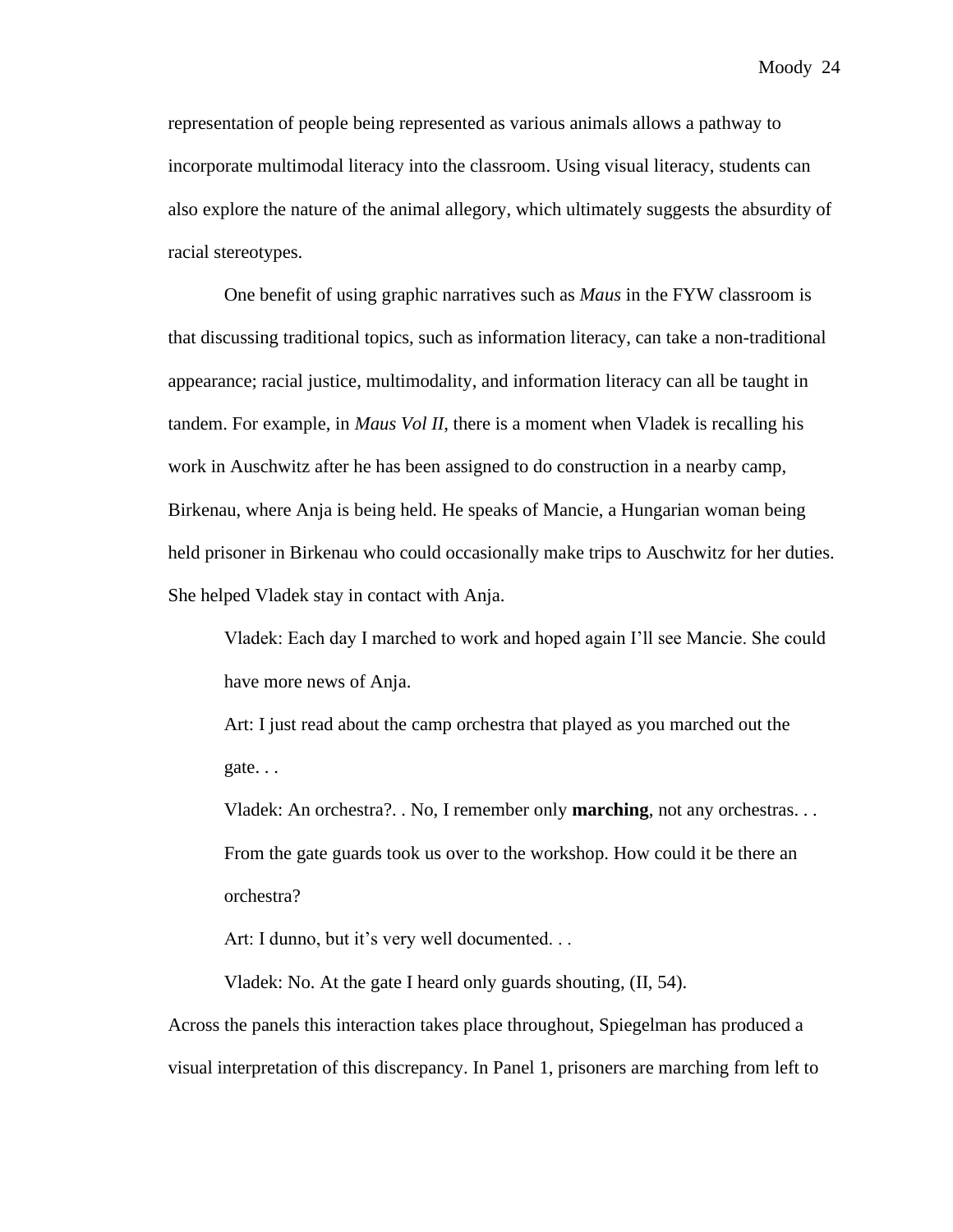representation of people being represented as various animals allows a pathway to incorporate multimodal literacy into the classroom. Using visual literacy, students can also explore the nature of the animal allegory, which ultimately suggests the absurdity of racial stereotypes.

One benefit of using graphic narratives such as *Maus* in the FYW classroom is that discussing traditional topics, such as information literacy, can take a non-traditional appearance; racial justice, multimodality, and information literacy can all be taught in tandem. For example, in *Maus Vol II*, there is a moment when Vladek is recalling his work in Auschwitz after he has been assigned to do construction in a nearby camp, Birkenau, where Anja is being held. He speaks of Mancie, a Hungarian woman being held prisoner in Birkenau who could occasionally make trips to Auschwitz for her duties. She helped Vladek stay in contact with Anja.

> Vladek: Each day I marched to work and hoped again I'll see Mancie. She could have more news of Anja.
>
> Art: I just read about the camp orchestra that played as you marched out the gate. . .
>
> Vladek: An orchestra?. . No, I remember only **marching**, not any orchestras. . . From the gate guards took us over to the workshop. How could it be there an orchestra?
>
> Art: I dunno, but it's very well documented. . .
>
> Vladek: No. At the gate I heard only guards shouting, (II, 54).

Across the panels this interaction takes place throughout, Spiegelman has produced a visual interpretation of this discrepancy. In Panel 1, prisoners are marching from left to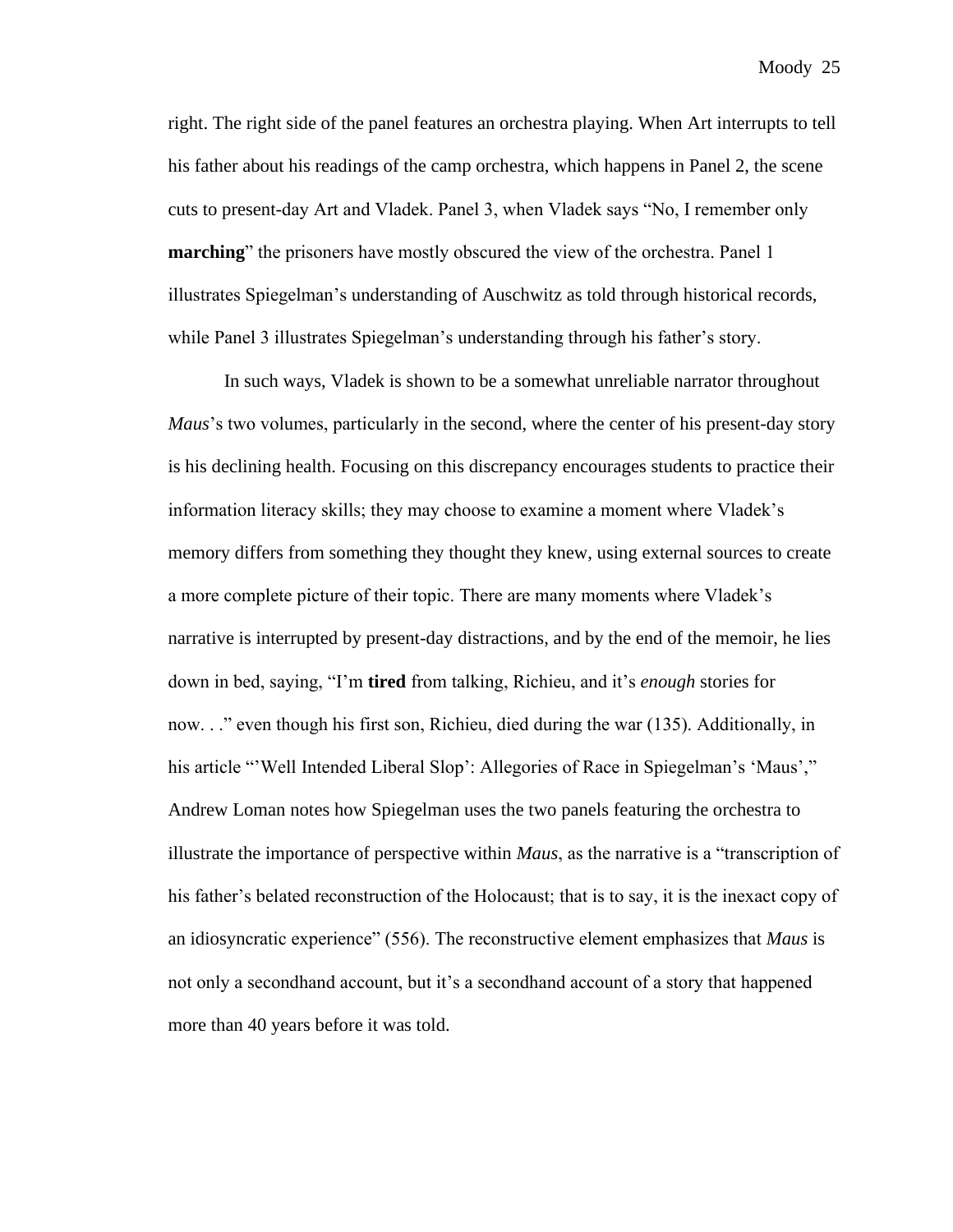right. The right side of the panel features an orchestra playing. When Art interrupts to tell his father about his readings of the camp orchestra, which happens in Panel 2, the scene cuts to present-day Art and Vladek. Panel 3, when Vladek says "No, I remember only **marching**" the prisoners have mostly obscured the view of the orchestra. Panel 1 illustrates Spiegelman's understanding of Auschwitz as told through historical records, while Panel 3 illustrates Spiegelman's understanding through his father's story.

In such ways, Vladek is shown to be a somewhat unreliable narrator throughout *Maus*'s two volumes, particularly in the second, where the center of his present-day story is his declining health. Focusing on this discrepancy encourages students to practice their information literacy skills; they may choose to examine a moment where Vladek's memory differs from something they thought they knew, using external sources to create a more complete picture of their topic. There are many moments where Vladek's narrative is interrupted by present-day distractions, and by the end of the memoir, he lies down in bed, saying, "I'm **tired** from talking, Richieu, and it's *enough* stories for now. . ." even though his first son, Richieu, died during the war (135). Additionally, in his article "'Well Intended Liberal Slop': Allegories of Race in Spiegelman's 'Maus'," Andrew Loman notes how Spiegelman uses the two panels featuring the orchestra to illustrate the importance of perspective within *Maus*, as the narrative is a "transcription of his father's belated reconstruction of the Holocaust; that is to say, it is the inexact copy of an idiosyncratic experience" (556). The reconstructive element emphasizes that *Maus* is not only a secondhand account, but it's a secondhand account of a story that happened more than 40 years before it was told.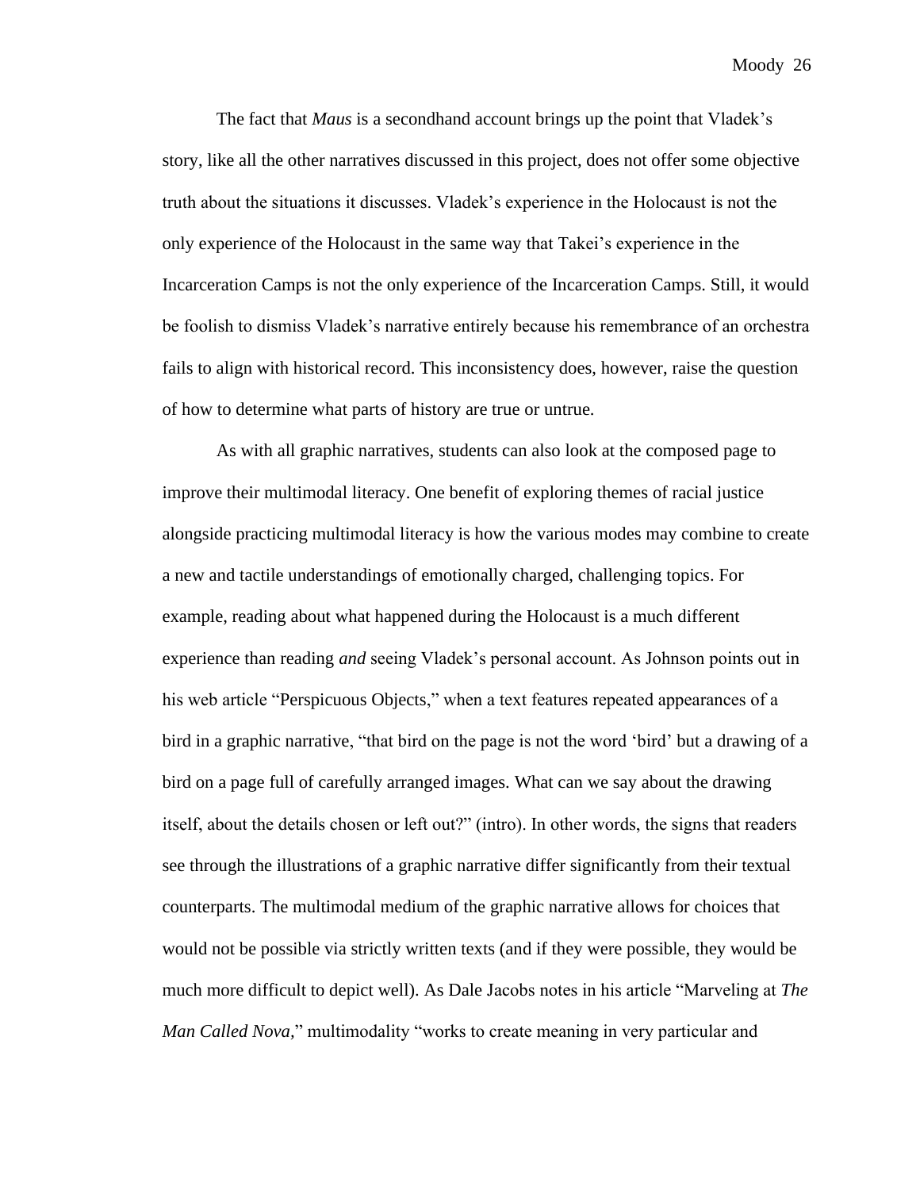The fact that *Maus* is a secondhand account brings up the point that Vladek's story, like all the other narratives discussed in this project, does not offer some objective truth about the situations it discusses. Vladek's experience in the Holocaust is not the only experience of the Holocaust in the same way that Takei's experience in the Incarceration Camps is not the only experience of the Incarceration Camps. Still, it would be foolish to dismiss Vladek's narrative entirely because his remembrance of an orchestra fails to align with historical record. This inconsistency does, however, raise the question of how to determine what parts of history are true or untrue.

As with all graphic narratives, students can also look at the composed page to improve their multimodal literacy. One benefit of exploring themes of racial justice alongside practicing multimodal literacy is how the various modes may combine to create a new and tactile understandings of emotionally charged, challenging topics. For example, reading about what happened during the Holocaust is a much different experience than reading *and* seeing Vladek's personal account. As Johnson points out in his web article "Perspicuous Objects," when a text features repeated appearances of a bird in a graphic narrative, "that bird on the page is not the word 'bird' but a drawing of a bird on a page full of carefully arranged images. What can we say about the drawing itself, about the details chosen or left out?" (intro). In other words, the signs that readers see through the illustrations of a graphic narrative differ significantly from their textual counterparts. The multimodal medium of the graphic narrative allows for choices that would not be possible via strictly written texts (and if they were possible, they would be much more difficult to depict well). As Dale Jacobs notes in his article "Marveling at *The Man Called Nova*," multimodality "works to create meaning in very particular and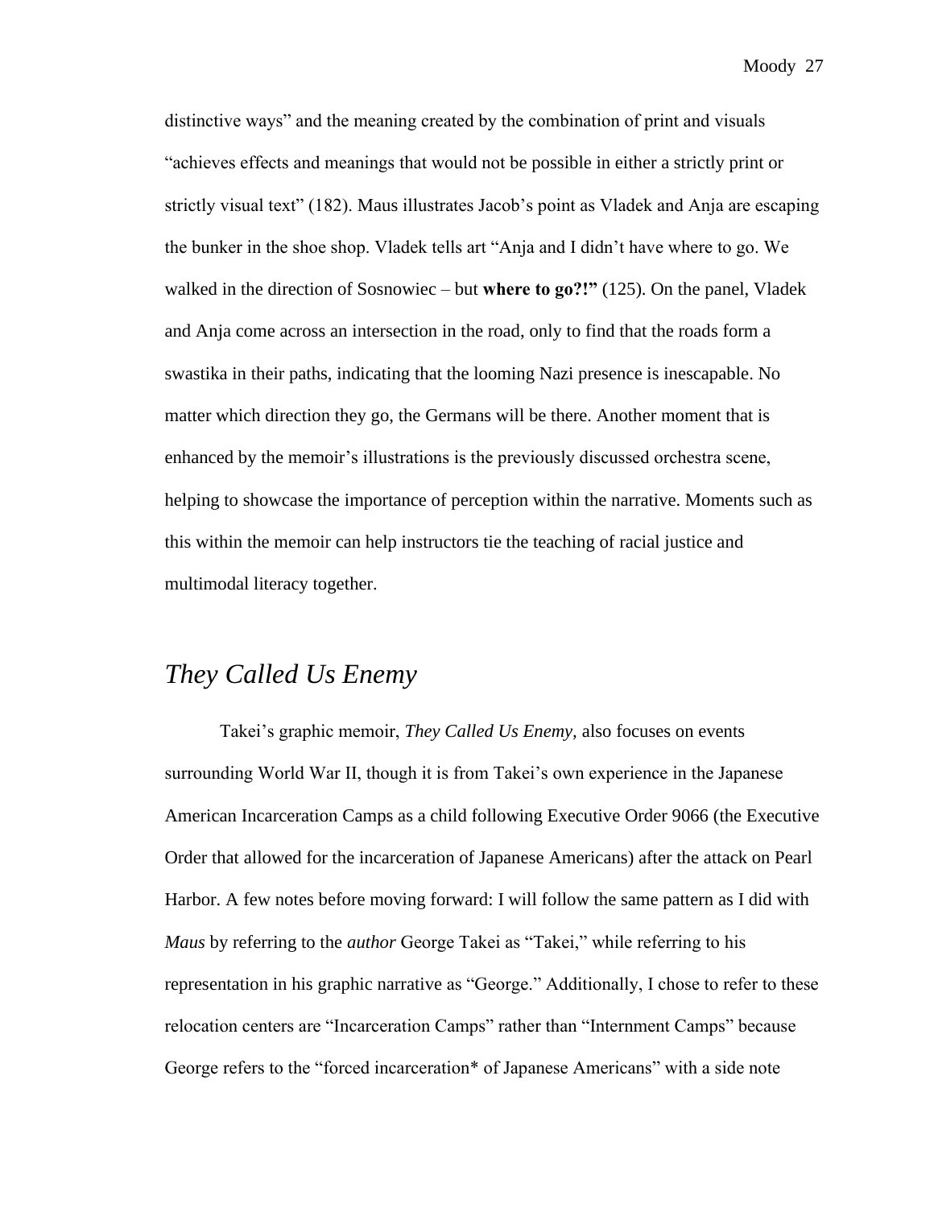distinctive ways" and the meaning created by the combination of print and visuals "achieves effects and meanings that would not be possible in either a strictly print or strictly visual text" (182). Maus illustrates Jacob's point as Vladek and Anja are escaping the bunker in the shoe shop. Vladek tells art "Anja and I didn't have where to go. We walked in the direction of Sosnowiec – but **where to go?!"** (125). On the panel, Vladek and Anja come across an intersection in the road, only to find that the roads form a swastika in their paths, indicating that the looming Nazi presence is inescapable. No matter which direction they go, the Germans will be there. Another moment that is enhanced by the memoir's illustrations is the previously discussed orchestra scene, helping to showcase the importance of perception within the narrative. Moments such as this within the memoir can help instructors tie the teaching of racial justice and multimodal literacy together.

## *They Called Us Enemy*

Takei's graphic memoir, *They Called Us Enemy,* also focuses on events surrounding World War II, though it is from Takei's own experience in the Japanese American Incarceration Camps as a child following Executive Order 9066 (the Executive Order that allowed for the incarceration of Japanese Americans) after the attack on Pearl Harbor. A few notes before moving forward: I will follow the same pattern as I did with *Maus* by referring to the *author* George Takei as "Takei," while referring to his representation in his graphic narrative as "George." Additionally, I chose to refer to these relocation centers are "Incarceration Camps" rather than "Internment Camps" because George refers to the "forced incarceration* of Japanese Americans" with a side note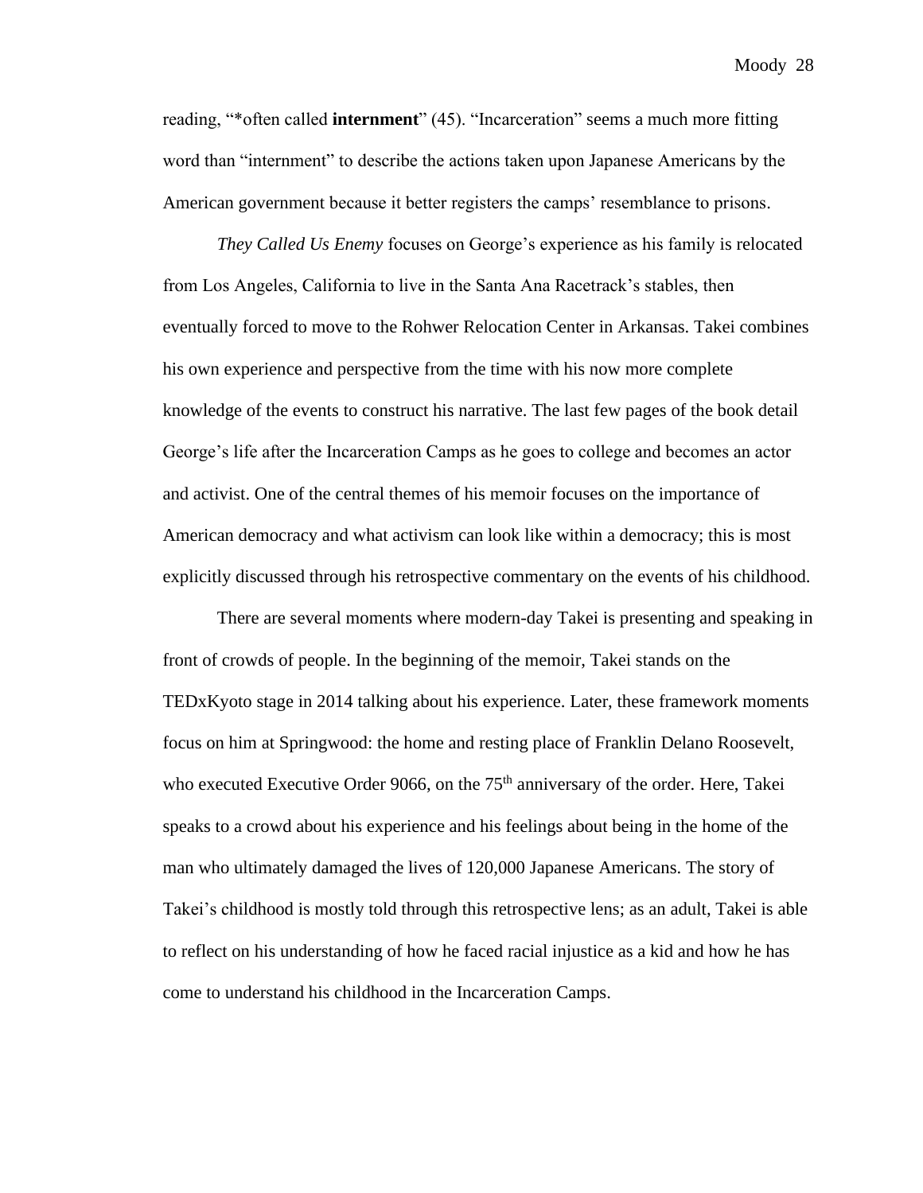reading, "*often called **internment**" (45). "Incarceration" seems a much more fitting word than "internment" to describe the actions taken upon Japanese Americans by the American government because it better registers the camps' resemblance to prisons.

*They Called Us Enemy* focuses on George's experience as his family is relocated from Los Angeles, California to live in the Santa Ana Racetrack's stables, then eventually forced to move to the Rohwer Relocation Center in Arkansas. Takei combines his own experience and perspective from the time with his now more complete knowledge of the events to construct his narrative. The last few pages of the book detail George's life after the Incarceration Camps as he goes to college and becomes an actor and activist. One of the central themes of his memoir focuses on the importance of American democracy and what activism can look like within a democracy; this is most explicitly discussed through his retrospective commentary on the events of his childhood.

There are several moments where modern-day Takei is presenting and speaking in front of crowds of people. In the beginning of the memoir, Takei stands on the TEDxKyoto stage in 2014 talking about his experience. Later, these framework moments focus on him at Springwood: the home and resting place of Franklin Delano Roosevelt, who executed Executive Order 9066, on the 75th anniversary of the order. Here, Takei speaks to a crowd about his experience and his feelings about being in the home of the man who ultimately damaged the lives of 120,000 Japanese Americans. The story of Takei's childhood is mostly told through this retrospective lens; as an adult, Takei is able to reflect on his understanding of how he faced racial injustice as a kid and how he has come to understand his childhood in the Incarceration Camps.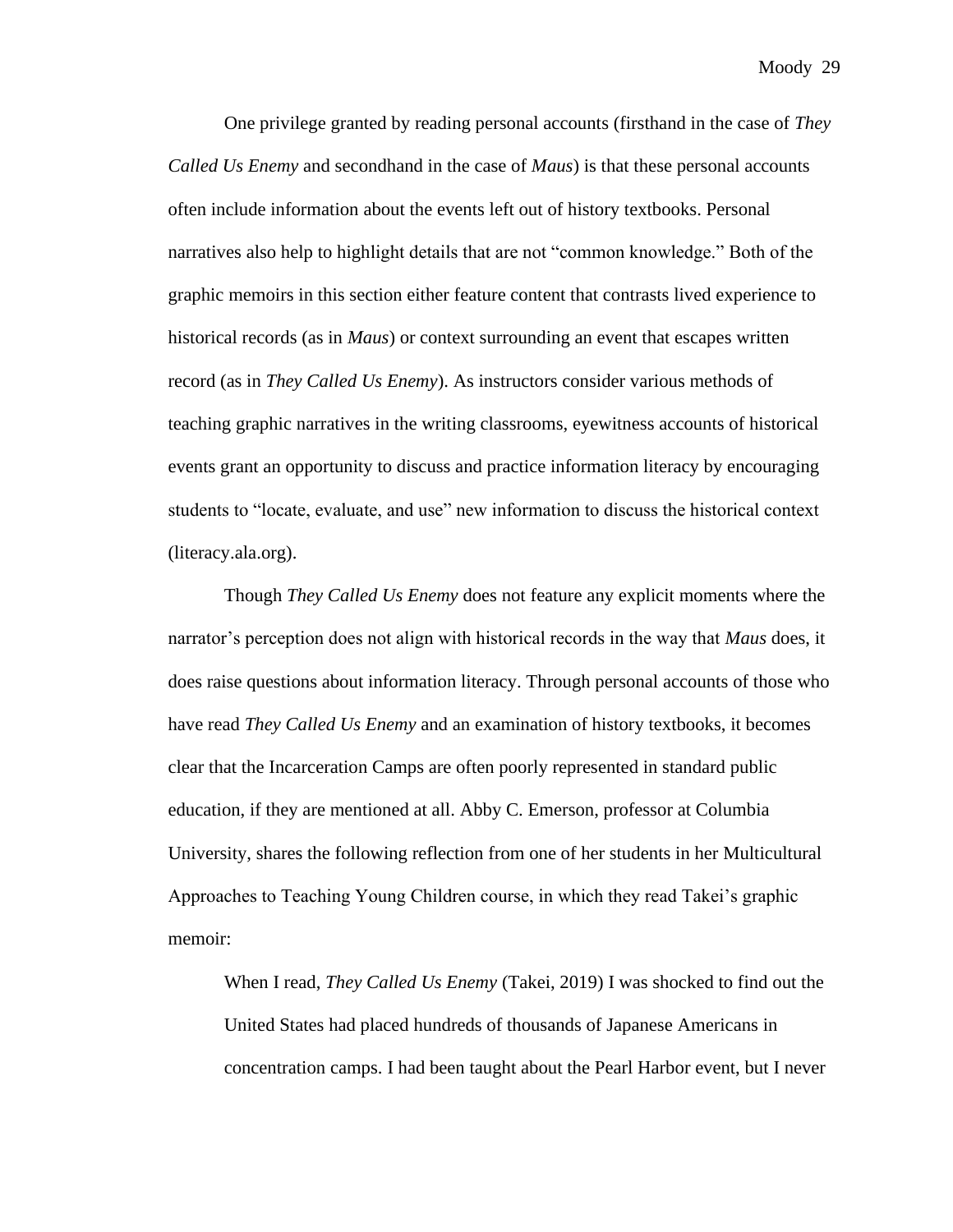One privilege granted by reading personal accounts (firsthand in the case of *They Called Us Enemy* and secondhand in the case of *Maus*) is that these personal accounts often include information about the events left out of history textbooks. Personal narratives also help to highlight details that are not "common knowledge." Both of the graphic memoirs in this section either feature content that contrasts lived experience to historical records (as in *Maus*) or context surrounding an event that escapes written record (as in *They Called Us Enemy*). As instructors consider various methods of teaching graphic narratives in the writing classrooms, eyewitness accounts of historical events grant an opportunity to discuss and practice information literacy by encouraging students to "locate, evaluate, and use" new information to discuss the historical context (literacy.ala.org).

Though *They Called Us Enemy* does not feature any explicit moments where the narrator's perception does not align with historical records in the way that *Maus* does, it does raise questions about information literacy. Through personal accounts of those who have read *They Called Us Enemy* and an examination of history textbooks, it becomes clear that the Incarceration Camps are often poorly represented in standard public education, if they are mentioned at all. Abby C. Emerson, professor at Columbia University, shares the following reflection from one of her students in her Multicultural Approaches to Teaching Young Children course, in which they read Takei's graphic memoir:

> When I read, *They Called Us Enemy* (Takei, 2019) I was shocked to find out the United States had placed hundreds of thousands of Japanese Americans in concentration camps. I had been taught about the Pearl Harbor event, but I never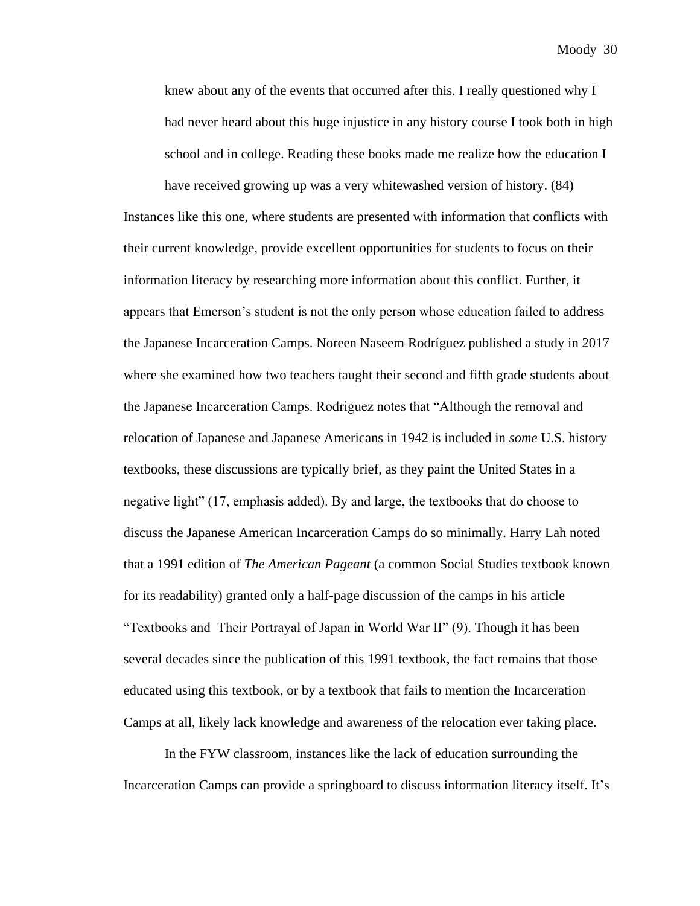> knew about any of the events that occurred after this. I really questioned why I had never heard about this huge injustice in any history course I took both in high school and in college. Reading these books made me realize how the education I have received growing up was a very whitewashed version of history. (84)

Instances like this one, where students are presented with information that conflicts with their current knowledge, provide excellent opportunities for students to focus on their information literacy by researching more information about this conflict. Further, it appears that Emerson's student is not the only person whose education failed to address the Japanese Incarceration Camps. Noreen Naseem Rodríguez published a study in 2017 where she examined how two teachers taught their second and fifth grade students about the Japanese Incarceration Camps. Rodriguez notes that "Although the removal and relocation of Japanese and Japanese Americans in 1942 is included in *some* U.S. history textbooks, these discussions are typically brief, as they paint the United States in a negative light" (17, emphasis added). By and large, the textbooks that do choose to discuss the Japanese American Incarceration Camps do so minimally. Harry Lah noted that a 1991 edition of *The American Pageant* (a common Social Studies textbook known for its readability) granted only a half-page discussion of the camps in his article "Textbooks and Their Portrayal of Japan in World War II" (9). Though it has been several decades since the publication of this 1991 textbook, the fact remains that those educated using this textbook, or by a textbook that fails to mention the Incarceration Camps at all, likely lack knowledge and awareness of the relocation ever taking place.

In the FYW classroom, instances like the lack of education surrounding the Incarceration Camps can provide a springboard to discuss information literacy itself. It's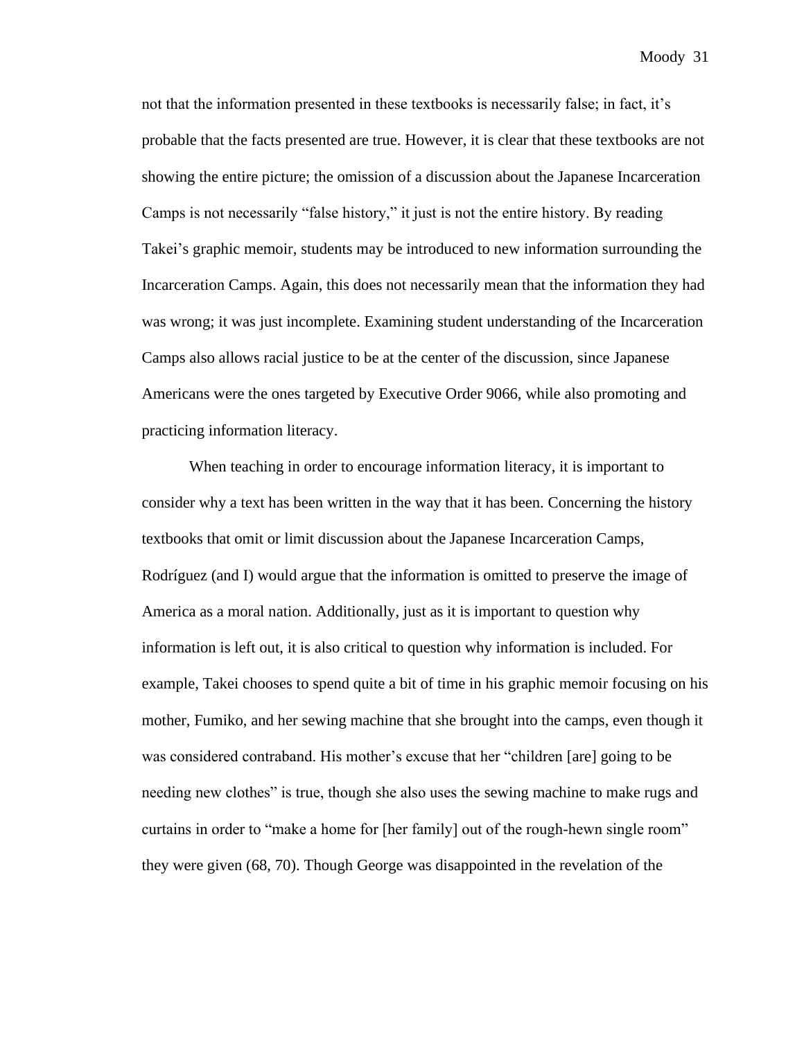not that the information presented in these textbooks is necessarily false; in fact, it's probable that the facts presented are true. However, it is clear that these textbooks are not showing the entire picture; the omission of a discussion about the Japanese Incarceration Camps is not necessarily "false history," it just is not the entire history. By reading Takei's graphic memoir, students may be introduced to new information surrounding the Incarceration Camps. Again, this does not necessarily mean that the information they had was wrong; it was just incomplete. Examining student understanding of the Incarceration Camps also allows racial justice to be at the center of the discussion, since Japanese Americans were the ones targeted by Executive Order 9066, while also promoting and practicing information literacy.

When teaching in order to encourage information literacy, it is important to consider why a text has been written in the way that it has been. Concerning the history textbooks that omit or limit discussion about the Japanese Incarceration Camps, Rodríguez (and I) would argue that the information is omitted to preserve the image of America as a moral nation. Additionally, just as it is important to question why information is left out, it is also critical to question why information is included. For example, Takei chooses to spend quite a bit of time in his graphic memoir focusing on his mother, Fumiko, and her sewing machine that she brought into the camps, even though it was considered contraband. His mother's excuse that her "children [are] going to be needing new clothes" is true, though she also uses the sewing machine to make rugs and curtains in order to "make a home for [her family] out of the rough-hewn single room" they were given (68, 70). Though George was disappointed in the revelation of the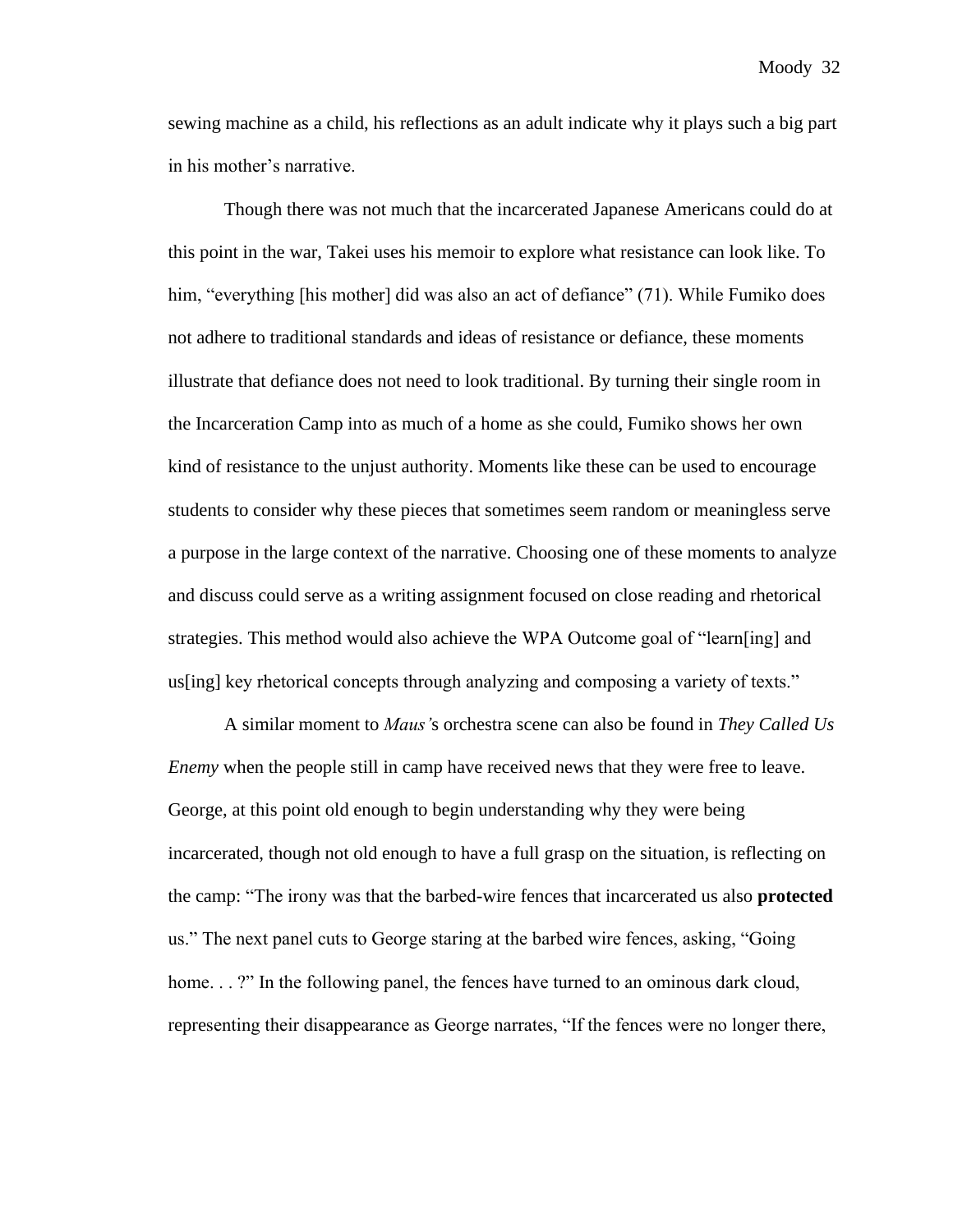sewing machine as a child, his reflections as an adult indicate why it plays such a big part in his mother's narrative.

Though there was not much that the incarcerated Japanese Americans could do at this point in the war, Takei uses his memoir to explore what resistance can look like. To him, "everything [his mother] did was also an act of defiance" (71). While Fumiko does not adhere to traditional standards and ideas of resistance or defiance, these moments illustrate that defiance does not need to look traditional. By turning their single room in the Incarceration Camp into as much of a home as she could, Fumiko shows her own kind of resistance to the unjust authority. Moments like these can be used to encourage students to consider why these pieces that sometimes seem random or meaningless serve a purpose in the large context of the narrative. Choosing one of these moments to analyze and discuss could serve as a writing assignment focused on close reading and rhetorical strategies. This method would also achieve the WPA Outcome goal of "learn[ing] and us[ing] key rhetorical concepts through analyzing and composing a variety of texts."

A similar moment to *Maus'*s orchestra scene can also be found in *They Called Us Enemy* when the people still in camp have received news that they were free to leave. George, at this point old enough to begin understanding why they were being incarcerated, though not old enough to have a full grasp on the situation, is reflecting on the camp: "The irony was that the barbed-wire fences that incarcerated us also **protected** us." The next panel cuts to George staring at the barbed wire fences, asking, "Going home. . . ?" In the following panel, the fences have turned to an ominous dark cloud, representing their disappearance as George narrates, "If the fences were no longer there,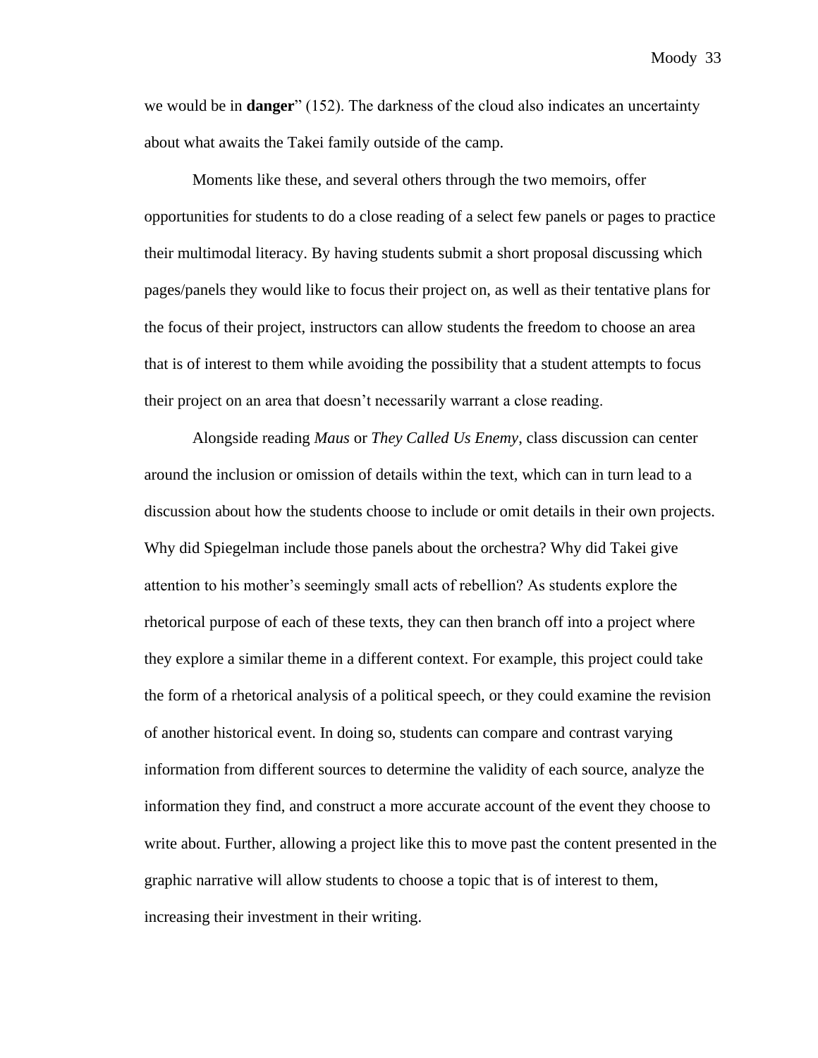we would be in **danger**" (152). The darkness of the cloud also indicates an uncertainty about what awaits the Takei family outside of the camp.

Moments like these, and several others through the two memoirs, offer opportunities for students to do a close reading of a select few panels or pages to practice their multimodal literacy. By having students submit a short proposal discussing which pages/panels they would like to focus their project on, as well as their tentative plans for the focus of their project, instructors can allow students the freedom to choose an area that is of interest to them while avoiding the possibility that a student attempts to focus their project on an area that doesn't necessarily warrant a close reading.

Alongside reading *Maus* or *They Called Us Enemy*, class discussion can center around the inclusion or omission of details within the text, which can in turn lead to a discussion about how the students choose to include or omit details in their own projects. Why did Spiegelman include those panels about the orchestra? Why did Takei give attention to his mother's seemingly small acts of rebellion? As students explore the rhetorical purpose of each of these texts, they can then branch off into a project where they explore a similar theme in a different context. For example, this project could take the form of a rhetorical analysis of a political speech, or they could examine the revision of another historical event. In doing so, students can compare and contrast varying information from different sources to determine the validity of each source, analyze the information they find, and construct a more accurate account of the event they choose to write about. Further, allowing a project like this to move past the content presented in the graphic narrative will allow students to choose a topic that is of interest to them, increasing their investment in their writing.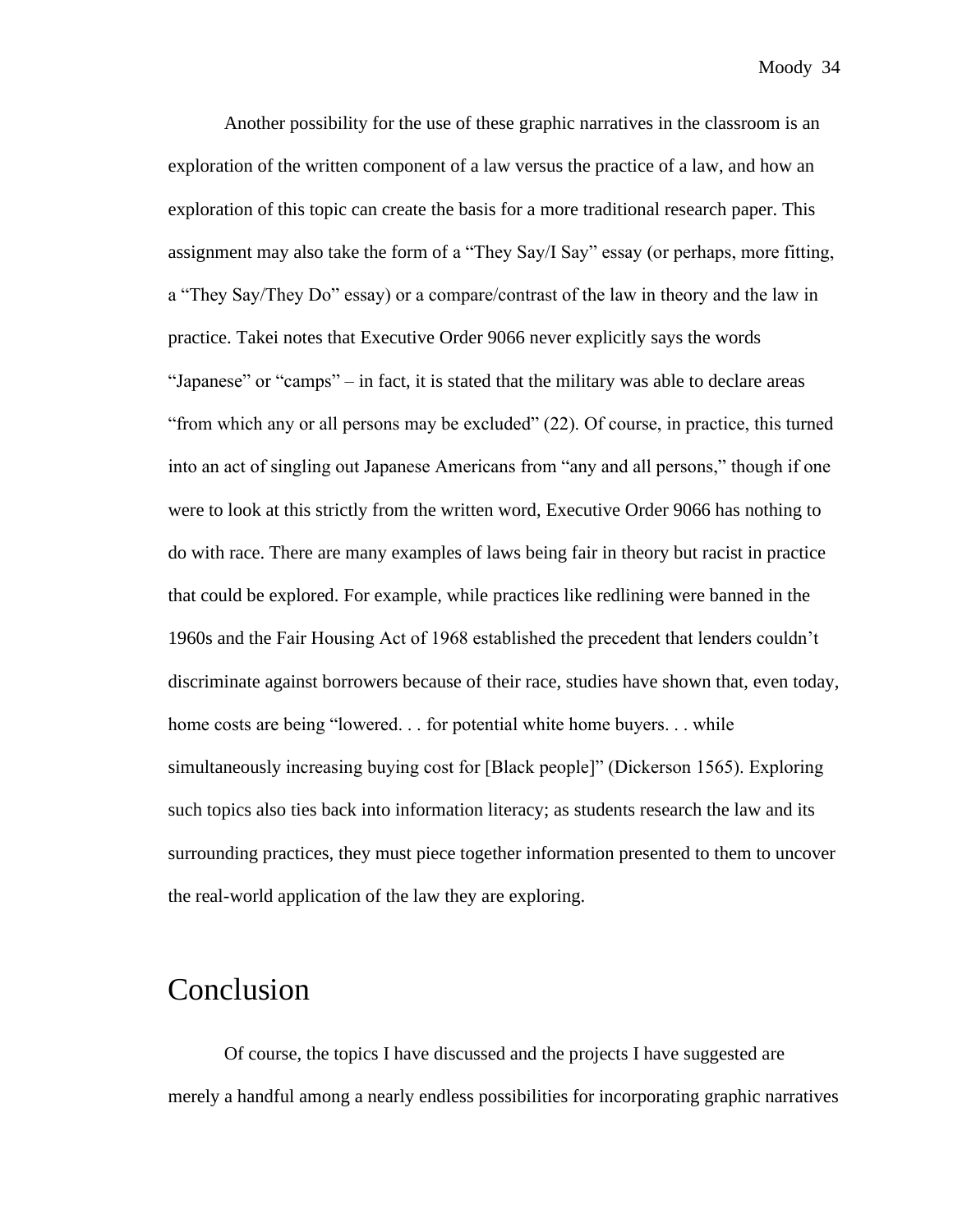Another possibility for the use of these graphic narratives in the classroom is an exploration of the written component of a law versus the practice of a law, and how an exploration of this topic can create the basis for a more traditional research paper. This assignment may also take the form of a "They Say/I Say" essay (or perhaps, more fitting, a "They Say/They Do" essay) or a compare/contrast of the law in theory and the law in practice. Takei notes that Executive Order 9066 never explicitly says the words "Japanese" or "camps" – in fact, it is stated that the military was able to declare areas "from which any or all persons may be excluded" (22). Of course, in practice, this turned into an act of singling out Japanese Americans from "any and all persons," though if one were to look at this strictly from the written word, Executive Order 9066 has nothing to do with race. There are many examples of laws being fair in theory but racist in practice that could be explored. For example, while practices like redlining were banned in the 1960s and the Fair Housing Act of 1968 established the precedent that lenders couldn't discriminate against borrowers because of their race, studies have shown that, even today, home costs are being "lowered. . . for potential white home buyers. . . while simultaneously increasing buying cost for [Black people]" (Dickerson 1565). Exploring such topics also ties back into information literacy; as students research the law and its surrounding practices, they must piece together information presented to them to uncover the real-world application of the law they are exploring.

## Conclusion

Of course, the topics I have discussed and the projects I have suggested are merely a handful among a nearly endless possibilities for incorporating graphic narratives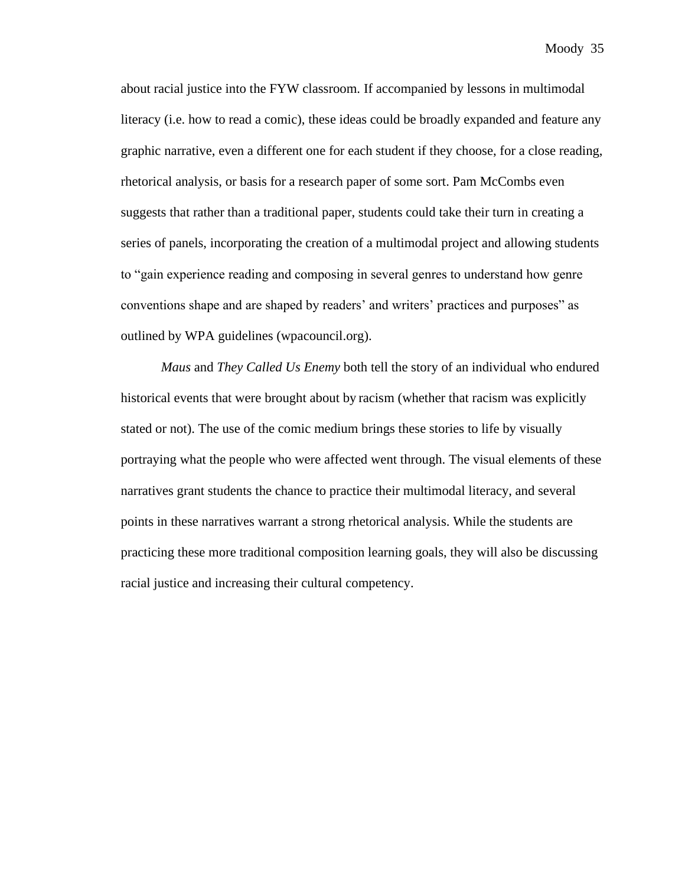about racial justice into the FYW classroom. If accompanied by lessons in multimodal literacy (i.e. how to read a comic), these ideas could be broadly expanded and feature any graphic narrative, even a different one for each student if they choose, for a close reading, rhetorical analysis, or basis for a research paper of some sort. Pam McCombs even suggests that rather than a traditional paper, students could take their turn in creating a series of panels, incorporating the creation of a multimodal project and allowing students to "gain experience reading and composing in several genres to understand how genre conventions shape and are shaped by readers' and writers' practices and purposes" as outlined by WPA guidelines (wpacouncil.org).

*Maus* and *They Called Us Enemy* both tell the story of an individual who endured historical events that were brought about by racism (whether that racism was explicitly stated or not). The use of the comic medium brings these stories to life by visually portraying what the people who were affected went through. The visual elements of these narratives grant students the chance to practice their multimodal literacy, and several points in these narratives warrant a strong rhetorical analysis. While the students are practicing these more traditional composition learning goals, they will also be discussing racial justice and increasing their cultural competency.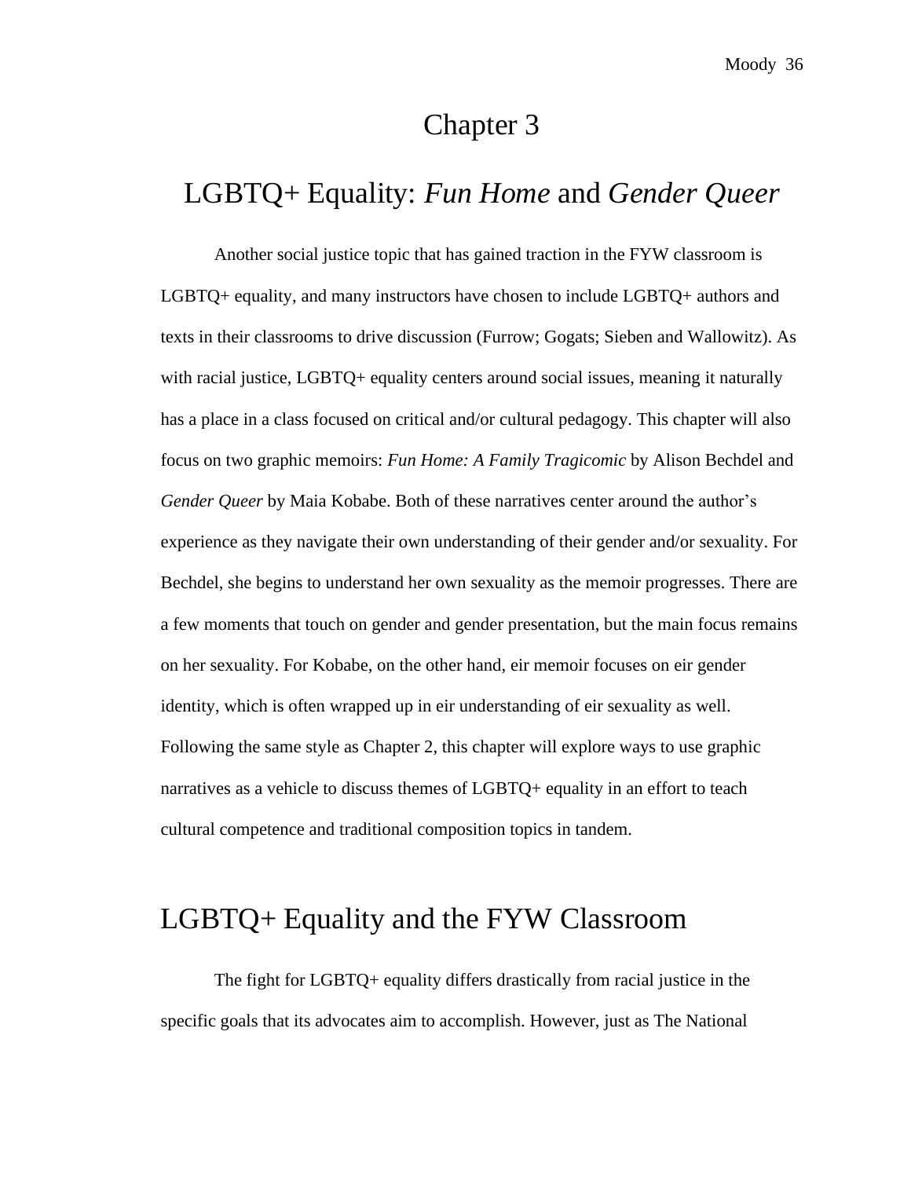# Chapter 3

# LGBTQ+ Equality: *Fun Home* and *Gender Queer*

Another social justice topic that has gained traction in the FYW classroom is LGBTQ+ equality, and many instructors have chosen to include LGBTQ+ authors and texts in their classrooms to drive discussion (Furrow; Gogats; Sieben and Wallowitz). As with racial justice, LGBTQ+ equality centers around social issues, meaning it naturally has a place in a class focused on critical and/or cultural pedagogy. This chapter will also focus on two graphic memoirs: *Fun Home: A Family Tragicomic* by Alison Bechdel and *Gender Queer* by Maia Kobabe. Both of these narratives center around the author's experience as they navigate their own understanding of their gender and/or sexuality. For Bechdel, she begins to understand her own sexuality as the memoir progresses. There are a few moments that touch on gender and gender presentation, but the main focus remains on her sexuality. For Kobabe, on the other hand, eir memoir focuses on eir gender identity, which is often wrapped up in eir understanding of eir sexuality as well. Following the same style as Chapter 2, this chapter will explore ways to use graphic narratives as a vehicle to discuss themes of LGBTQ+ equality in an effort to teach cultural competence and traditional composition topics in tandem.

## LGBTQ+ Equality and the FYW Classroom

The fight for LGBTQ+ equality differs drastically from racial justice in the specific goals that its advocates aim to accomplish. However, just as The National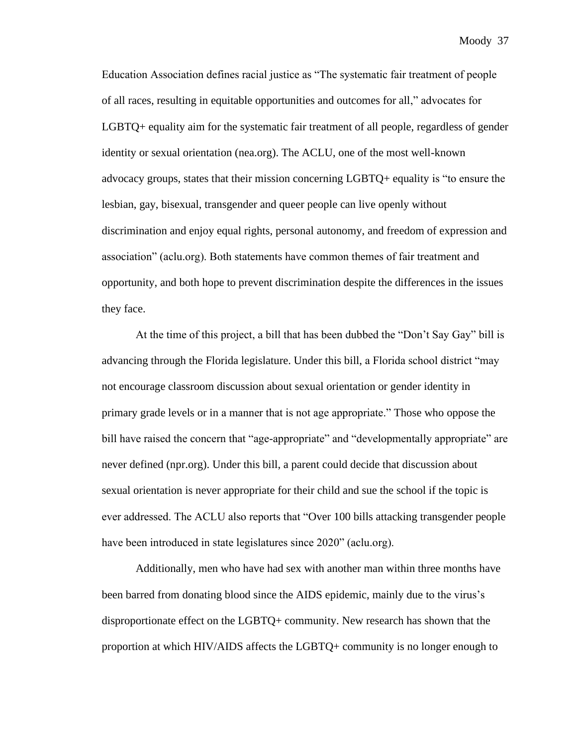Education Association defines racial justice as “The systematic fair treatment of people of all races, resulting in equitable opportunities and outcomes for all,” advocates for LGBTQ+ equality aim for the systematic fair treatment of all people, regardless of gender identity or sexual orientation (nea.org). The ACLU, one of the most well-known advocacy groups, states that their mission concerning LGBTQ+ equality is “to ensure the lesbian, gay, bisexual, transgender and queer people can live openly without discrimination and enjoy equal rights, personal autonomy, and freedom of expression and association” (aclu.org). Both statements have common themes of fair treatment and opportunity, and both hope to prevent discrimination despite the differences in the issues they face.

At the time of this project, a bill that has been dubbed the “Don’t Say Gay” bill is advancing through the Florida legislature. Under this bill, a Florida school district “may not encourage classroom discussion about sexual orientation or gender identity in primary grade levels or in a manner that is not age appropriate.” Those who oppose the bill have raised the concern that “age-appropriate” and “developmentally appropriate” are never defined (npr.org). Under this bill, a parent could decide that discussion about sexual orientation is never appropriate for their child and sue the school if the topic is ever addressed. The ACLU also reports that “Over 100 bills attacking transgender people have been introduced in state legislatures since 2020” (aclu.org).

Additionally, men who have had sex with another man within three months have been barred from donating blood since the AIDS epidemic, mainly due to the virus’s disproportionate effect on the LGBTQ+ community. New research has shown that the proportion at which HIV/AIDS affects the LGBTQ+ community is no longer enough to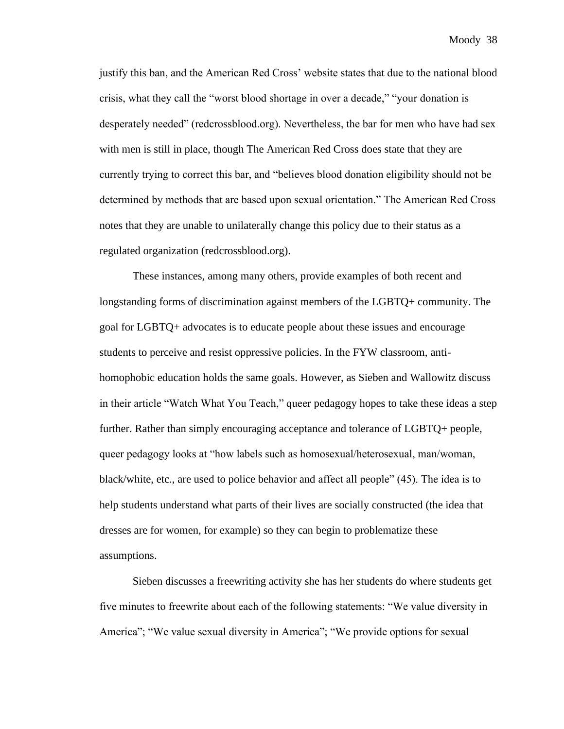justify this ban, and the American Red Cross' website states that due to the national blood crisis, what they call the "worst blood shortage in over a decade," "your donation is desperately needed" (redcrossblood.org). Nevertheless, the bar for men who have had sex with men is still in place, though The American Red Cross does state that they are currently trying to correct this bar, and "believes blood donation eligibility should not be determined by methods that are based upon sexual orientation." The American Red Cross notes that they are unable to unilaterally change this policy due to their status as a regulated organization (redcrossblood.org).

These instances, among many others, provide examples of both recent and longstanding forms of discrimination against members of the LGBTQ+ community. The goal for LGBTQ+ advocates is to educate people about these issues and encourage students to perceive and resist oppressive policies. In the FYW classroom, anti-homophobic education holds the same goals. However, as Sieben and Wallowitz discuss in their article "Watch What You Teach," queer pedagogy hopes to take these ideas a step further. Rather than simply encouraging acceptance and tolerance of LGBTQ+ people, queer pedagogy looks at "how labels such as homosexual/heterosexual, man/woman, black/white, etc., are used to police behavior and affect all people" (45). The idea is to help students understand what parts of their lives are socially constructed (the idea that dresses are for women, for example) so they can begin to problematize these assumptions.

Sieben discusses a freewriting activity she has her students do where students get five minutes to freewrite about each of the following statements: "We value diversity in America"; "We value sexual diversity in America"; "We provide options for sexual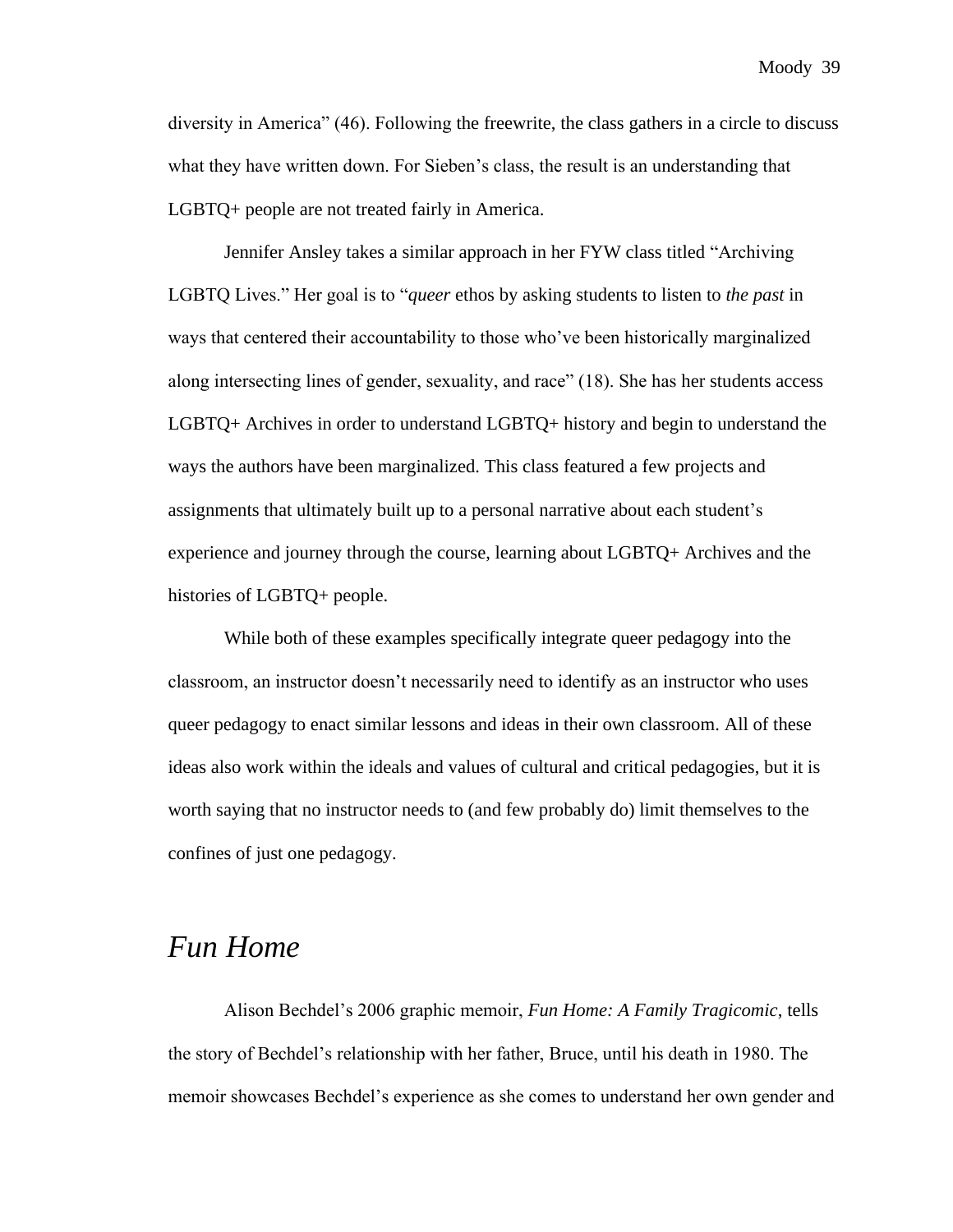diversity in America" (46). Following the freewrite, the class gathers in a circle to discuss what they have written down. For Sieben's class, the result is an understanding that LGBTQ+ people are not treated fairly in America.

Jennifer Ansley takes a similar approach in her FYW class titled "Archiving LGBTQ Lives." Her goal is to "*queer* ethos by asking students to listen to *the past* in ways that centered their accountability to those who've been historically marginalized along intersecting lines of gender, sexuality, and race" (18). She has her students access LGBTQ+ Archives in order to understand LGBTQ+ history and begin to understand the ways the authors have been marginalized. This class featured a few projects and assignments that ultimately built up to a personal narrative about each student's experience and journey through the course, learning about LGBTQ+ Archives and the histories of LGBTQ+ people.

While both of these examples specifically integrate queer pedagogy into the classroom, an instructor doesn't necessarily need to identify as an instructor who uses queer pedagogy to enact similar lessons and ideas in their own classroom. All of these ideas also work within the ideals and values of cultural and critical pedagogies, but it is worth saying that no instructor needs to (and few probably do) limit themselves to the confines of just one pedagogy.

## *Fun Home*

Alison Bechdel's 2006 graphic memoir, *Fun Home: A Family Tragicomic*, tells the story of Bechdel's relationship with her father, Bruce, until his death in 1980. The memoir showcases Bechdel's experience as she comes to understand her own gender and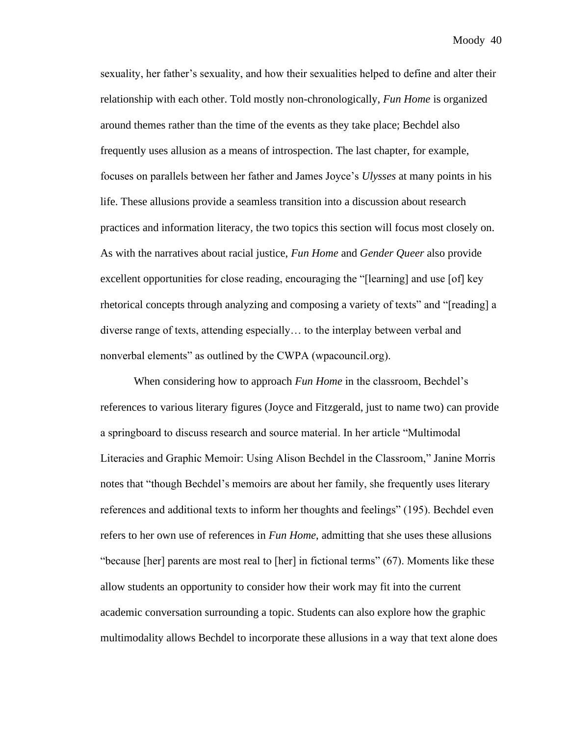sexuality, her father's sexuality, and how their sexualities helped to define and alter their relationship with each other. Told mostly non-chronologically, *Fun Home* is organized around themes rather than the time of the events as they take place; Bechdel also frequently uses allusion as a means of introspection. The last chapter, for example, focuses on parallels between her father and James Joyce's *Ulysses* at many points in his life. These allusions provide a seamless transition into a discussion about research practices and information literacy, the two topics this section will focus most closely on. As with the narratives about racial justice, *Fun Home* and *Gender Queer* also provide excellent opportunities for close reading, encouraging the "[learning] and use [of] key rhetorical concepts through analyzing and composing a variety of texts" and "[reading] a diverse range of texts, attending especially… to the interplay between verbal and nonverbal elements" as outlined by the CWPA (wpacouncil.org).

When considering how to approach *Fun Home* in the classroom, Bechdel's references to various literary figures (Joyce and Fitzgerald, just to name two) can provide a springboard to discuss research and source material. In her article "Multimodal Literacies and Graphic Memoir: Using Alison Bechdel in the Classroom," Janine Morris notes that "though Bechdel's memoirs are about her family, she frequently uses literary references and additional texts to inform her thoughts and feelings" (195). Bechdel even refers to her own use of references in *Fun Home*, admitting that she uses these allusions "because [her] parents are most real to [her] in fictional terms" (67). Moments like these allow students an opportunity to consider how their work may fit into the current academic conversation surrounding a topic. Students can also explore how the graphic multimodality allows Bechdel to incorporate these allusions in a way that text alone does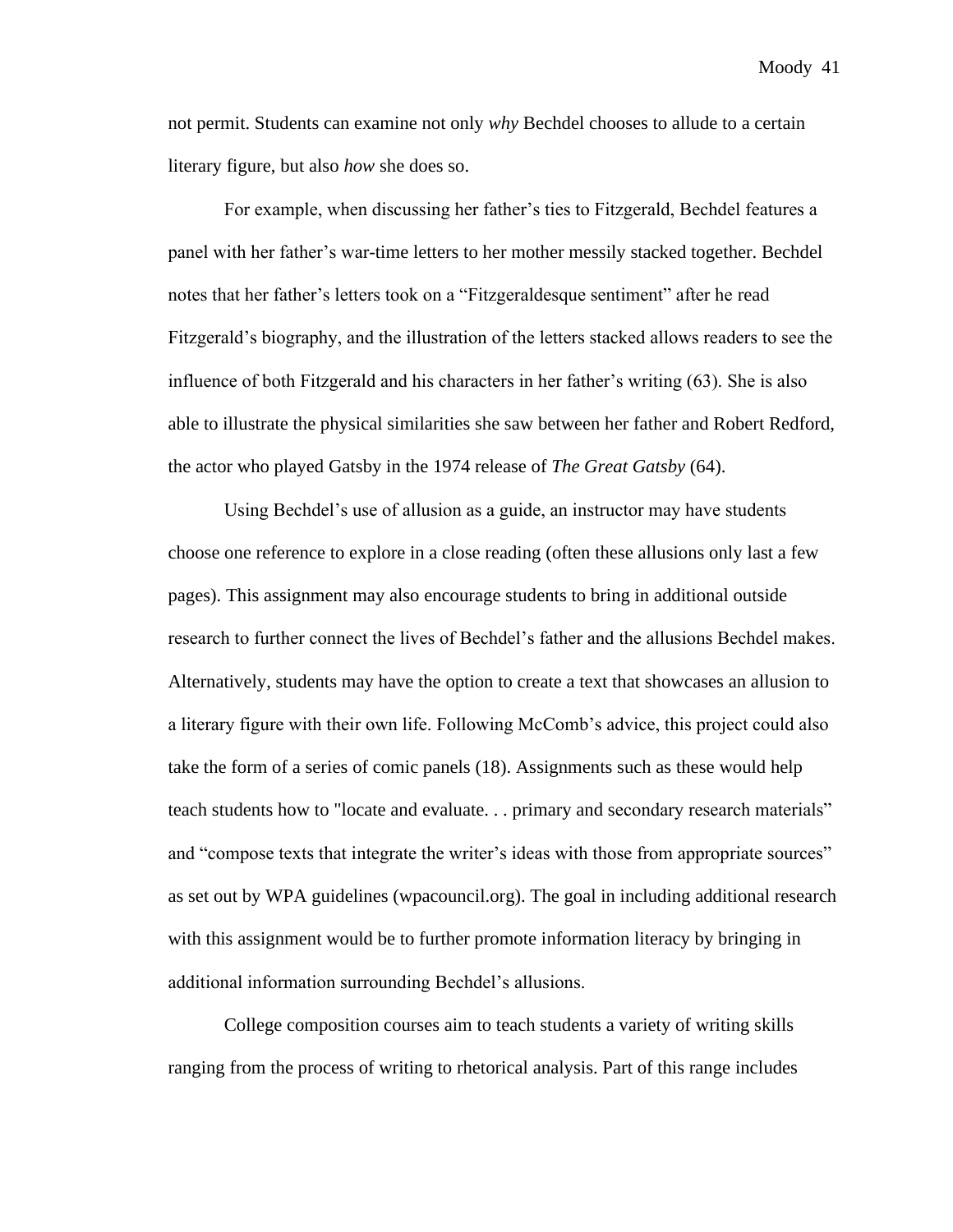not permit. Students can examine not only *why* Bechdel chooses to allude to a certain literary figure, but also *how* she does so.

For example, when discussing her father's ties to Fitzgerald, Bechdel features a panel with her father's war-time letters to her mother messily stacked together. Bechdel notes that her father's letters took on a "Fitzgeraldesque sentiment" after he read Fitzgerald's biography, and the illustration of the letters stacked allows readers to see the influence of both Fitzgerald and his characters in her father's writing (63). She is also able to illustrate the physical similarities she saw between her father and Robert Redford, the actor who played Gatsby in the 1974 release of *The Great Gatsby* (64).

Using Bechdel's use of allusion as a guide, an instructor may have students choose one reference to explore in a close reading (often these allusions only last a few pages). This assignment may also encourage students to bring in additional outside research to further connect the lives of Bechdel's father and the allusions Bechdel makes. Alternatively, students may have the option to create a text that showcases an allusion to a literary figure with their own life. Following McComb's advice, this project could also take the form of a series of comic panels (18). Assignments such as these would help teach students how to "locate and evaluate. . . primary and secondary research materials" and "compose texts that integrate the writer's ideas with those from appropriate sources" as set out by WPA guidelines (wpacouncil.org). The goal in including additional research with this assignment would be to further promote information literacy by bringing in additional information surrounding Bechdel's allusions.

College composition courses aim to teach students a variety of writing skills ranging from the process of writing to rhetorical analysis. Part of this range includes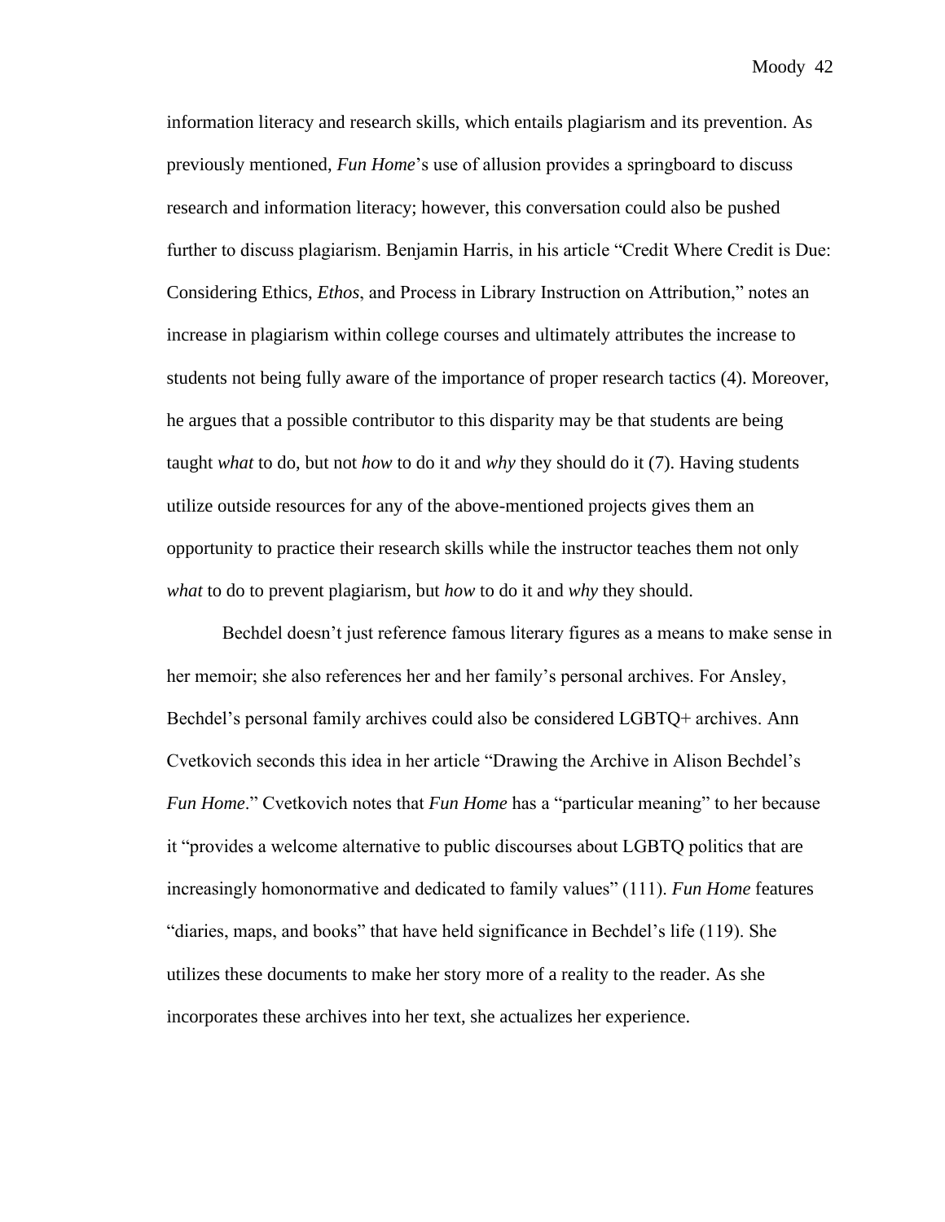information literacy and research skills, which entails plagiarism and its prevention. As previously mentioned, *Fun Home*'s use of allusion provides a springboard to discuss research and information literacy; however, this conversation could also be pushed further to discuss plagiarism. Benjamin Harris, in his article "Credit Where Credit is Due: Considering Ethics, *Ethos*, and Process in Library Instruction on Attribution," notes an increase in plagiarism within college courses and ultimately attributes the increase to students not being fully aware of the importance of proper research tactics (4). Moreover, he argues that a possible contributor to this disparity may be that students are being taught *what* to do, but not *how* to do it and *why* they should do it (7). Having students utilize outside resources for any of the above-mentioned projects gives them an opportunity to practice their research skills while the instructor teaches them not only *what* to do to prevent plagiarism, but *how* to do it and *why* they should.

Bechdel doesn't just reference famous literary figures as a means to make sense in her memoir; she also references her and her family's personal archives. For Ansley, Bechdel's personal family archives could also be considered LGBTQ+ archives. Ann Cvetkovich seconds this idea in her article "Drawing the Archive in Alison Bechdel's *Fun Home*." Cvetkovich notes that *Fun Home* has a "particular meaning" to her because it "provides a welcome alternative to public discourses about LGBTQ politics that are increasingly homonormative and dedicated to family values" (111). *Fun Home* features "diaries, maps, and books" that have held significance in Bechdel's life (119). She utilizes these documents to make her story more of a reality to the reader. As she incorporates these archives into her text, she actualizes her experience.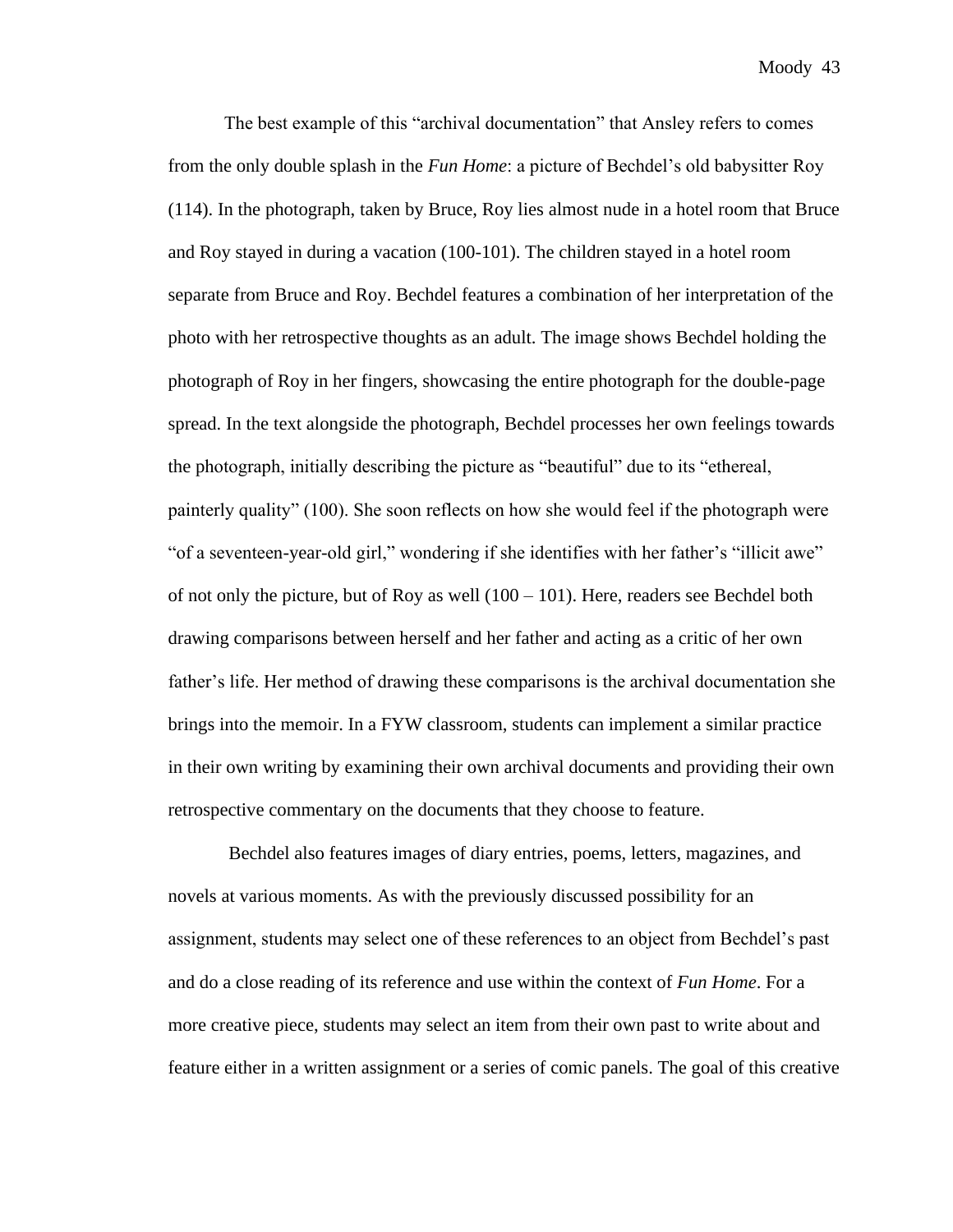The best example of this "archival documentation" that Ansley refers to comes from the only double splash in the *Fun Home*: a picture of Bechdel's old babysitter Roy (114). In the photograph, taken by Bruce, Roy lies almost nude in a hotel room that Bruce and Roy stayed in during a vacation (100-101). The children stayed in a hotel room separate from Bruce and Roy. Bechdel features a combination of her interpretation of the photo with her retrospective thoughts as an adult. The image shows Bechdel holding the photograph of Roy in her fingers, showcasing the entire photograph for the double-page spread. In the text alongside the photograph, Bechdel processes her own feelings towards the photograph, initially describing the picture as "beautiful" due to its "ethereal, painterly quality" (100). She soon reflects on how she would feel if the photograph were "of a seventeen-year-old girl," wondering if she identifies with her father's "illicit awe" of not only the picture, but of Roy as well (100 – 101). Here, readers see Bechdel both drawing comparisons between herself and her father and acting as a critic of her own father's life. Her method of drawing these comparisons is the archival documentation she brings into the memoir. In a FYW classroom, students can implement a similar practice in their own writing by examining their own archival documents and providing their own retrospective commentary on the documents that they choose to feature.

Bechdel also features images of diary entries, poems, letters, magazines, and novels at various moments. As with the previously discussed possibility for an assignment, students may select one of these references to an object from Bechdel's past and do a close reading of its reference and use within the context of *Fun Home*. For a more creative piece, students may select an item from their own past to write about and feature either in a written assignment or a series of comic panels. The goal of this creative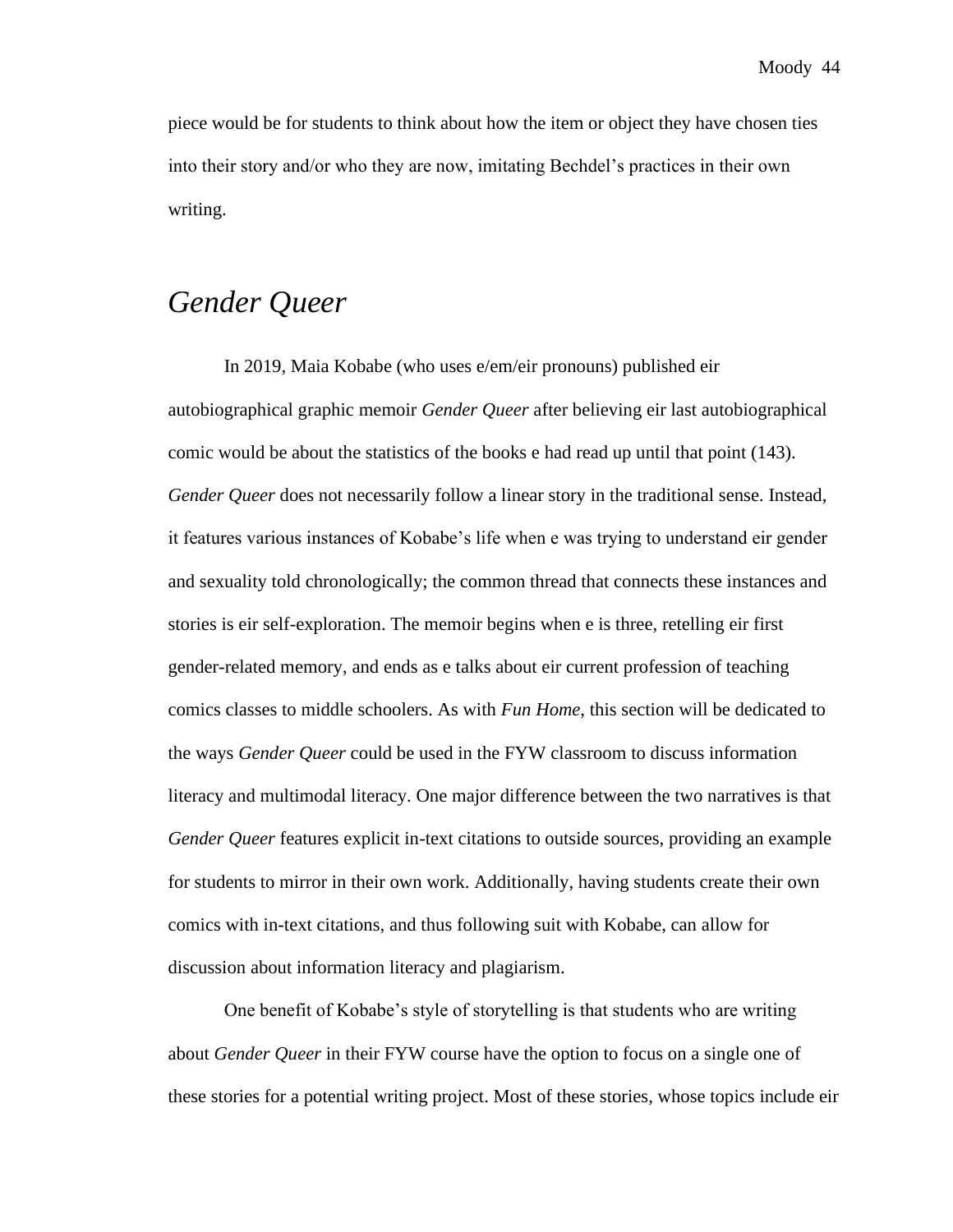piece would be for students to think about how the item or object they have chosen ties into their story and/or who they are now, imitating Bechdel's practices in their own writing.

## *Gender Queer*

In 2019, Maia Kobabe (who uses e/em/eir pronouns) published eir autobiographical graphic memoir *Gender Queer* after believing eir last autobiographical comic would be about the statistics of the books e had read up until that point (143). *Gender Queer* does not necessarily follow a linear story in the traditional sense. Instead, it features various instances of Kobabe's life when e was trying to understand eir gender and sexuality told chronologically; the common thread that connects these instances and stories is eir self-exploration. The memoir begins when e is three, retelling eir first gender-related memory, and ends as e talks about eir current profession of teaching comics classes to middle schoolers. As with *Fun Home*, this section will be dedicated to the ways *Gender Queer* could be used in the FYW classroom to discuss information literacy and multimodal literacy. One major difference between the two narratives is that *Gender Queer* features explicit in-text citations to outside sources, providing an example for students to mirror in their own work. Additionally, having students create their own comics with in-text citations, and thus following suit with Kobabe, can allow for discussion about information literacy and plagiarism.

One benefit of Kobabe's style of storytelling is that students who are writing about *Gender Queer* in their FYW course have the option to focus on a single one of these stories for a potential writing project. Most of these stories, whose topics include eir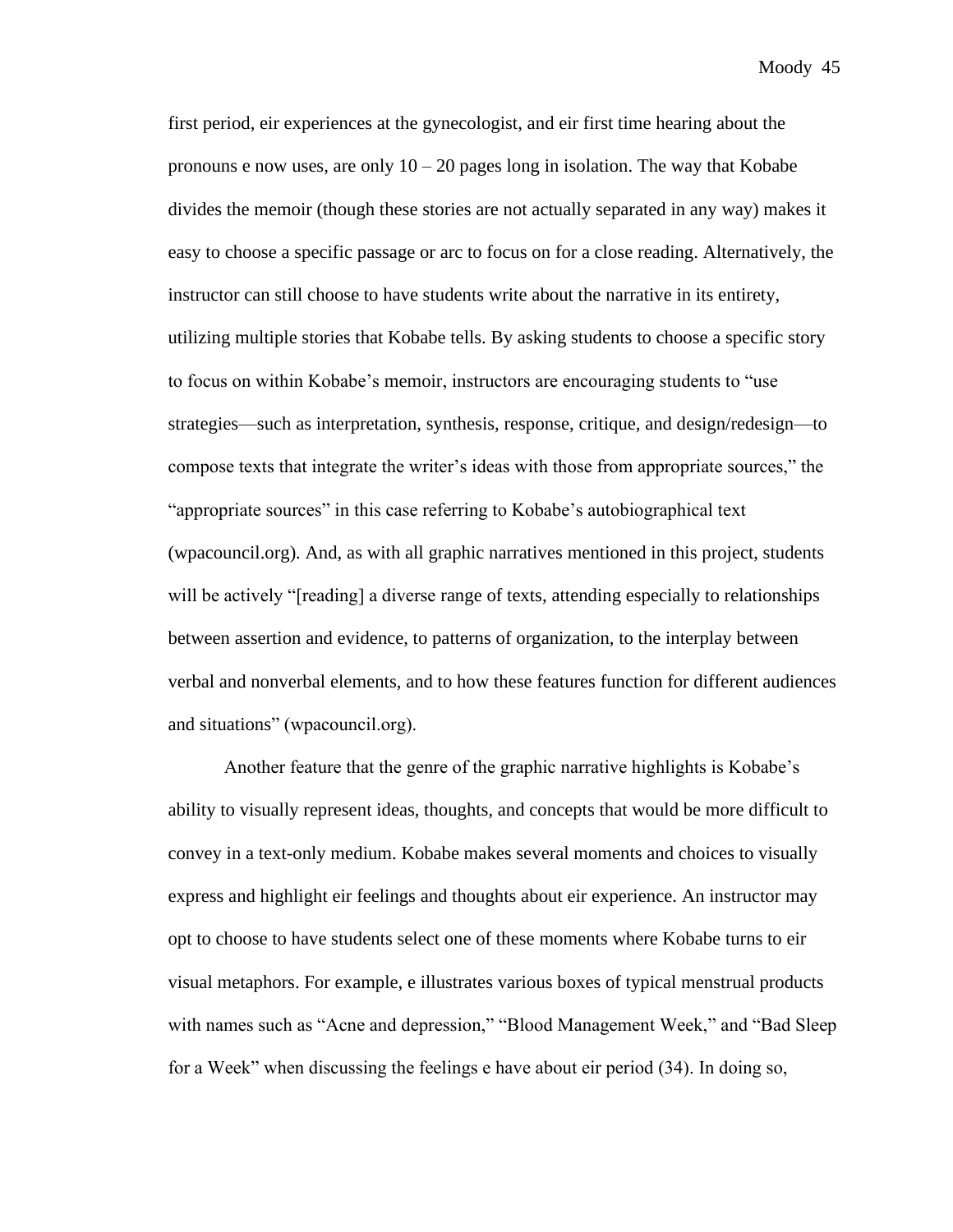first period, eir experiences at the gynecologist, and eir first time hearing about the pronouns e now uses, are only 10 – 20 pages long in isolation. The way that Kobabe divides the memoir (though these stories are not actually separated in any way) makes it easy to choose a specific passage or arc to focus on for a close reading. Alternatively, the instructor can still choose to have students write about the narrative in its entirety, utilizing multiple stories that Kobabe tells. By asking students to choose a specific story to focus on within Kobabe's memoir, instructors are encouraging students to "use strategies—such as interpretation, synthesis, response, critique, and design/redesign—to compose texts that integrate the writer's ideas with those from appropriate sources," the "appropriate sources" in this case referring to Kobabe's autobiographical text (wpacouncil.org). And, as with all graphic narratives mentioned in this project, students will be actively "[reading] a diverse range of texts, attending especially to relationships between assertion and evidence, to patterns of organization, to the interplay between verbal and nonverbal elements, and to how these features function for different audiences and situations" (wpacouncil.org).

Another feature that the genre of the graphic narrative highlights is Kobabe's ability to visually represent ideas, thoughts, and concepts that would be more difficult to convey in a text-only medium. Kobabe makes several moments and choices to visually express and highlight eir feelings and thoughts about eir experience. An instructor may opt to choose to have students select one of these moments where Kobabe turns to eir visual metaphors. For example, e illustrates various boxes of typical menstrual products with names such as "Acne and depression," "Blood Management Week," and "Bad Sleep for a Week" when discussing the feelings e have about eir period (34). In doing so,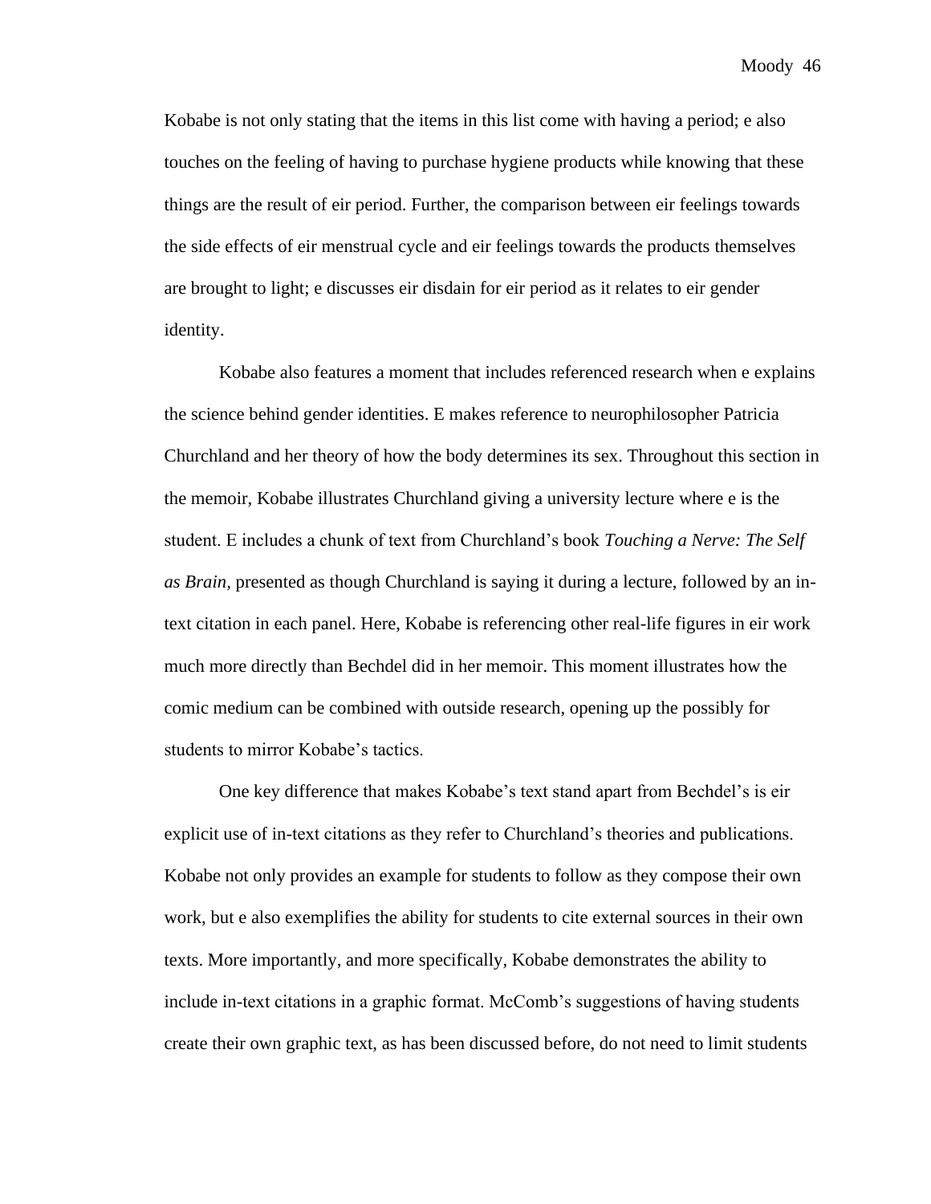Kobabe is not only stating that the items in this list come with having a period; e also touches on the feeling of having to purchase hygiene products while knowing that these things are the result of eir period. Further, the comparison between eir feelings towards the side effects of eir menstrual cycle and eir feelings towards the products themselves are brought to light; e discusses eir disdain for eir period as it relates to eir gender identity.

Kobabe also features a moment that includes referenced research when e explains the science behind gender identities. E makes reference to neurophilosopher Patricia Churchland and her theory of how the body determines its sex. Throughout this section in the memoir, Kobabe illustrates Churchland giving a university lecture where e is the student. E includes a chunk of text from Churchland's book *Touching a Nerve: The Self as Brain*, presented as though Churchland is saying it during a lecture, followed by an in-text citation in each panel. Here, Kobabe is referencing other real-life figures in eir work much more directly than Bechdel did in her memoir. This moment illustrates how the comic medium can be combined with outside research, opening up the possibly for students to mirror Kobabe's tactics.

One key difference that makes Kobabe's text stand apart from Bechdel's is eir explicit use of in-text citations as they refer to Churchland's theories and publications. Kobabe not only provides an example for students to follow as they compose their own work, but e also exemplifies the ability for students to cite external sources in their own texts. More importantly, and more specifically, Kobabe demonstrates the ability to include in-text citations in a graphic format. McComb's suggestions of having students create their own graphic text, as has been discussed before, do not need to limit students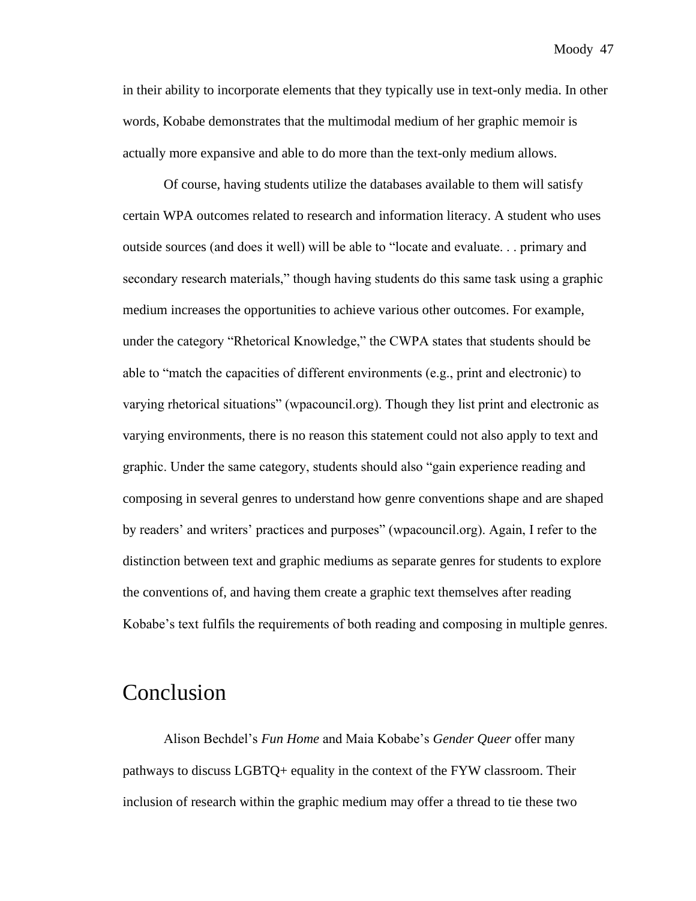in their ability to incorporate elements that they typically use in text-only media. In other words, Kobabe demonstrates that the multimodal medium of her graphic memoir is actually more expansive and able to do more than the text-only medium allows.

Of course, having students utilize the databases available to them will satisfy certain WPA outcomes related to research and information literacy. A student who uses outside sources (and does it well) will be able to "locate and evaluate. . . primary and secondary research materials," though having students do this same task using a graphic medium increases the opportunities to achieve various other outcomes. For example, under the category "Rhetorical Knowledge," the CWPA states that students should be able to "match the capacities of different environments (e.g., print and electronic) to varying rhetorical situations" (wpacouncil.org). Though they list print and electronic as varying environments, there is no reason this statement could not also apply to text and graphic. Under the same category, students should also "gain experience reading and composing in several genres to understand how genre conventions shape and are shaped by readers' and writers' practices and purposes" (wpacouncil.org). Again, I refer to the distinction between text and graphic mediums as separate genres for students to explore the conventions of, and having them create a graphic text themselves after reading Kobabe's text fulfils the requirements of both reading and composing in multiple genres.

## Conclusion

Alison Bechdel's *Fun Home* and Maia Kobabe's *Gender Queer* offer many pathways to discuss LGBTQ+ equality in the context of the FYW classroom. Their inclusion of research within the graphic medium may offer a thread to tie these two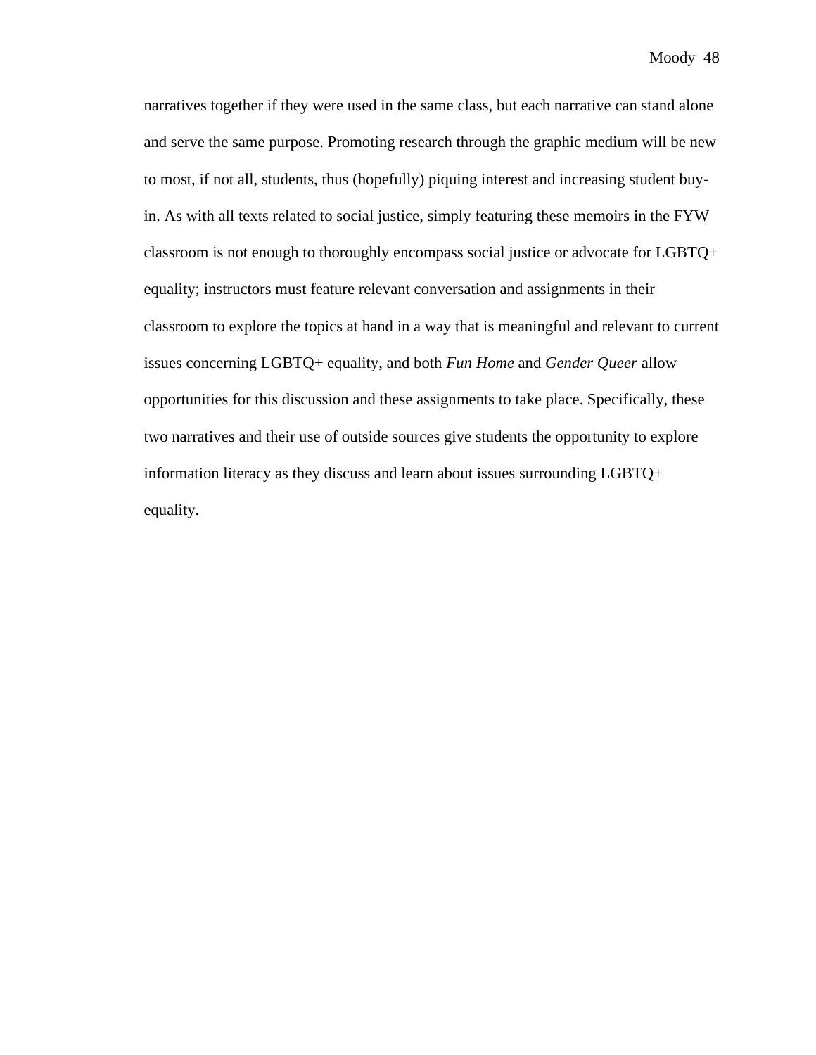narratives together if they were used in the same class, but each narrative can stand alone and serve the same purpose. Promoting research through the graphic medium will be new to most, if not all, students, thus (hopefully) piquing interest and increasing student buy-in. As with all texts related to social justice, simply featuring these memoirs in the FYW classroom is not enough to thoroughly encompass social justice or advocate for LGBTQ+ equality; instructors must feature relevant conversation and assignments in their classroom to explore the topics at hand in a way that is meaningful and relevant to current issues concerning LGBTQ+ equality, and both *Fun Home* and *Gender Queer* allow opportunities for this discussion and these assignments to take place. Specifically, these two narratives and their use of outside sources give students the opportunity to explore information literacy as they discuss and learn about issues surrounding LGBTQ+ equality.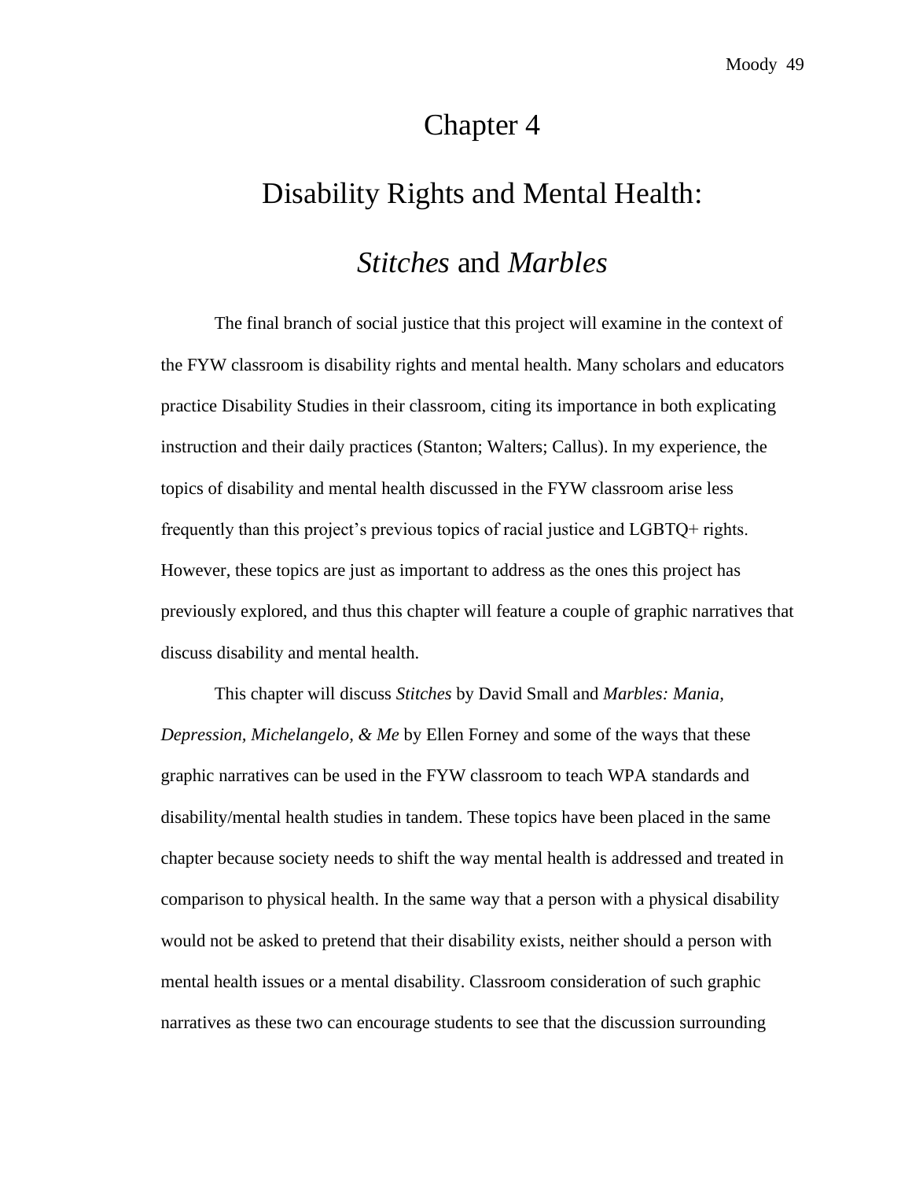# Chapter 4

# Disability Rights and Mental Health: *Stitches* and *Marbles*

The final branch of social justice that this project will examine in the context of the FYW classroom is disability rights and mental health. Many scholars and educators practice Disability Studies in their classroom, citing its importance in both explicating instruction and their daily practices (Stanton; Walters; Callus). In my experience, the topics of disability and mental health discussed in the FYW classroom arise less frequently than this project's previous topics of racial justice and LGBTQ+ rights. However, these topics are just as important to address as the ones this project has previously explored, and thus this chapter will feature a couple of graphic narratives that discuss disability and mental health.

This chapter will discuss *Stitches* by David Small and *Marbles: Mania, Depression, Michelangelo, & Me* by Ellen Forney and some of the ways that these graphic narratives can be used in the FYW classroom to teach WPA standards and disability/mental health studies in tandem. These topics have been placed in the same chapter because society needs to shift the way mental health is addressed and treated in comparison to physical health. In the same way that a person with a physical disability would not be asked to pretend that their disability exists, neither should a person with mental health issues or a mental disability. Classroom consideration of such graphic narratives as these two can encourage students to see that the discussion surrounding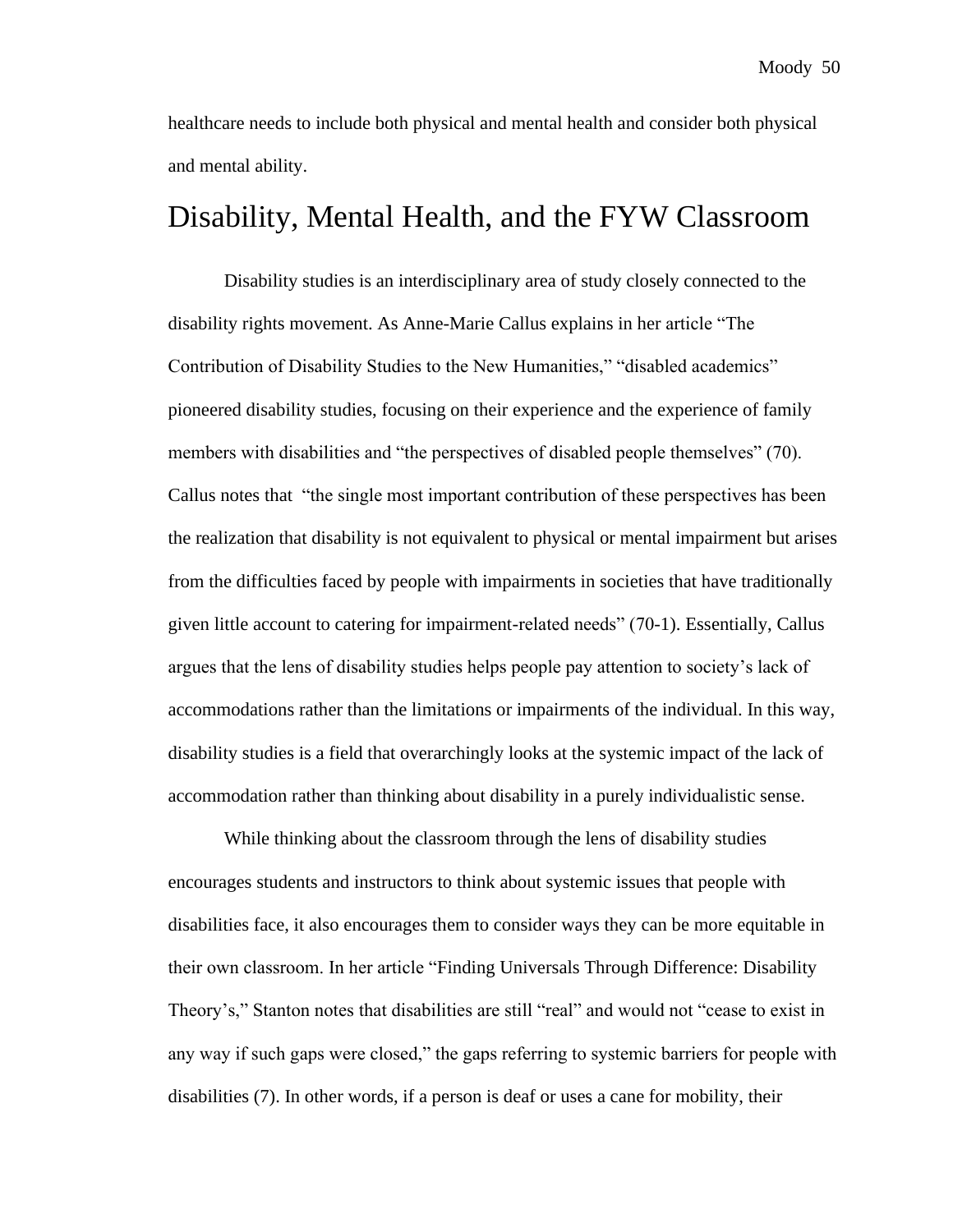healthcare needs to include both physical and mental health and consider both physical and mental ability.

## Disability, Mental Health, and the FYW Classroom

Disability studies is an interdisciplinary area of study closely connected to the disability rights movement. As Anne-Marie Callus explains in her article "The Contribution of Disability Studies to the New Humanities," "disabled academics" pioneered disability studies, focusing on their experience and the experience of family members with disabilities and "the perspectives of disabled people themselves" (70). Callus notes that "the single most important contribution of these perspectives has been the realization that disability is not equivalent to physical or mental impairment but arises from the difficulties faced by people with impairments in societies that have traditionally given little account to catering for impairment-related needs" (70-1). Essentially, Callus argues that the lens of disability studies helps people pay attention to society's lack of accommodations rather than the limitations or impairments of the individual. In this way, disability studies is a field that overarchingly looks at the systemic impact of the lack of accommodation rather than thinking about disability in a purely individualistic sense.

While thinking about the classroom through the lens of disability studies encourages students and instructors to think about systemic issues that people with disabilities face, it also encourages them to consider ways they can be more equitable in their own classroom. In her article "Finding Universals Through Difference: Disability Theory's," Stanton notes that disabilities are still "real" and would not "cease to exist in any way if such gaps were closed," the gaps referring to systemic barriers for people with disabilities (7). In other words, if a person is deaf or uses a cane for mobility, their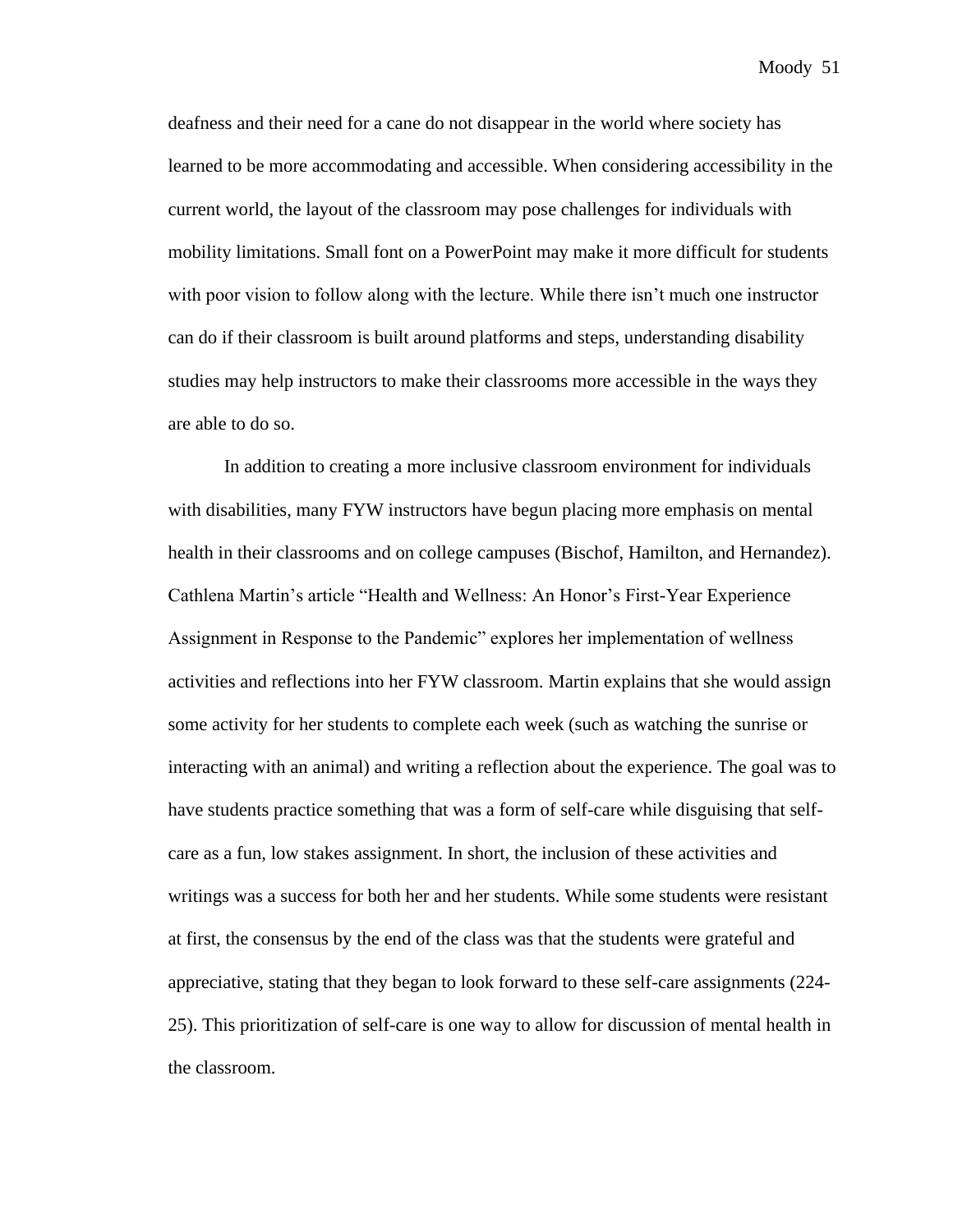deafness and their need for a cane do not disappear in the world where society has learned to be more accommodating and accessible. When considering accessibility in the current world, the layout of the classroom may pose challenges for individuals with mobility limitations. Small font on a PowerPoint may make it more difficult for students with poor vision to follow along with the lecture. While there isn't much one instructor can do if their classroom is built around platforms and steps, understanding disability studies may help instructors to make their classrooms more accessible in the ways they are able to do so.

In addition to creating a more inclusive classroom environment for individuals with disabilities, many FYW instructors have begun placing more emphasis on mental health in their classrooms and on college campuses (Bischof, Hamilton, and Hernandez). Cathlena Martin's article "Health and Wellness: An Honor's First-Year Experience Assignment in Response to the Pandemic" explores her implementation of wellness activities and reflections into her FYW classroom. Martin explains that she would assign some activity for her students to complete each week (such as watching the sunrise or interacting with an animal) and writing a reflection about the experience. The goal was to have students practice something that was a form of self-care while disguising that self-care as a fun, low stakes assignment. In short, the inclusion of these activities and writings was a success for both her and her students. While some students were resistant at first, the consensus by the end of the class was that the students were grateful and appreciative, stating that they began to look forward to these self-care assignments (224-25). This prioritization of self-care is one way to allow for discussion of mental health in the classroom.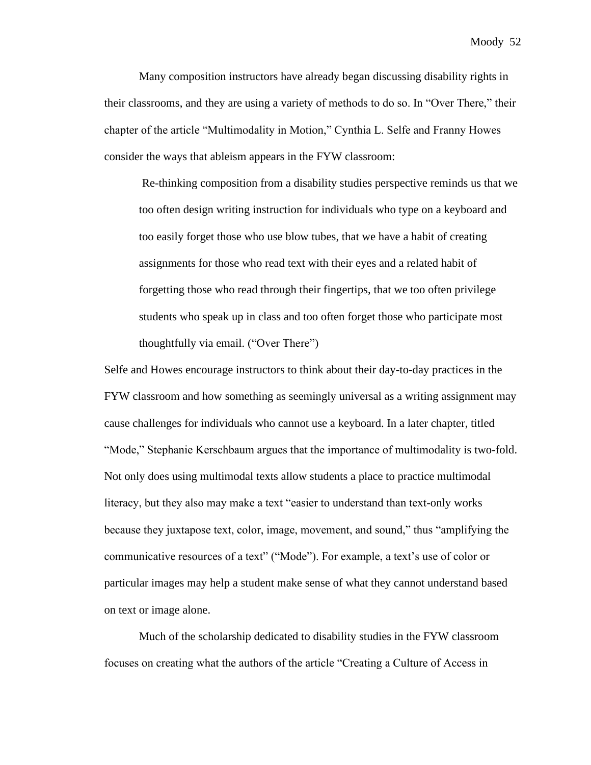Many composition instructors have already began discussing disability rights in their classrooms, and they are using a variety of methods to do so. In "Over There," their chapter of the article "Multimodality in Motion," Cynthia L. Selfe and Franny Howes consider the ways that ableism appears in the FYW classroom:

> Re-thinking composition from a disability studies perspective reminds us that we too often design writing instruction for individuals who type on a keyboard and too easily forget those who use blow tubes, that we have a habit of creating assignments for those who read text with their eyes and a related habit of forgetting those who read through their fingertips, that we too often privilege students who speak up in class and too often forget those who participate most thoughtfully via email. ("Over There")

Selfe and Howes encourage instructors to think about their day-to-day practices in the FYW classroom and how something as seemingly universal as a writing assignment may cause challenges for individuals who cannot use a keyboard. In a later chapter, titled "Mode," Stephanie Kerschbaum argues that the importance of multimodality is two-fold. Not only does using multimodal texts allow students a place to practice multimodal literacy, but they also may make a text "easier to understand than text-only works because they juxtapose text, color, image, movement, and sound," thus "amplifying the communicative resources of a text" ("Mode"). For example, a text's use of color or particular images may help a student make sense of what they cannot understand based on text or image alone.

Much of the scholarship dedicated to disability studies in the FYW classroom focuses on creating what the authors of the article "Creating a Culture of Access in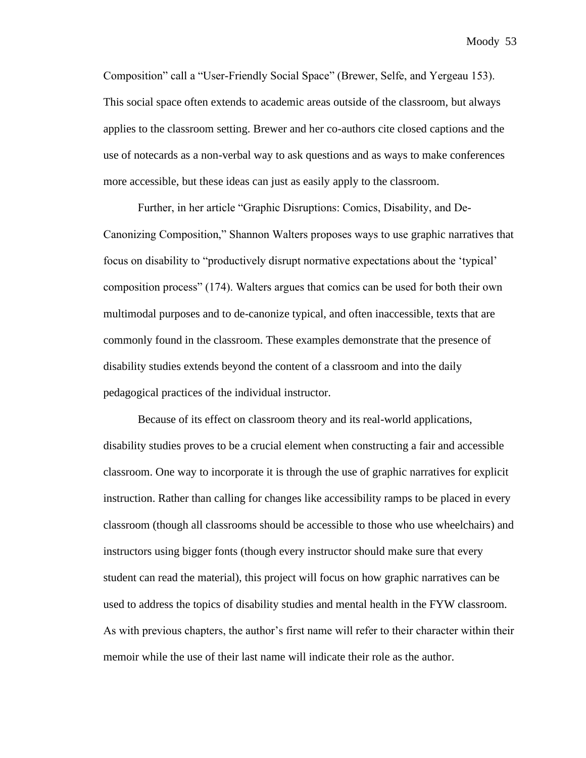Composition" call a "User-Friendly Social Space" (Brewer, Selfe, and Yergeau 153). This social space often extends to academic areas outside of the classroom, but always applies to the classroom setting. Brewer and her co-authors cite closed captions and the use of notecards as a non-verbal way to ask questions and as ways to make conferences more accessible, but these ideas can just as easily apply to the classroom.

Further, in her article "Graphic Disruptions: Comics, Disability, and De-Canonizing Composition," Shannon Walters proposes ways to use graphic narratives that focus on disability to "productively disrupt normative expectations about the 'typical' composition process" (174). Walters argues that comics can be used for both their own multimodal purposes and to de-canonize typical, and often inaccessible, texts that are commonly found in the classroom. These examples demonstrate that the presence of disability studies extends beyond the content of a classroom and into the daily pedagogical practices of the individual instructor.

Because of its effect on classroom theory and its real-world applications, disability studies proves to be a crucial element when constructing a fair and accessible classroom. One way to incorporate it is through the use of graphic narratives for explicit instruction. Rather than calling for changes like accessibility ramps to be placed in every classroom (though all classrooms should be accessible to those who use wheelchairs) and instructors using bigger fonts (though every instructor should make sure that every student can read the material), this project will focus on how graphic narratives can be used to address the topics of disability studies and mental health in the FYW classroom. As with previous chapters, the author's first name will refer to their character within their memoir while the use of their last name will indicate their role as the author.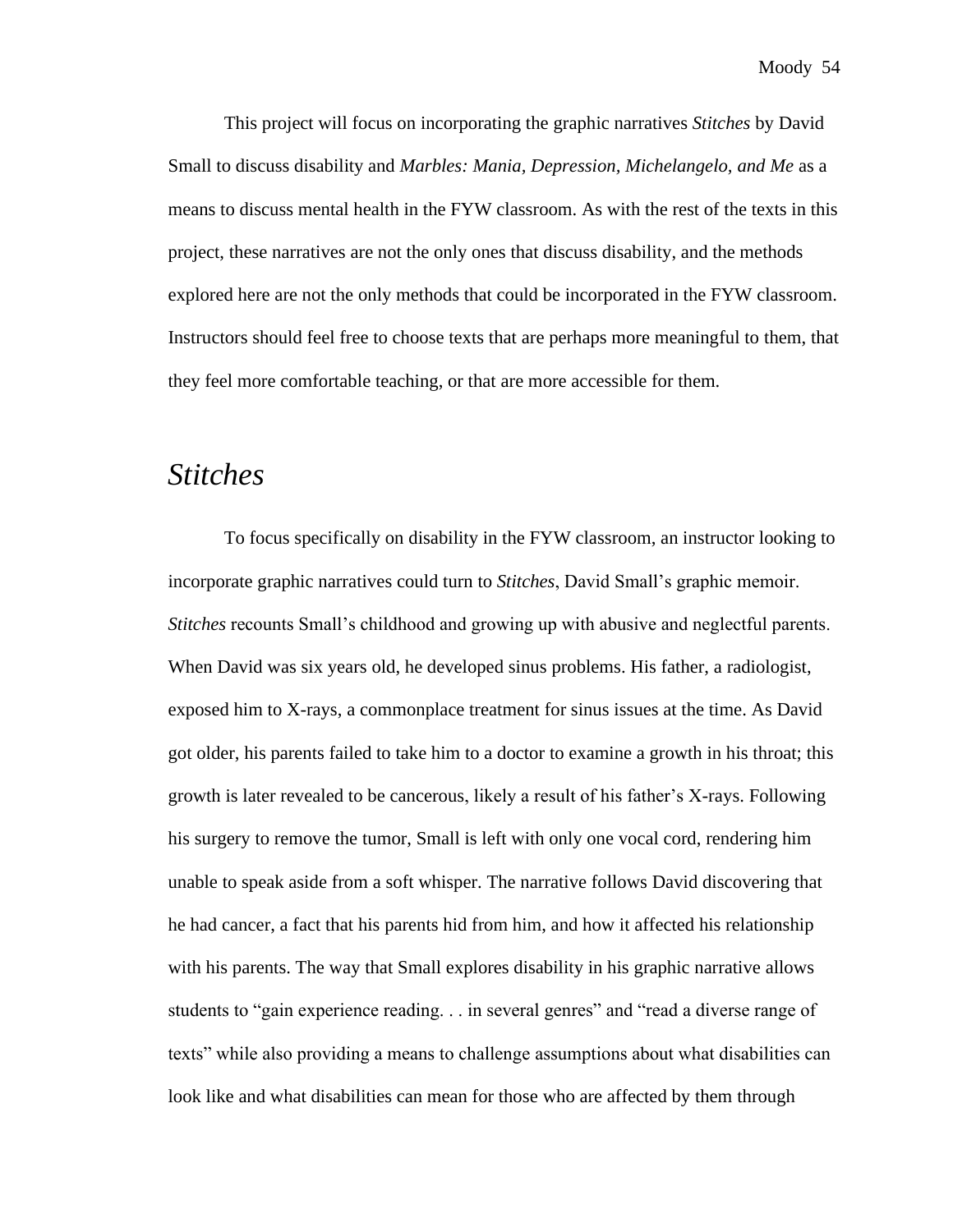This project will focus on incorporating the graphic narratives *Stitches* by David Small to discuss disability and *Marbles: Mania, Depression, Michelangelo, and Me* as a means to discuss mental health in the FYW classroom. As with the rest of the texts in this project, these narratives are not the only ones that discuss disability, and the methods explored here are not the only methods that could be incorporated in the FYW classroom. Instructors should feel free to choose texts that are perhaps more meaningful to them, that they feel more comfortable teaching, or that are more accessible for them.

## *Stitches*

To focus specifically on disability in the FYW classroom, an instructor looking to incorporate graphic narratives could turn to *Stitches*, David Small's graphic memoir. *Stitches* recounts Small's childhood and growing up with abusive and neglectful parents. When David was six years old, he developed sinus problems. His father, a radiologist, exposed him to X-rays, a commonplace treatment for sinus issues at the time. As David got older, his parents failed to take him to a doctor to examine a growth in his throat; this growth is later revealed to be cancerous, likely a result of his father's X-rays. Following his surgery to remove the tumor, Small is left with only one vocal cord, rendering him unable to speak aside from a soft whisper. The narrative follows David discovering that he had cancer, a fact that his parents hid from him, and how it affected his relationship with his parents. The way that Small explores disability in his graphic narrative allows students to "gain experience reading. . . in several genres" and "read a diverse range of texts" while also providing a means to challenge assumptions about what disabilities can look like and what disabilities can mean for those who are affected by them through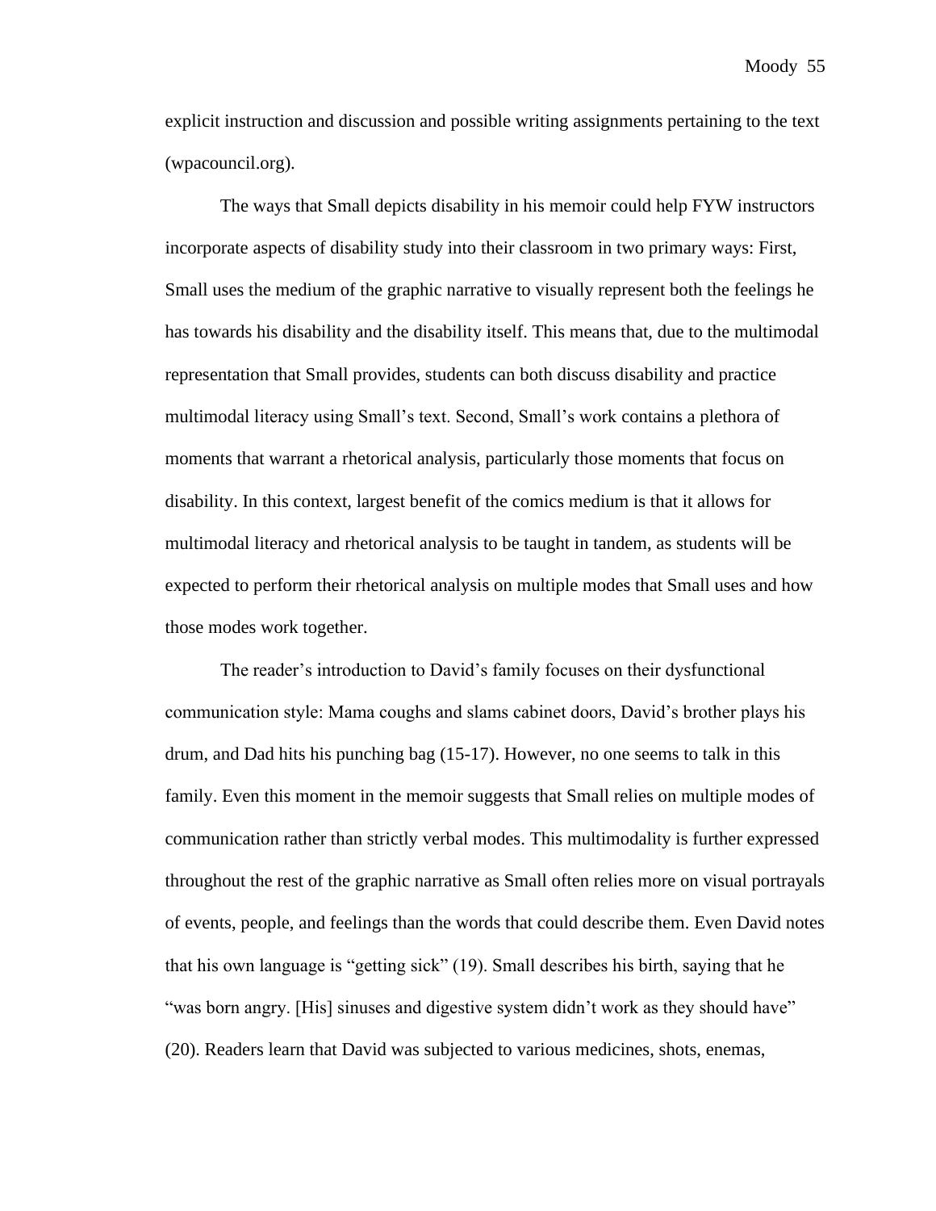explicit instruction and discussion and possible writing assignments pertaining to the text (wpacouncil.org).

The ways that Small depicts disability in his memoir could help FYW instructors incorporate aspects of disability study into their classroom in two primary ways: First, Small uses the medium of the graphic narrative to visually represent both the feelings he has towards his disability and the disability itself. This means that, due to the multimodal representation that Small provides, students can both discuss disability and practice multimodal literacy using Small's text. Second, Small's work contains a plethora of moments that warrant a rhetorical analysis, particularly those moments that focus on disability. In this context, largest benefit of the comics medium is that it allows for multimodal literacy and rhetorical analysis to be taught in tandem, as students will be expected to perform their rhetorical analysis on multiple modes that Small uses and how those modes work together.

The reader's introduction to David's family focuses on their dysfunctional communication style: Mama coughs and slams cabinet doors, David's brother plays his drum, and Dad hits his punching bag (15-17). However, no one seems to talk in this family. Even this moment in the memoir suggests that Small relies on multiple modes of communication rather than strictly verbal modes. This multimodality is further expressed throughout the rest of the graphic narrative as Small often relies more on visual portrayals of events, people, and feelings than the words that could describe them. Even David notes that his own language is "getting sick" (19). Small describes his birth, saying that he "was born angry. [His] sinuses and digestive system didn't work as they should have" (20). Readers learn that David was subjected to various medicines, shots, enemas,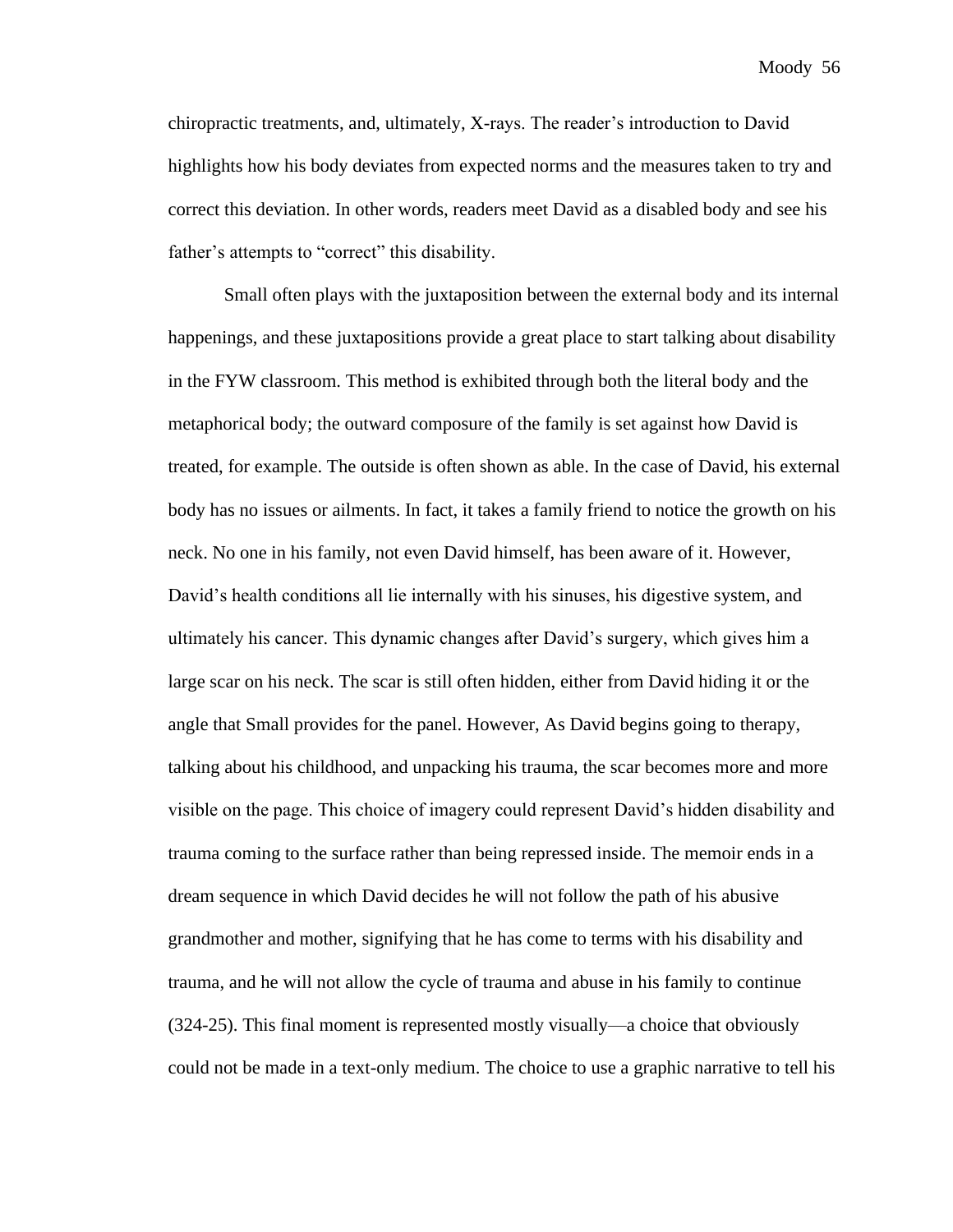chiropractic treatments, and, ultimately, X-rays. The reader's introduction to David highlights how his body deviates from expected norms and the measures taken to try and correct this deviation. In other words, readers meet David as a disabled body and see his father's attempts to "correct" this disability.

Small often plays with the juxtaposition between the external body and its internal happenings, and these juxtapositions provide a great place to start talking about disability in the FYW classroom. This method is exhibited through both the literal body and the metaphorical body; the outward composure of the family is set against how David is treated, for example. The outside is often shown as able. In the case of David, his external body has no issues or ailments. In fact, it takes a family friend to notice the growth on his neck. No one in his family, not even David himself, has been aware of it. However, David's health conditions all lie internally with his sinuses, his digestive system, and ultimately his cancer. This dynamic changes after David's surgery, which gives him a large scar on his neck. The scar is still often hidden, either from David hiding it or the angle that Small provides for the panel. However, As David begins going to therapy, talking about his childhood, and unpacking his trauma, the scar becomes more and more visible on the page. This choice of imagery could represent David's hidden disability and trauma coming to the surface rather than being repressed inside. The memoir ends in a dream sequence in which David decides he will not follow the path of his abusive grandmother and mother, signifying that he has come to terms with his disability and trauma, and he will not allow the cycle of trauma and abuse in his family to continue (324-25). This final moment is represented mostly visually—a choice that obviously could not be made in a text-only medium. The choice to use a graphic narrative to tell his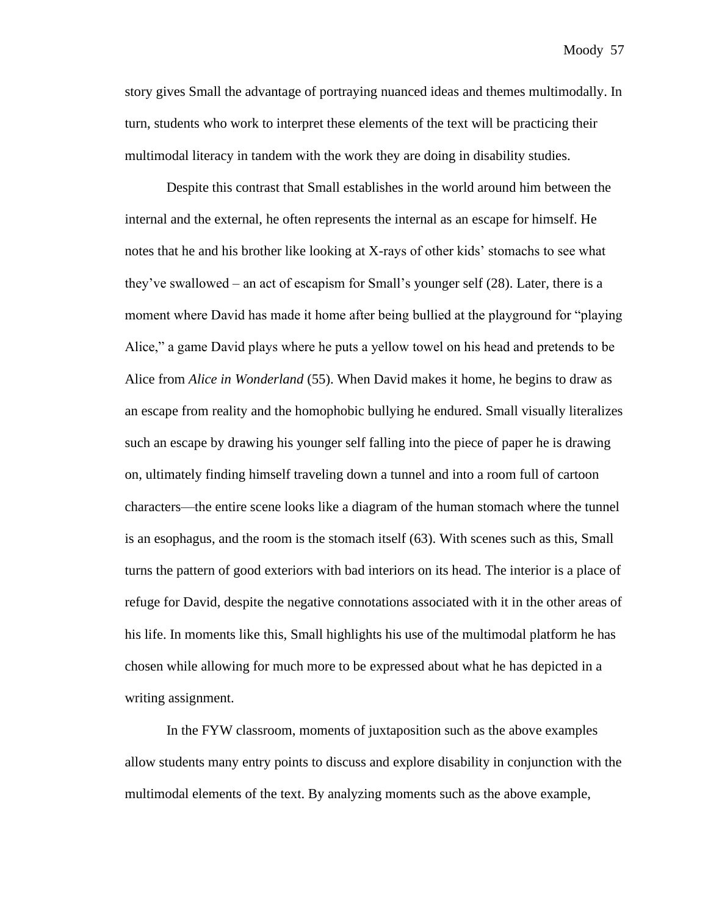story gives Small the advantage of portraying nuanced ideas and themes multimodally. In turn, students who work to interpret these elements of the text will be practicing their multimodal literacy in tandem with the work they are doing in disability studies.

Despite this contrast that Small establishes in the world around him between the internal and the external, he often represents the internal as an escape for himself. He notes that he and his brother like looking at X-rays of other kids' stomachs to see what they've swallowed – an act of escapism for Small's younger self (28). Later, there is a moment where David has made it home after being bullied at the playground for "playing Alice," a game David plays where he puts a yellow towel on his head and pretends to be Alice from *Alice in Wonderland* (55). When David makes it home, he begins to draw as an escape from reality and the homophobic bullying he endured. Small visually literalizes such an escape by drawing his younger self falling into the piece of paper he is drawing on, ultimately finding himself traveling down a tunnel and into a room full of cartoon characters—the entire scene looks like a diagram of the human stomach where the tunnel is an esophagus, and the room is the stomach itself (63). With scenes such as this, Small turns the pattern of good exteriors with bad interiors on its head. The interior is a place of refuge for David, despite the negative connotations associated with it in the other areas of his life. In moments like this, Small highlights his use of the multimodal platform he has chosen while allowing for much more to be expressed about what he has depicted in a writing assignment.

In the FYW classroom, moments of juxtaposition such as the above examples allow students many entry points to discuss and explore disability in conjunction with the multimodal elements of the text. By analyzing moments such as the above example,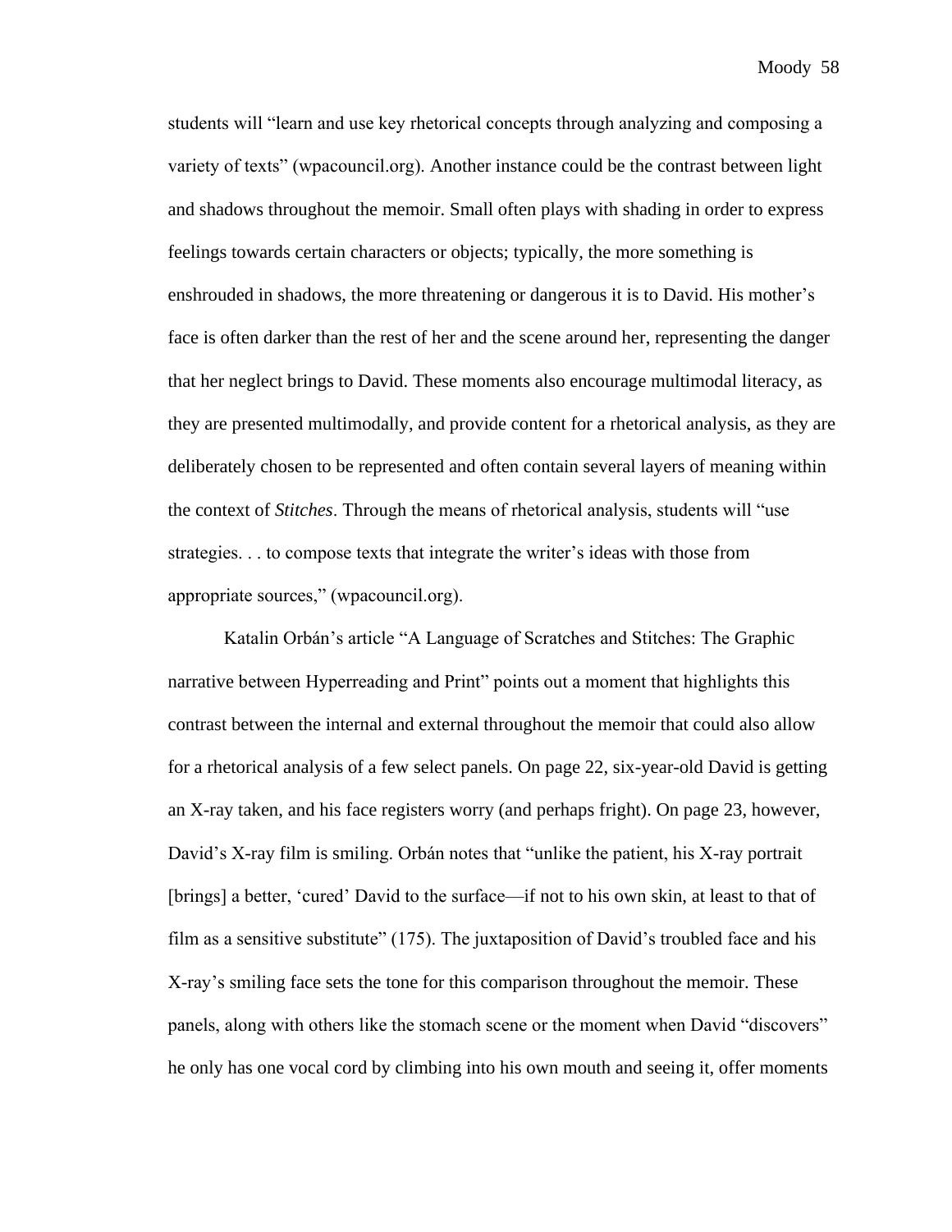students will "learn and use key rhetorical concepts through analyzing and composing a variety of texts" (wpacouncil.org). Another instance could be the contrast between light and shadows throughout the memoir. Small often plays with shading in order to express feelings towards certain characters or objects; typically, the more something is enshrouded in shadows, the more threatening or dangerous it is to David. His mother's face is often darker than the rest of her and the scene around her, representing the danger that her neglect brings to David. These moments also encourage multimodal literacy, as they are presented multimodally, and provide content for a rhetorical analysis, as they are deliberately chosen to be represented and often contain several layers of meaning within the context of *Stitches*. Through the means of rhetorical analysis, students will "use strategies. . . to compose texts that integrate the writer's ideas with those from appropriate sources," (wpacouncil.org).

Katalin Orbán's article "A Language of Scratches and Stitches: The Graphic narrative between Hyperreading and Print" points out a moment that highlights this contrast between the internal and external throughout the memoir that could also allow for a rhetorical analysis of a few select panels. On page 22, six-year-old David is getting an X-ray taken, and his face registers worry (and perhaps fright). On page 23, however, David's X-ray film is smiling. Orbán notes that "unlike the patient, his X-ray portrait [brings] a better, 'cured' David to the surface—if not to his own skin, at least to that of film as a sensitive substitute" (175). The juxtaposition of David's troubled face and his X-ray's smiling face sets the tone for this comparison throughout the memoir. These panels, along with others like the stomach scene or the moment when David "discovers" he only has one vocal cord by climbing into his own mouth and seeing it, offer moments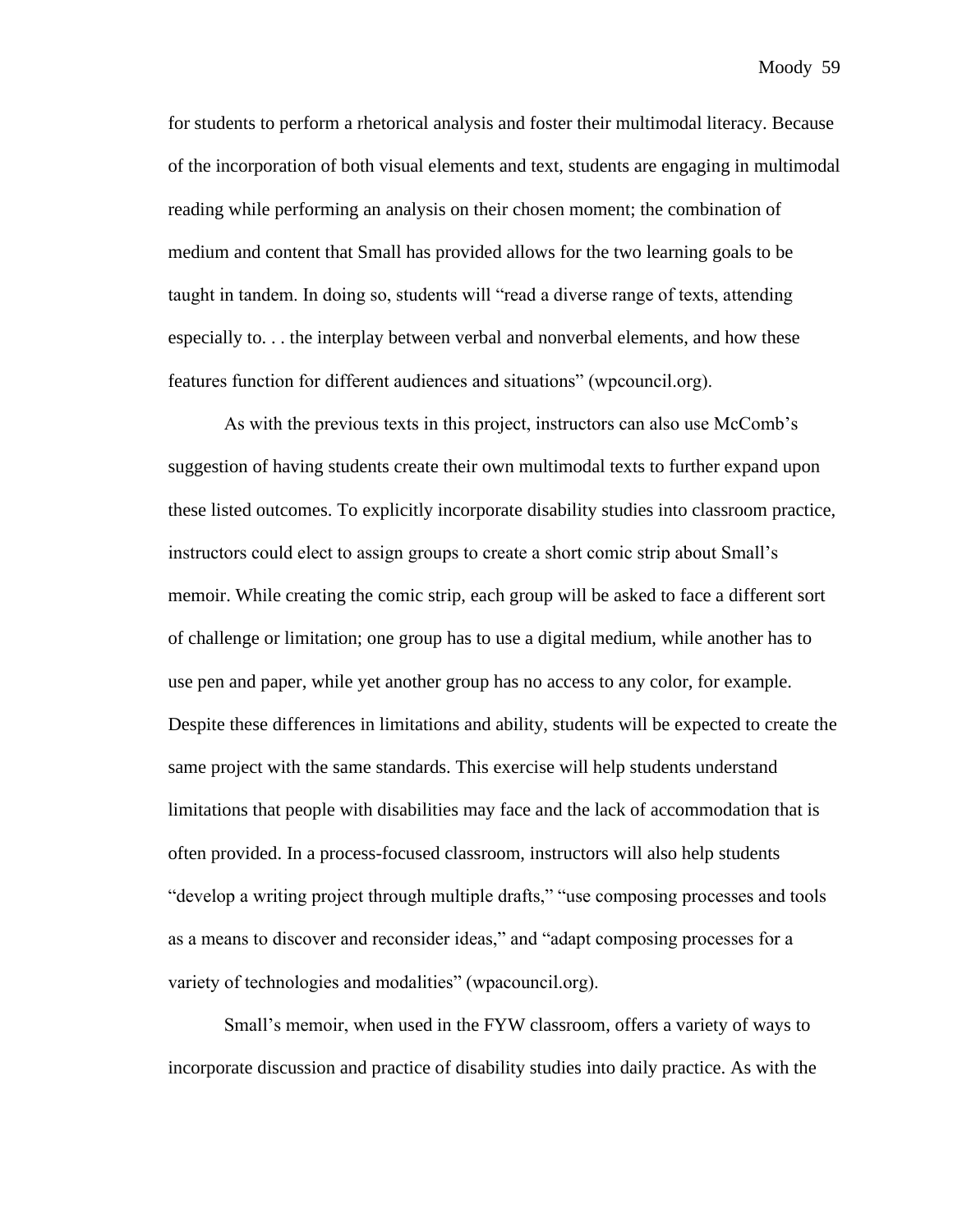for students to perform a rhetorical analysis and foster their multimodal literacy. Because of the incorporation of both visual elements and text, students are engaging in multimodal reading while performing an analysis on their chosen moment; the combination of medium and content that Small has provided allows for the two learning goals to be taught in tandem. In doing so, students will "read a diverse range of texts, attending especially to. . . the interplay between verbal and nonverbal elements, and how these features function for different audiences and situations" (wpcouncil.org).

As with the previous texts in this project, instructors can also use McComb's suggestion of having students create their own multimodal texts to further expand upon these listed outcomes. To explicitly incorporate disability studies into classroom practice, instructors could elect to assign groups to create a short comic strip about Small's memoir. While creating the comic strip, each group will be asked to face a different sort of challenge or limitation; one group has to use a digital medium, while another has to use pen and paper, while yet another group has no access to any color, for example. Despite these differences in limitations and ability, students will be expected to create the same project with the same standards. This exercise will help students understand limitations that people with disabilities may face and the lack of accommodation that is often provided. In a process-focused classroom, instructors will also help students "develop a writing project through multiple drafts," "use composing processes and tools as a means to discover and reconsider ideas," and "adapt composing processes for a variety of technologies and modalities" (wpacouncil.org).

Small's memoir, when used in the FYW classroom, offers a variety of ways to incorporate discussion and practice of disability studies into daily practice. As with the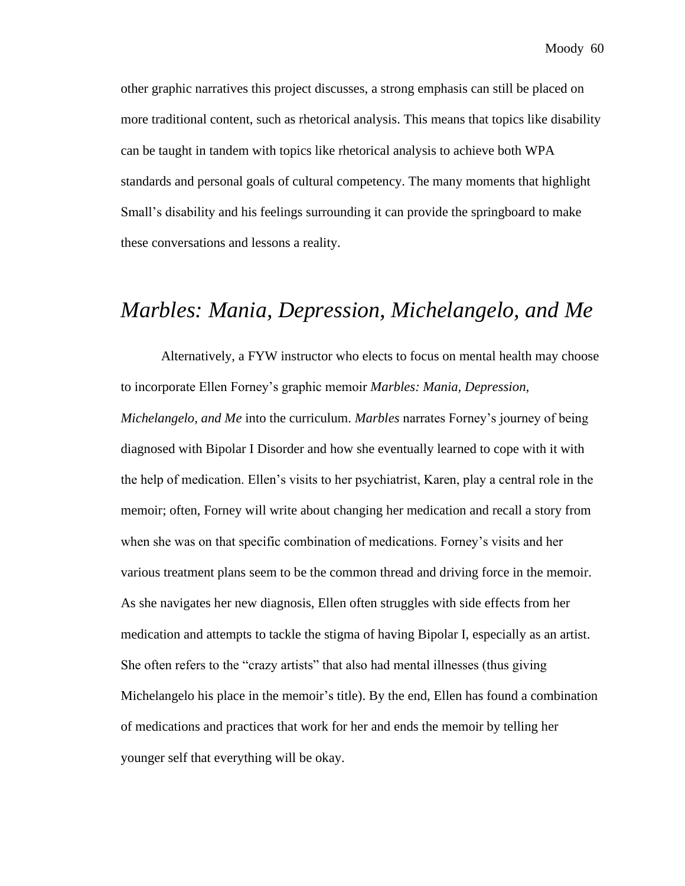other graphic narratives this project discusses, a strong emphasis can still be placed on more traditional content, such as rhetorical analysis. This means that topics like disability can be taught in tandem with topics like rhetorical analysis to achieve both WPA standards and personal goals of cultural competency. The many moments that highlight Small's disability and his feelings surrounding it can provide the springboard to make these conversations and lessons a reality.

## *Marbles: Mania, Depression, Michelangelo, and Me*

Alternatively, a FYW instructor who elects to focus on mental health may choose to incorporate Ellen Forney's graphic memoir *Marbles: Mania, Depression, Michelangelo, and Me* into the curriculum. *Marbles* narrates Forney's journey of being diagnosed with Bipolar I Disorder and how she eventually learned to cope with it with the help of medication. Ellen's visits to her psychiatrist, Karen, play a central role in the memoir; often, Forney will write about changing her medication and recall a story from when she was on that specific combination of medications. Forney's visits and her various treatment plans seem to be the common thread and driving force in the memoir. As she navigates her new diagnosis, Ellen often struggles with side effects from her medication and attempts to tackle the stigma of having Bipolar I, especially as an artist. She often refers to the "crazy artists" that also had mental illnesses (thus giving Michelangelo his place in the memoir's title). By the end, Ellen has found a combination of medications and practices that work for her and ends the memoir by telling her younger self that everything will be okay.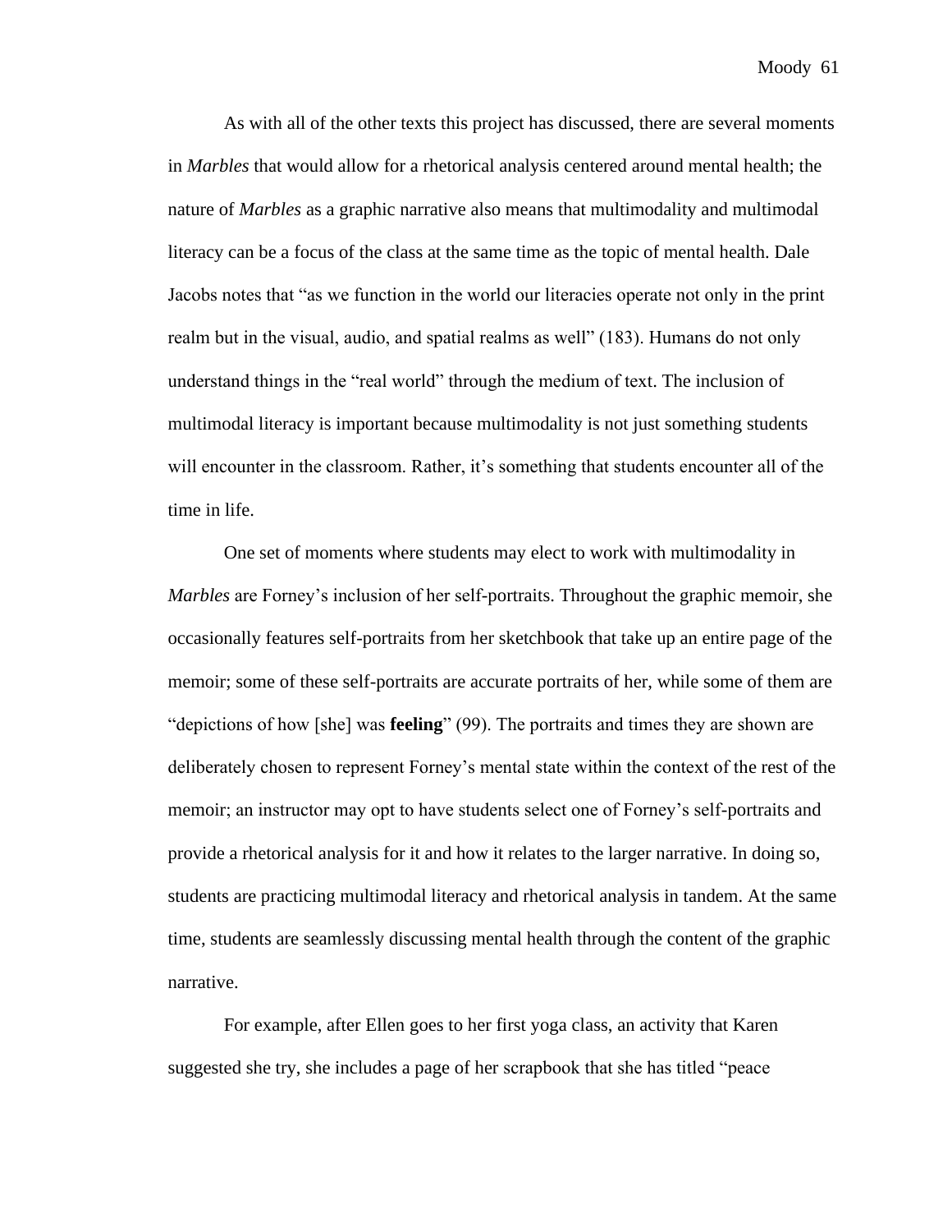As with all of the other texts this project has discussed, there are several moments in *Marbles* that would allow for a rhetorical analysis centered around mental health; the nature of *Marbles* as a graphic narrative also means that multimodality and multimodal literacy can be a focus of the class at the same time as the topic of mental health. Dale Jacobs notes that "as we function in the world our literacies operate not only in the print realm but in the visual, audio, and spatial realms as well" (183). Humans do not only understand things in the "real world" through the medium of text. The inclusion of multimodal literacy is important because multimodality is not just something students will encounter in the classroom. Rather, it's something that students encounter all of the time in life.

One set of moments where students may elect to work with multimodality in *Marbles* are Forney's inclusion of her self-portraits. Throughout the graphic memoir, she occasionally features self-portraits from her sketchbook that take up an entire page of the memoir; some of these self-portraits are accurate portraits of her, while some of them are "depictions of how [she] was **feeling**" (99). The portraits and times they are shown are deliberately chosen to represent Forney's mental state within the context of the rest of the memoir; an instructor may opt to have students select one of Forney's self-portraits and provide a rhetorical analysis for it and how it relates to the larger narrative. In doing so, students are practicing multimodal literacy and rhetorical analysis in tandem. At the same time, students are seamlessly discussing mental health through the content of the graphic narrative.

For example, after Ellen goes to her first yoga class, an activity that Karen suggested she try, she includes a page of her scrapbook that she has titled "peace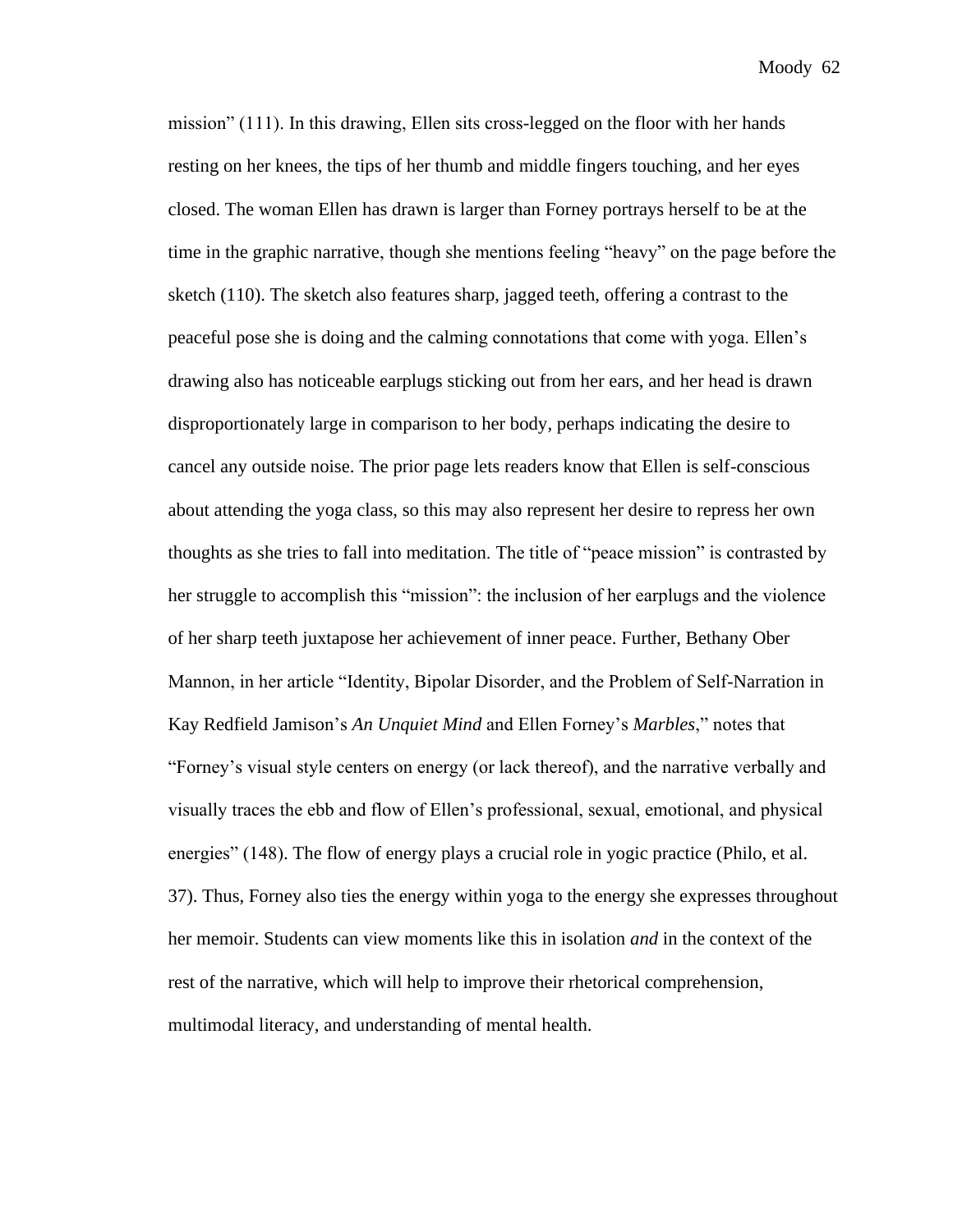mission" (111). In this drawing, Ellen sits cross-legged on the floor with her hands resting on her knees, the tips of her thumb and middle fingers touching, and her eyes closed. The woman Ellen has drawn is larger than Forney portrays herself to be at the time in the graphic narrative, though she mentions feeling "heavy" on the page before the sketch (110). The sketch also features sharp, jagged teeth, offering a contrast to the peaceful pose she is doing and the calming connotations that come with yoga. Ellen's drawing also has noticeable earplugs sticking out from her ears, and her head is drawn disproportionately large in comparison to her body, perhaps indicating the desire to cancel any outside noise. The prior page lets readers know that Ellen is self-conscious about attending the yoga class, so this may also represent her desire to repress her own thoughts as she tries to fall into meditation. The title of "peace mission" is contrasted by her struggle to accomplish this "mission": the inclusion of her earplugs and the violence of her sharp teeth juxtapose her achievement of inner peace. Further, Bethany Ober Mannon, in her article "Identity, Bipolar Disorder, and the Problem of Self-Narration in Kay Redfield Jamison's *An Unquiet Mind* and Ellen Forney's *Marbles*," notes that "Forney's visual style centers on energy (or lack thereof), and the narrative verbally and visually traces the ebb and flow of Ellen's professional, sexual, emotional, and physical energies" (148). The flow of energy plays a crucial role in yogic practice (Philo, et al. 37). Thus, Forney also ties the energy within yoga to the energy she expresses throughout her memoir. Students can view moments like this in isolation *and* in the context of the rest of the narrative, which will help to improve their rhetorical comprehension, multimodal literacy, and understanding of mental health.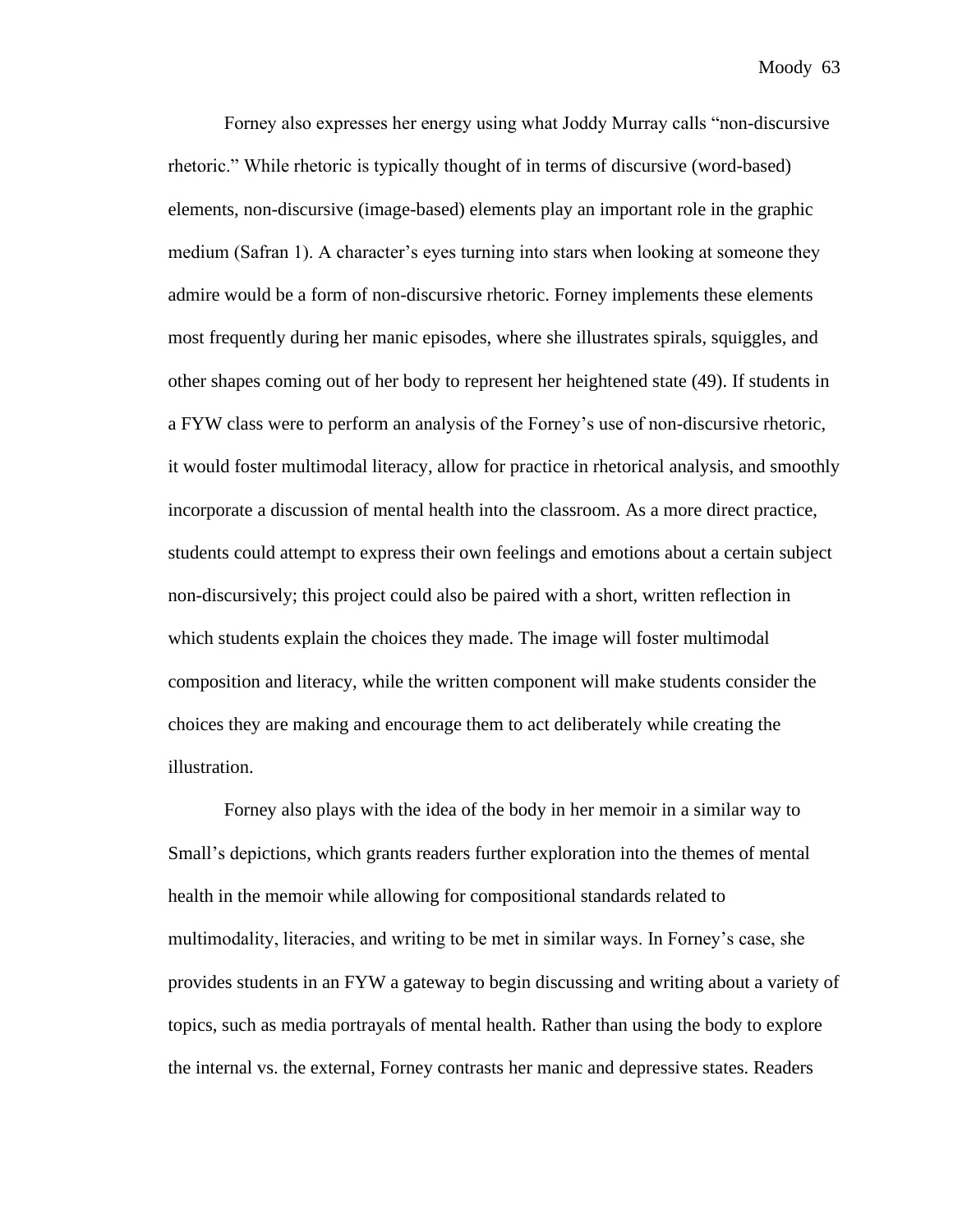Forney also expresses her energy using what Joddy Murray calls “non-discursive rhetoric.” While rhetoric is typically thought of in terms of discursive (word-based) elements, non-discursive (image-based) elements play an important role in the graphic medium (Safran 1). A character’s eyes turning into stars when looking at someone they admire would be a form of non-discursive rhetoric. Forney implements these elements most frequently during her manic episodes, where she illustrates spirals, squiggles, and other shapes coming out of her body to represent her heightened state (49). If students in a FYW class were to perform an analysis of the Forney’s use of non-discursive rhetoric, it would foster multimodal literacy, allow for practice in rhetorical analysis, and smoothly incorporate a discussion of mental health into the classroom. As a more direct practice, students could attempt to express their own feelings and emotions about a certain subject non-discursively; this project could also be paired with a short, written reflection in which students explain the choices they made. The image will foster multimodal composition and literacy, while the written component will make students consider the choices they are making and encourage them to act deliberately while creating the illustration.

Forney also plays with the idea of the body in her memoir in a similar way to Small’s depictions, which grants readers further exploration into the themes of mental health in the memoir while allowing for compositional standards related to multimodality, literacies, and writing to be met in similar ways. In Forney’s case, she provides students in an FYW a gateway to begin discussing and writing about a variety of topics, such as media portrayals of mental health. Rather than using the body to explore the internal vs. the external, Forney contrasts her manic and depressive states. Readers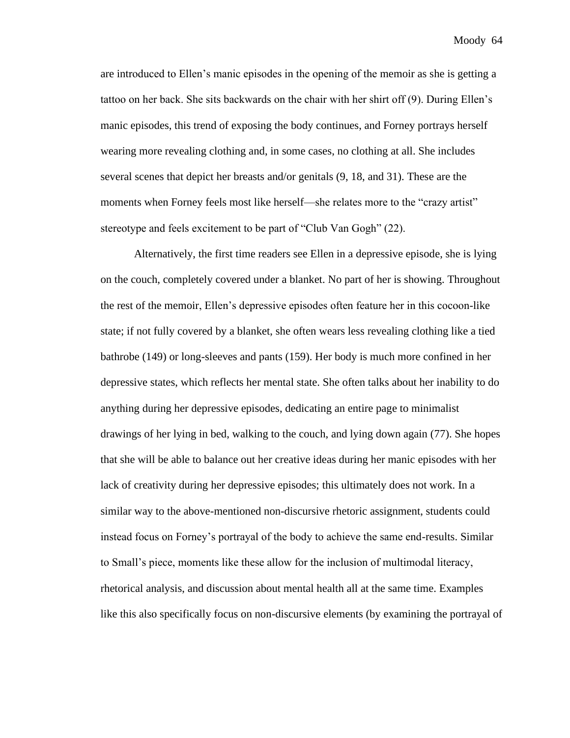are introduced to Ellen's manic episodes in the opening of the memoir as she is getting a tattoo on her back. She sits backwards on the chair with her shirt off (9). During Ellen's manic episodes, this trend of exposing the body continues, and Forney portrays herself wearing more revealing clothing and, in some cases, no clothing at all. She includes several scenes that depict her breasts and/or genitals (9, 18, and 31). These are the moments when Forney feels most like herself—she relates more to the "crazy artist" stereotype and feels excitement to be part of "Club Van Gogh" (22).

Alternatively, the first time readers see Ellen in a depressive episode, she is lying on the couch, completely covered under a blanket. No part of her is showing. Throughout the rest of the memoir, Ellen's depressive episodes often feature her in this cocoon-like state; if not fully covered by a blanket, she often wears less revealing clothing like a tied bathrobe (149) or long-sleeves and pants (159). Her body is much more confined in her depressive states, which reflects her mental state. She often talks about her inability to do anything during her depressive episodes, dedicating an entire page to minimalist drawings of her lying in bed, walking to the couch, and lying down again (77). She hopes that she will be able to balance out her creative ideas during her manic episodes with her lack of creativity during her depressive episodes; this ultimately does not work. In a similar way to the above-mentioned non-discursive rhetoric assignment, students could instead focus on Forney's portrayal of the body to achieve the same end-results. Similar to Small's piece, moments like these allow for the inclusion of multimodal literacy, rhetorical analysis, and discussion about mental health all at the same time. Examples like this also specifically focus on non-discursive elements (by examining the portrayal of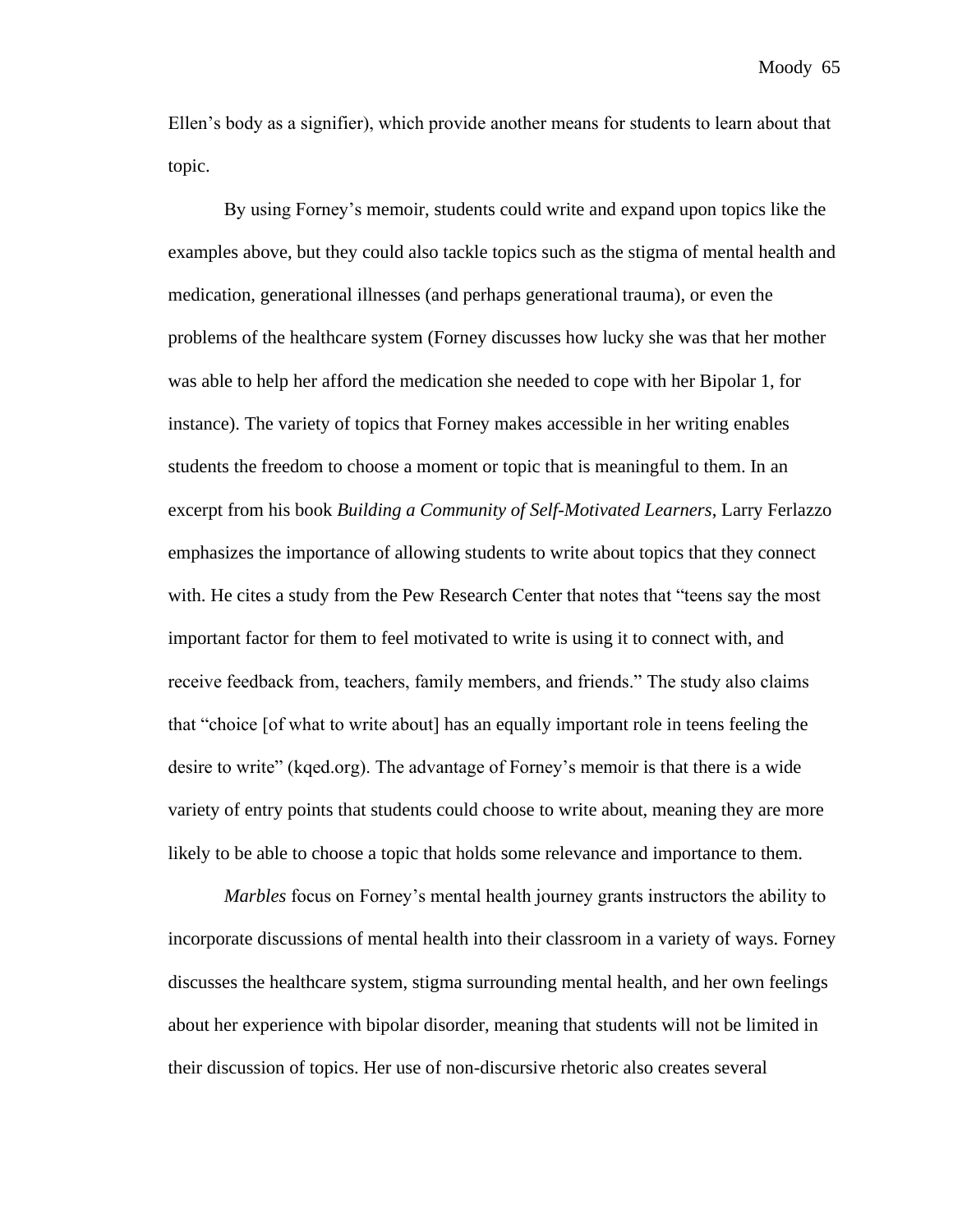Ellen's body as a signifier), which provide another means for students to learn about that topic.

By using Forney's memoir, students could write and expand upon topics like the examples above, but they could also tackle topics such as the stigma of mental health and medication, generational illnesses (and perhaps generational trauma), or even the problems of the healthcare system (Forney discusses how lucky she was that her mother was able to help her afford the medication she needed to cope with her Bipolar 1, for instance). The variety of topics that Forney makes accessible in her writing enables students the freedom to choose a moment or topic that is meaningful to them. In an excerpt from his book *Building a Community of Self-Motivated Learners*, Larry Ferlazzo emphasizes the importance of allowing students to write about topics that they connect with. He cites a study from the Pew Research Center that notes that "teens say the most important factor for them to feel motivated to write is using it to connect with, and receive feedback from, teachers, family members, and friends." The study also claims that "choice [of what to write about] has an equally important role in teens feeling the desire to write" (kqed.org). The advantage of Forney's memoir is that there is a wide variety of entry points that students could choose to write about, meaning they are more likely to be able to choose a topic that holds some relevance and importance to them.

*Marbles* focus on Forney's mental health journey grants instructors the ability to incorporate discussions of mental health into their classroom in a variety of ways. Forney discusses the healthcare system, stigma surrounding mental health, and her own feelings about her experience with bipolar disorder, meaning that students will not be limited in their discussion of topics. Her use of non-discursive rhetoric also creates several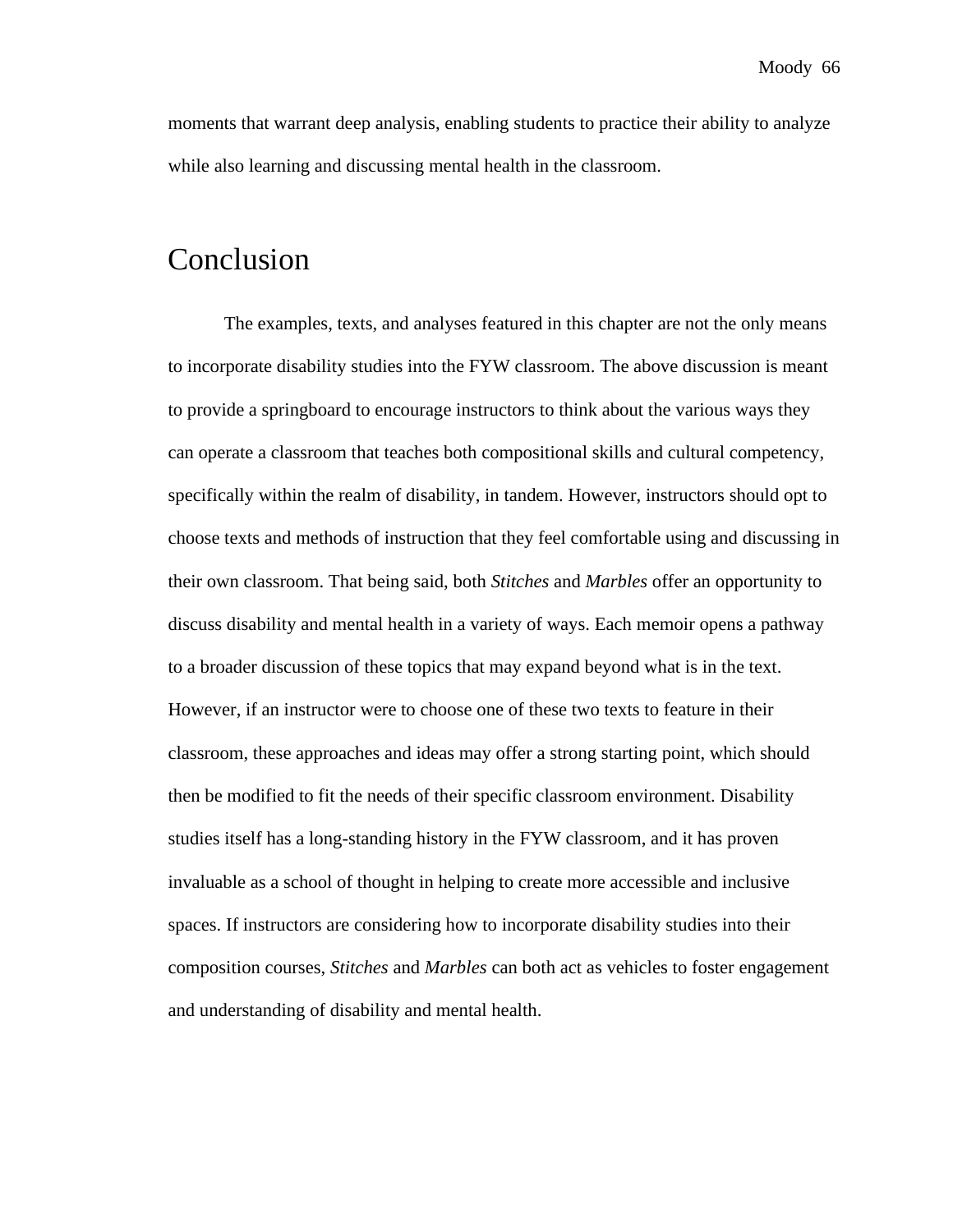moments that warrant deep analysis, enabling students to practice their ability to analyze while also learning and discussing mental health in the classroom.

## Conclusion

The examples, texts, and analyses featured in this chapter are not the only means to incorporate disability studies into the FYW classroom. The above discussion is meant to provide a springboard to encourage instructors to think about the various ways they can operate a classroom that teaches both compositional skills and cultural competency, specifically within the realm of disability, in tandem. However, instructors should opt to choose texts and methods of instruction that they feel comfortable using and discussing in their own classroom. That being said, both *Stitches* and *Marbles* offer an opportunity to discuss disability and mental health in a variety of ways. Each memoir opens a pathway to a broader discussion of these topics that may expand beyond what is in the text. However, if an instructor were to choose one of these two texts to feature in their classroom, these approaches and ideas may offer a strong starting point, which should then be modified to fit the needs of their specific classroom environment. Disability studies itself has a long-standing history in the FYW classroom, and it has proven invaluable as a school of thought in helping to create more accessible and inclusive spaces. If instructors are considering how to incorporate disability studies into their composition courses, *Stitches* and *Marbles* can both act as vehicles to foster engagement and understanding of disability and mental health.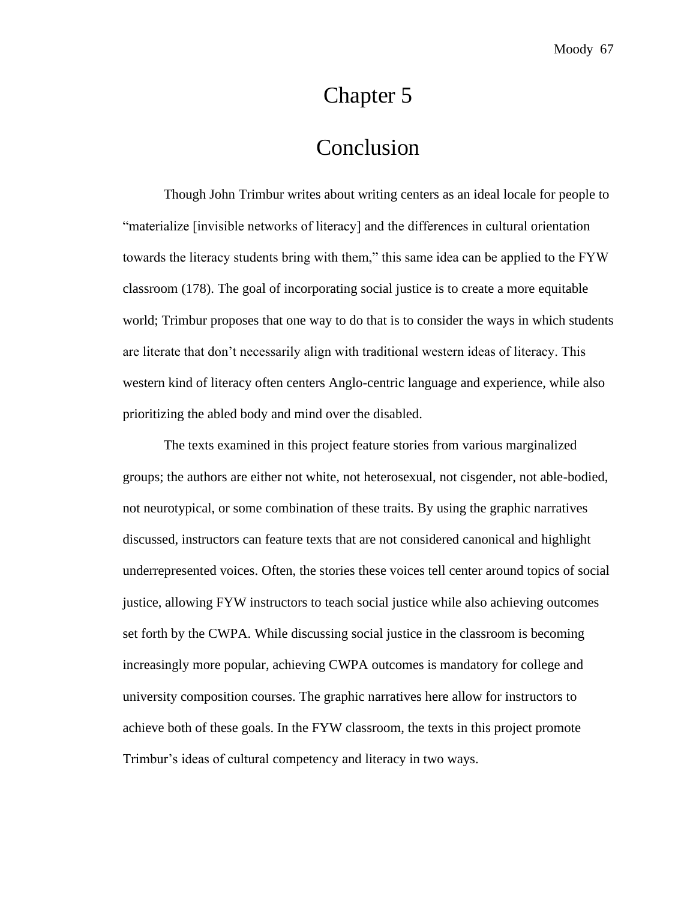# Chapter 5

# Conclusion

Though John Trimbur writes about writing centers as an ideal locale for people to "materialize [invisible networks of literacy] and the differences in cultural orientation towards the literacy students bring with them," this same idea can be applied to the FYW classroom (178). The goal of incorporating social justice is to create a more equitable world; Trimbur proposes that one way to do that is to consider the ways in which students are literate that don't necessarily align with traditional western ideas of literacy. This western kind of literacy often centers Anglo-centric language and experience, while also prioritizing the abled body and mind over the disabled.

The texts examined in this project feature stories from various marginalized groups; the authors are either not white, not heterosexual, not cisgender, not able-bodied, not neurotypical, or some combination of these traits. By using the graphic narratives discussed, instructors can feature texts that are not considered canonical and highlight underrepresented voices. Often, the stories these voices tell center around topics of social justice, allowing FYW instructors to teach social justice while also achieving outcomes set forth by the CWPA. While discussing social justice in the classroom is becoming increasingly more popular, achieving CWPA outcomes is mandatory for college and university composition courses. The graphic narratives here allow for instructors to achieve both of these goals. In the FYW classroom, the texts in this project promote Trimbur's ideas of cultural competency and literacy in two ways.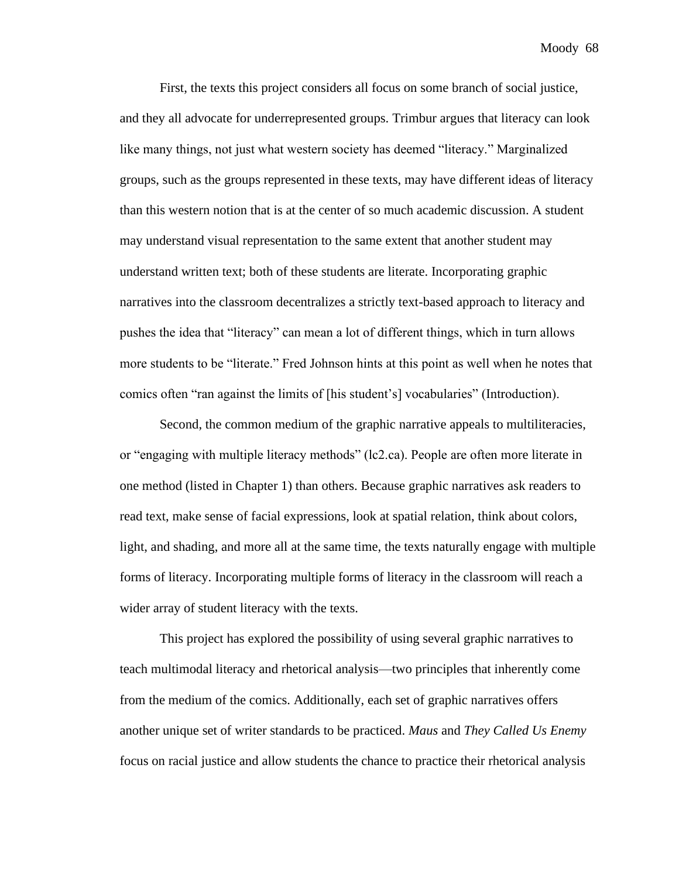First, the texts this project considers all focus on some branch of social justice, and they all advocate for underrepresented groups. Trimbur argues that literacy can look like many things, not just what western society has deemed "literacy." Marginalized groups, such as the groups represented in these texts, may have different ideas of literacy than this western notion that is at the center of so much academic discussion. A student may understand visual representation to the same extent that another student may understand written text; both of these students are literate. Incorporating graphic narratives into the classroom decentralizes a strictly text-based approach to literacy and pushes the idea that "literacy" can mean a lot of different things, which in turn allows more students to be "literate." Fred Johnson hints at this point as well when he notes that comics often "ran against the limits of [his student's] vocabularies" (Introduction).

Second, the common medium of the graphic narrative appeals to multiliteracies, or "engaging with multiple literacy methods" (lc2.ca). People are often more literate in one method (listed in Chapter 1) than others. Because graphic narratives ask readers to read text, make sense of facial expressions, look at spatial relation, think about colors, light, and shading, and more all at the same time, the texts naturally engage with multiple forms of literacy. Incorporating multiple forms of literacy in the classroom will reach a wider array of student literacy with the texts.

This project has explored the possibility of using several graphic narratives to teach multimodal literacy and rhetorical analysis—two principles that inherently come from the medium of the comics. Additionally, each set of graphic narratives offers another unique set of writer standards to be practiced. *Maus* and *They Called Us Enemy* focus on racial justice and allow students the chance to practice their rhetorical analysis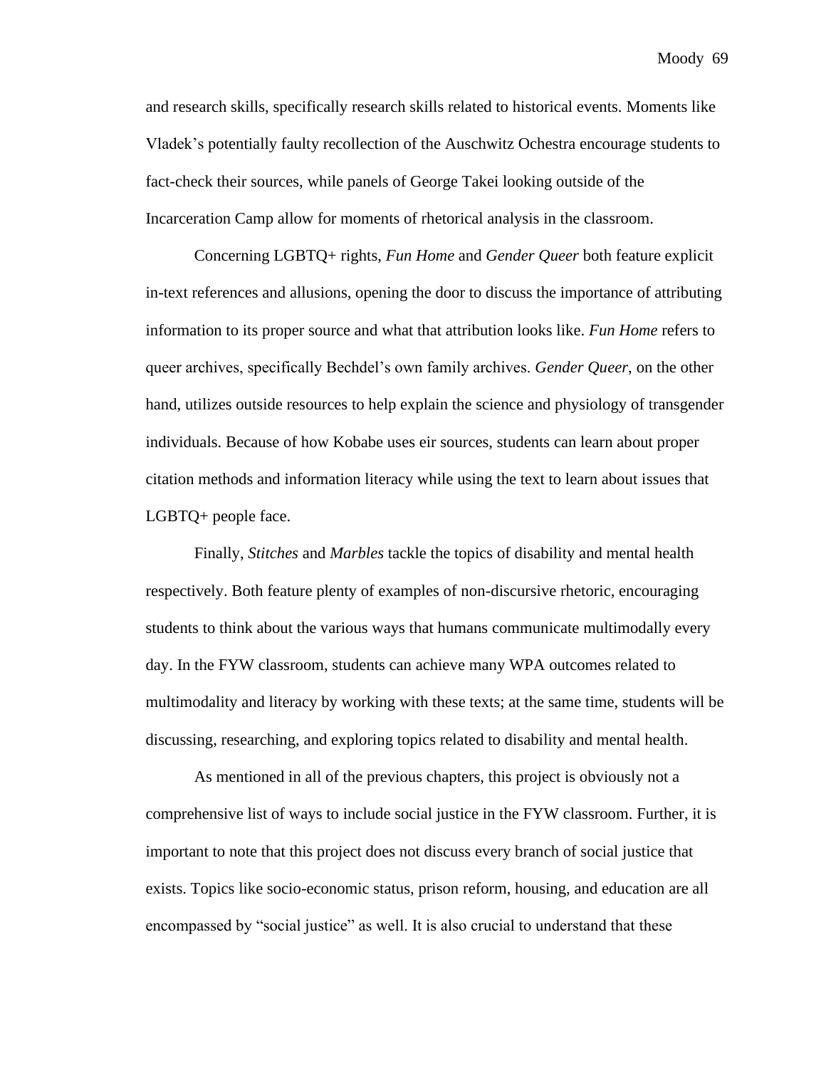and research skills, specifically research skills related to historical events. Moments like Vladek's potentially faulty recollection of the Auschwitz Ochestra encourage students to fact-check their sources, while panels of George Takei looking outside of the Incarceration Camp allow for moments of rhetorical analysis in the classroom.

Concerning LGBTQ+ rights, *Fun Home* and *Gender Queer* both feature explicit in-text references and allusions, opening the door to discuss the importance of attributing information to its proper source and what that attribution looks like. *Fun Home* refers to queer archives, specifically Bechdel's own family archives. *Gender Queer*, on the other hand, utilizes outside resources to help explain the science and physiology of transgender individuals. Because of how Kobabe uses eir sources, students can learn about proper citation methods and information literacy while using the text to learn about issues that LGBTQ+ people face.

Finally, *Stitches* and *Marbles* tackle the topics of disability and mental health respectively. Both feature plenty of examples of non-discursive rhetoric, encouraging students to think about the various ways that humans communicate multimodally every day. In the FYW classroom, students can achieve many WPA outcomes related to multimodality and literacy by working with these texts; at the same time, students will be discussing, researching, and exploring topics related to disability and mental health.

As mentioned in all of the previous chapters, this project is obviously not a comprehensive list of ways to include social justice in the FYW classroom. Further, it is important to note that this project does not discuss every branch of social justice that exists. Topics like socio-economic status, prison reform, housing, and education are all encompassed by "social justice" as well. It is also crucial to understand that these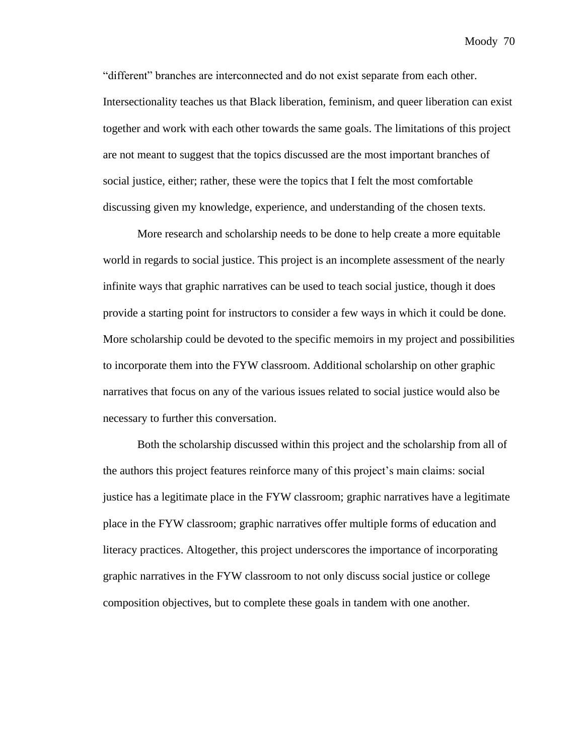"different" branches are interconnected and do not exist separate from each other. Intersectionality teaches us that Black liberation, feminism, and queer liberation can exist together and work with each other towards the same goals. The limitations of this project are not meant to suggest that the topics discussed are the most important branches of social justice, either; rather, these were the topics that I felt the most comfortable discussing given my knowledge, experience, and understanding of the chosen texts.

More research and scholarship needs to be done to help create a more equitable world in regards to social justice. This project is an incomplete assessment of the nearly infinite ways that graphic narratives can be used to teach social justice, though it does provide a starting point for instructors to consider a few ways in which it could be done. More scholarship could be devoted to the specific memoirs in my project and possibilities to incorporate them into the FYW classroom. Additional scholarship on other graphic narratives that focus on any of the various issues related to social justice would also be necessary to further this conversation.

Both the scholarship discussed within this project and the scholarship from all of the authors this project features reinforce many of this project's main claims: social justice has a legitimate place in the FYW classroom; graphic narratives have a legitimate place in the FYW classroom; graphic narratives offer multiple forms of education and literacy practices. Altogether, this project underscores the importance of incorporating graphic narratives in the FYW classroom to not only discuss social justice or college composition objectives, but to complete these goals in tandem with one another.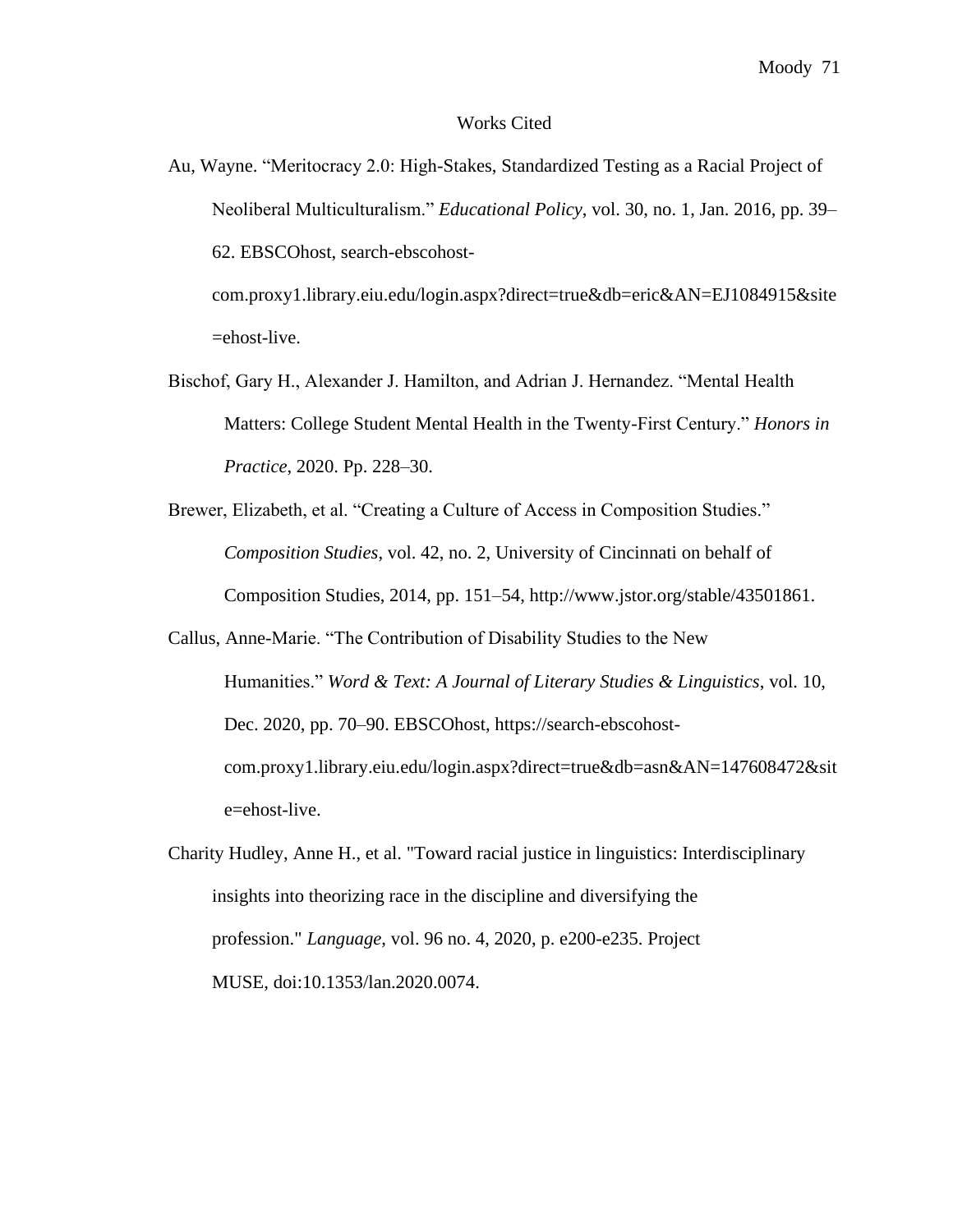# Works Cited

Au, Wayne. "Meritocracy 2.0: High-Stakes, Standardized Testing as a Racial Project of Neoliberal Multiculturalism." *Educational Policy*, vol. 30, no. 1, Jan. 2016, pp. 39–62. EBSCOhost, search-ebscohost-com.proxy1.library.eiu.edu/login.aspx?direct=true&db=eric&AN=EJ1084915&site=ehost-live.

Bischof, Gary H., Alexander J. Hamilton, and Adrian J. Hernandez. "Mental Health Matters: College Student Mental Health in the Twenty-First Century." *Honors in Practice*, 2020. Pp. 228–30.

Brewer, Elizabeth, et al. "Creating a Culture of Access in Composition Studies." *Composition Studies*, vol. 42, no. 2, University of Cincinnati on behalf of Composition Studies, 2014, pp. 151–54, http://www.jstor.org/stable/43501861.

Callus, Anne-Marie. "The Contribution of Disability Studies to the New Humanities." *Word & Text: A Journal of Literary Studies & Linguistics*, vol. 10, Dec. 2020, pp. 70–90. EBSCOhost, https://search-ebscohost-com.proxy1.library.eiu.edu/login.aspx?direct=true&db=asn&AN=147608472&site=ehost-live.

Charity Hudley, Anne H., et al. "Toward racial justice in linguistics: Interdisciplinary insights into theorizing race in the discipline and diversifying the profession." *Language*, vol. 96 no. 4, 2020, p. e200-e235. Project MUSE, doi:10.1353/lan.2020.0074.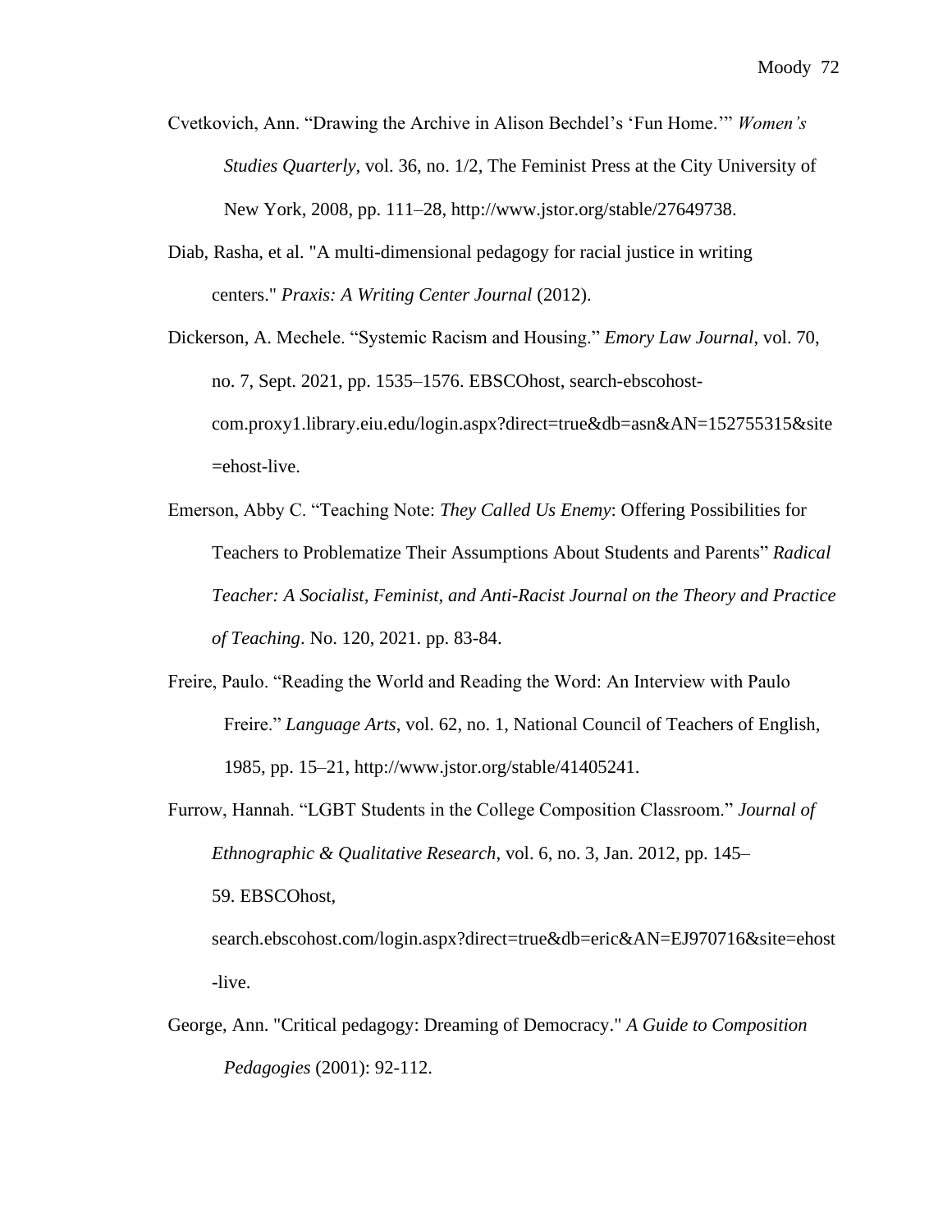Cvetkovich, Ann. "Drawing the Archive in Alison Bechdel's 'Fun Home.'" *Women's Studies Quarterly*, vol. 36, no. 1/2, The Feminist Press at the City University of New York, 2008, pp. 111–28, http://www.jstor.org/stable/27649738.

Diab, Rasha, et al. "A multi-dimensional pedagogy for racial justice in writing centers." *Praxis: A Writing Center Journal* (2012).

Dickerson, A. Mechele. "Systemic Racism and Housing." *Emory Law Journal*, vol. 70, no. 7, Sept. 2021, pp. 1535–1576. EBSCOhost, search-ebscohost-com.proxy1.library.eiu.edu/login.aspx?direct=true&db=asn&AN=152755315&site=ehost-live.

Emerson, Abby C. "Teaching Note: *They Called Us Enemy*: Offering Possibilities for Teachers to Problematize Their Assumptions About Students and Parents" *Radical Teacher: A Socialist, Feminist, and Anti-Racist Journal on the Theory and Practice of Teaching*. No. 120, 2021. pp. 83-84.

Freire, Paulo. "Reading the World and Reading the Word: An Interview with Paulo Freire." *Language Arts*, vol. 62, no. 1, National Council of Teachers of English, 1985, pp. 15–21, http://www.jstor.org/stable/41405241.

Furrow, Hannah. "LGBT Students in the College Composition Classroom." *Journal of Ethnographic & Qualitative Research*, vol. 6, no. 3, Jan. 2012, pp. 145–59. EBSCOhost, search.ebscohost.com/login.aspx?direct=true&db=eric&AN=EJ970716&site=ehost-live.

George, Ann. "Critical pedagogy: Dreaming of Democracy." *A Guide to Composition Pedagogies* (2001): 92-112.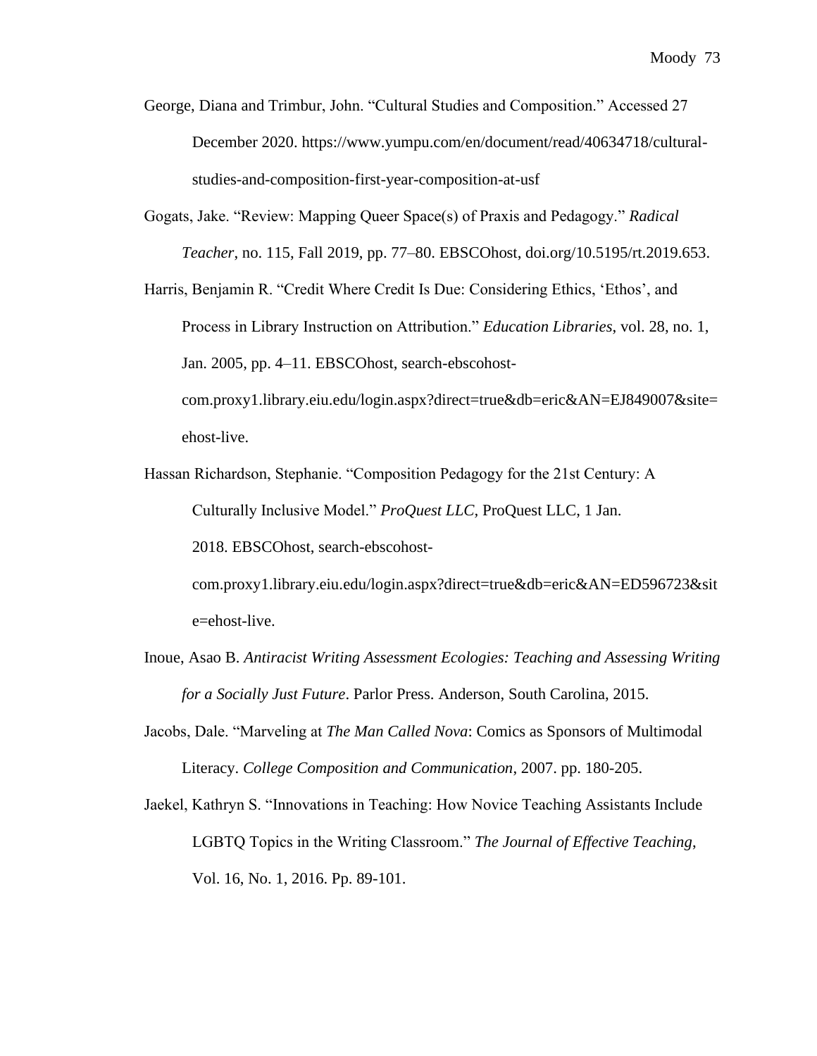George, Diana and Trimbur, John. “Cultural Studies and Composition.” Accessed 27 December 2020. https://www.yumpu.com/en/document/read/40634718/cultural-studies-and-composition-first-year-composition-at-usf

Gogats, Jake. “Review: Mapping Queer Space(s) of Praxis and Pedagogy.” *Radical Teacher*, no. 115, Fall 2019, pp. 77–80. EBSCOhost, doi.org/10.5195/rt.2019.653.

Harris, Benjamin R. “Credit Where Credit Is Due: Considering Ethics, ‘Ethos’, and Process in Library Instruction on Attribution.” *Education Libraries*, vol. 28, no. 1, Jan. 2005, pp. 4–11. EBSCOhost, search-ebscohost-com.proxy1.library.eiu.edu/login.aspx?direct=true&db=eric&AN=EJ849007&site=ehost-live.

Hassan Richardson, Stephanie. “Composition Pedagogy for the 21st Century: A Culturally Inclusive Model.” *ProQuest LLC*, ProQuest LLC, 1 Jan. 2018. EBSCOhost, search-ebscohost-com.proxy1.library.eiu.edu/login.aspx?direct=true&db=eric&AN=ED596723&site=ehost-live.

Inoue, Asao B. *Antiracist Writing Assessment Ecologies: Teaching and Assessing Writing for a Socially Just Future*. Parlor Press. Anderson, South Carolina, 2015.

Jacobs, Dale. “Marveling at *The Man Called Nova*: Comics as Sponsors of Multimodal Literacy. *College Composition and Communication*, 2007. pp. 180-205.

Jaekel, Kathryn S. “Innovations in Teaching: How Novice Teaching Assistants Include LGBTQ Topics in the Writing Classroom.” *The Journal of Effective Teaching*, Vol. 16, No. 1, 2016. Pp. 89-101.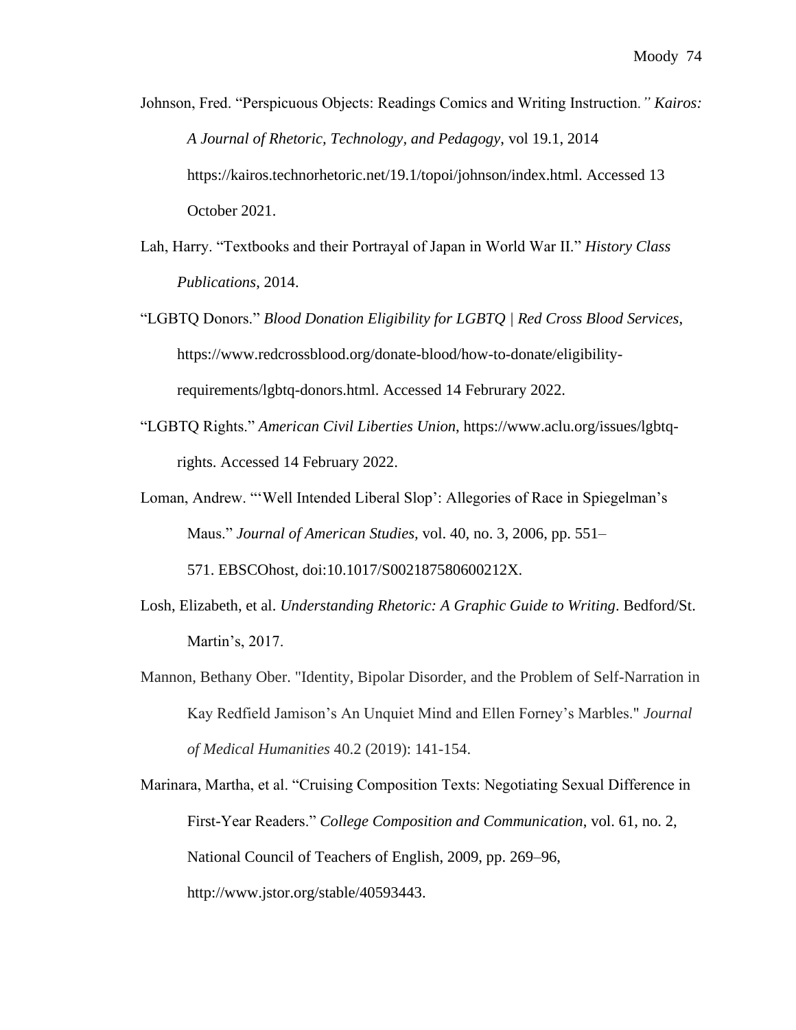Johnson, Fred. "Perspicuous Objects: Readings Comics and Writing Instruction*." Kairos: A Journal of Rhetoric, Technology, and Pedagogy*, vol 19.1, 2014 https://kairos.technorhetoric.net/19.1/topoi/johnson/index.html. Accessed 13 October 2021.

Lah, Harry. "Textbooks and their Portrayal of Japan in World War II." *History Class Publications*, 2014.

"LGBTQ Donors." *Blood Donation Eligibility for LGBTQ | Red Cross Blood Services*, https://www.redcrossblood.org/donate-blood/how-to-donate/eligibility-requirements/lgbtq-donors.html. Accessed 14 Februrary 2022.

"LGBTQ Rights." *American Civil Liberties Union*, https://www.aclu.org/issues/lgbtq-rights. Accessed 14 February 2022.

Loman, Andrew. "'Well Intended Liberal Slop': Allegories of Race in Spiegelman's Maus." *Journal of American Studies*, vol. 40, no. 3, 2006, pp. 551–571. EBSCOhost, doi:10.1017/S002187580600212X.

Losh, Elizabeth, et al. *Understanding Rhetoric: A Graphic Guide to Writing*. Bedford/St. Martin's, 2017.

Mannon, Bethany Ober. "Identity, Bipolar Disorder, and the Problem of Self-Narration in Kay Redfield Jamison's An Unquiet Mind and Ellen Forney's Marbles." *Journal of Medical Humanities* 40.2 (2019): 141-154.

Marinara, Martha, et al. "Cruising Composition Texts: Negotiating Sexual Difference in First-Year Readers." *College Composition and Communication*, vol. 61, no. 2, National Council of Teachers of English, 2009, pp. 269–96, http://www.jstor.org/stable/40593443.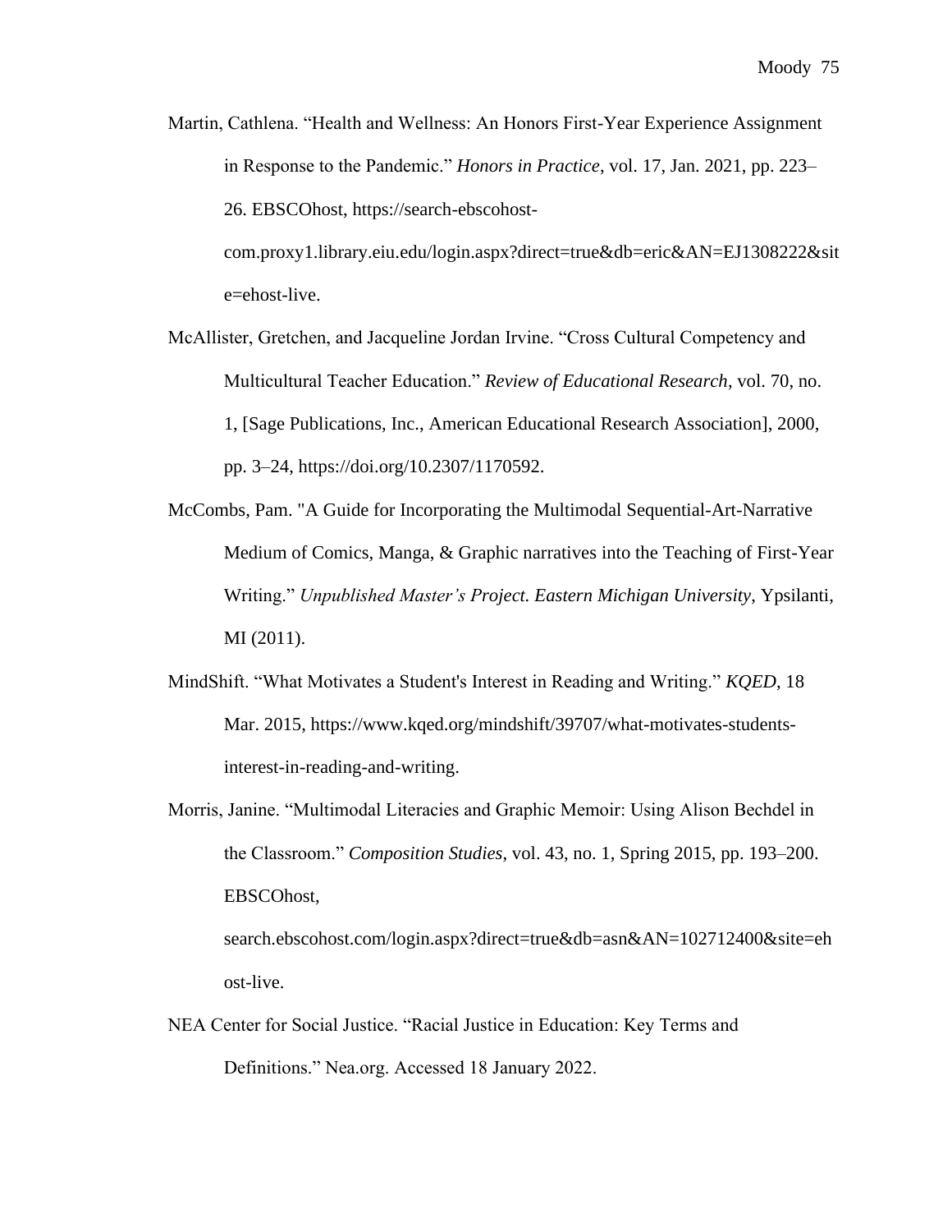Martin, Cathlena. “Health and Wellness: An Honors First-Year Experience Assignment in Response to the Pandemic.” *Honors in Practice*, vol. 17, Jan. 2021, pp. 223–26. EBSCOhost, https://search-ebscohost-com.proxy1.library.eiu.edu/login.aspx?direct=true&db=eric&AN=EJ1308222&site=ehost-live.

McAllister, Gretchen, and Jacqueline Jordan Irvine. “Cross Cultural Competency and Multicultural Teacher Education.” *Review of Educational Research*, vol. 70, no. 1, [Sage Publications, Inc., American Educational Research Association], 2000, pp. 3–24, https://doi.org/10.2307/1170592.

McCombs, Pam. "A Guide for Incorporating the Multimodal Sequential-Art-Narrative Medium of Comics, Manga, & Graphic narratives into the Teaching of First-Year Writing.” *Unpublished Master’s Project. Eastern Michigan University*, Ypsilanti, MI (2011).

MindShift. “What Motivates a Student's Interest in Reading and Writing.” *KQED*, 18 Mar. 2015, https://www.kqed.org/mindshift/39707/what-motivates-students-interest-in-reading-and-writing.

Morris, Janine. “Multimodal Literacies and Graphic Memoir: Using Alison Bechdel in the Classroom.” *Composition Studies*, vol. 43, no. 1, Spring 2015, pp. 193–200. EBSCOhost, search.ebscohost.com/login.aspx?direct=true&db=asn&AN=102712400&site=ehost-live.

NEA Center for Social Justice. “Racial Justice in Education: Key Terms and Definitions.” Nea.org. Accessed 18 January 2022.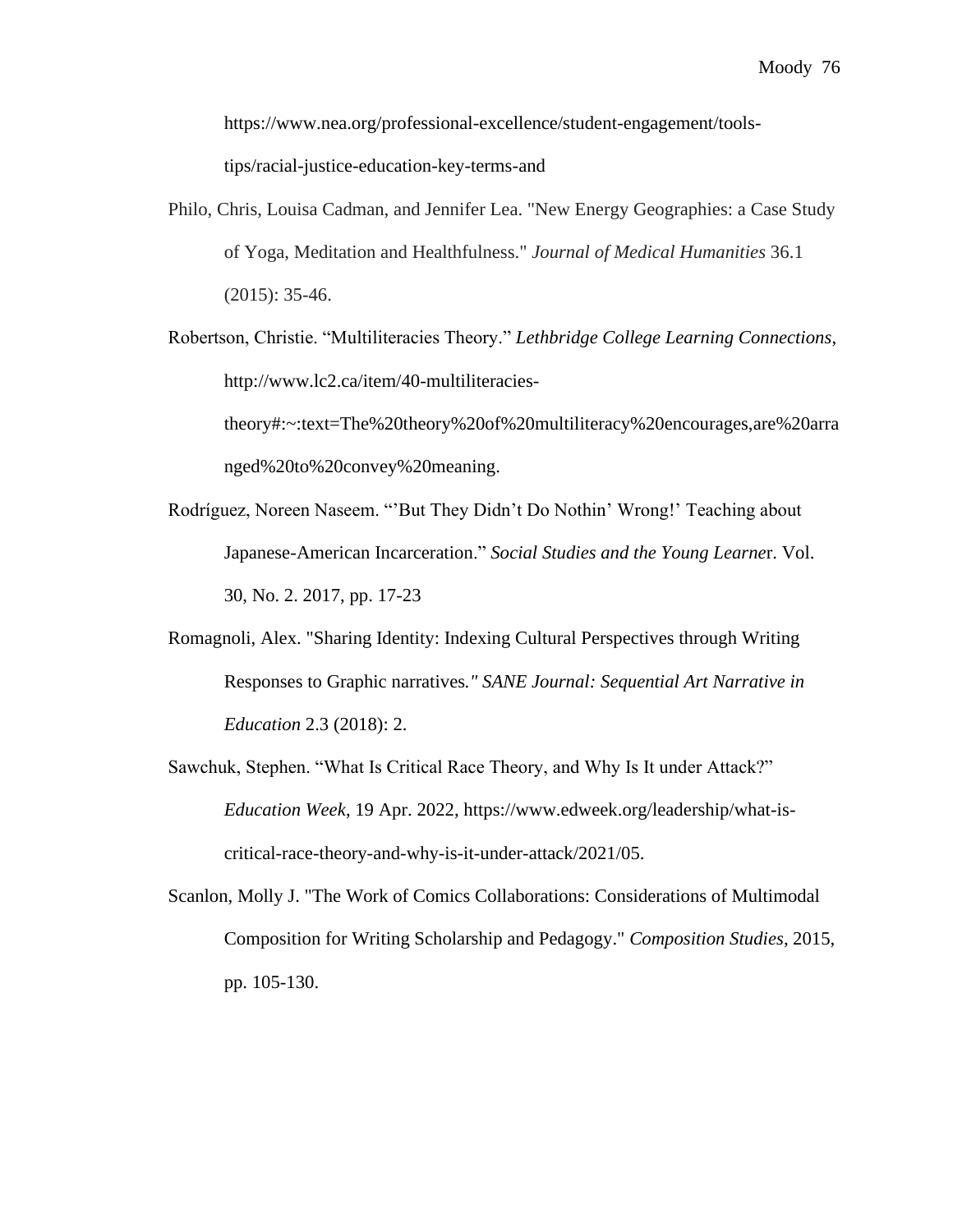https://www.nea.org/professional-excellence/student-engagement/tools-tips/racial-justice-education-key-terms-and

Philo, Chris, Louisa Cadman, and Jennifer Lea. "New Energy Geographies: a Case Study of Yoga, Meditation and Healthfulness." *Journal of Medical Humanities* 36.1 (2015): 35-46.

Robertson, Christie. “Multiliteracies Theory.” *Lethbridge College Learning Connections*, http://www.lc2.ca/item/40-multiliteracies-theory#:~:text=The%20theory%20of%20multiliteracy%20encourages,are%20arranged%20to%20convey%20meaning.

Rodríguez, Noreen Naseem. “’But They Didn’t Do Nothin’ Wrong!’ Teaching about Japanese-American Incarceration.” *Social Studies and the Young Learne*r. Vol. 30, No. 2. 2017, pp. 17-23

Romagnoli, Alex. "Sharing Identity: Indexing Cultural Perspectives through Writing Responses to Graphic narratives*." SANE Journal: Sequential Art Narrative in Education* 2.3 (2018): 2.

Sawchuk, Stephen. “What Is Critical Race Theory, and Why Is It under Attack?” *Education Week*, 19 Apr. 2022, https://www.edweek.org/leadership/what-is-critical-race-theory-and-why-is-it-under-attack/2021/05.

Scanlon, Molly J. "The Work of Comics Collaborations: Considerations of Multimodal Composition for Writing Scholarship and Pedagogy." *Composition Studies*, 2015, pp. 105-130.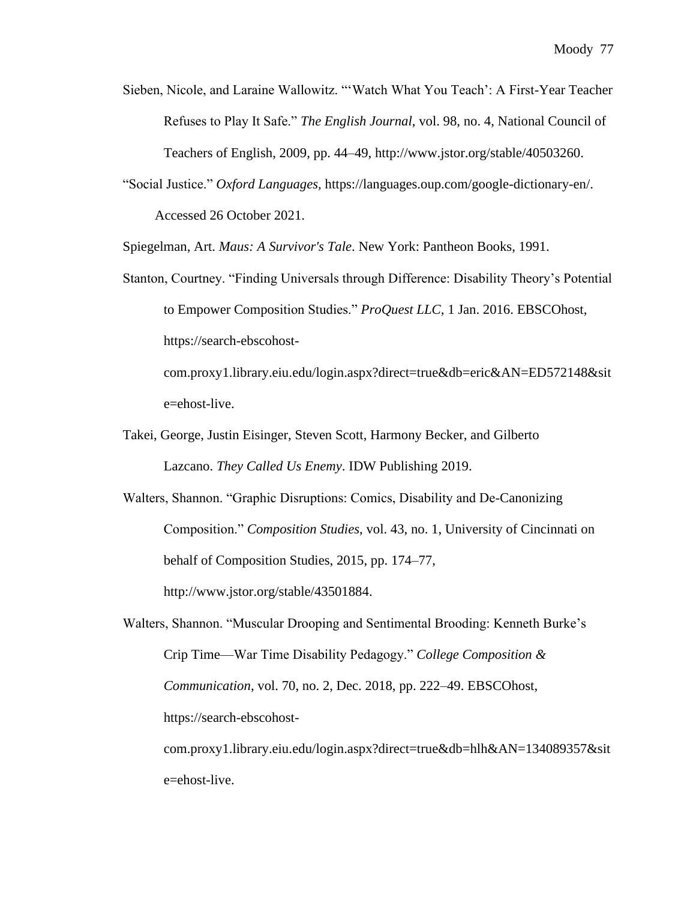Sieben, Nicole, and Laraine Wallowitz. "'Watch What You Teach': A First-Year Teacher Refuses to Play It Safe." *The English Journal*, vol. 98, no. 4, National Council of Teachers of English, 2009, pp. 44–49, http://www.jstor.org/stable/40503260.

"Social Justice." *Oxford Languages*, https://languages.oup.com/google-dictionary-en/. Accessed 26 October 2021.

Spiegelman, Art. *Maus: A Survivor's Tale*. New York: Pantheon Books, 1991.

Stanton, Courtney. "Finding Universals through Difference: Disability Theory's Potential to Empower Composition Studies." *ProQuest LLC,* 1 Jan. 2016. EBSCOhost, https://search-ebscohost-com.proxy1.library.eiu.edu/login.aspx?direct=true&db=eric&AN=ED572148&site=ehost-live.

Takei, George, Justin Eisinger, Steven Scott, Harmony Becker, and Gilberto Lazcano. *They Called Us Enemy*. IDW Publishing 2019.

Walters, Shannon. "Graphic Disruptions: Comics, Disability and De-Canonizing Composition." *Composition Studies*, vol. 43, no. 1, University of Cincinnati on behalf of Composition Studies, 2015, pp. 174–77, http://www.jstor.org/stable/43501884.

Walters, Shannon. "Muscular Drooping and Sentimental Brooding: Kenneth Burke's Crip Time—War Time Disability Pedagogy." *College Composition & Communication*, vol. 70, no. 2, Dec. 2018, pp. 222–49. EBSCOhost, https://search-ebscohost-com.proxy1.library.eiu.edu/login.aspx?direct=true&db=hlh&AN=134089357&site=ehost-live.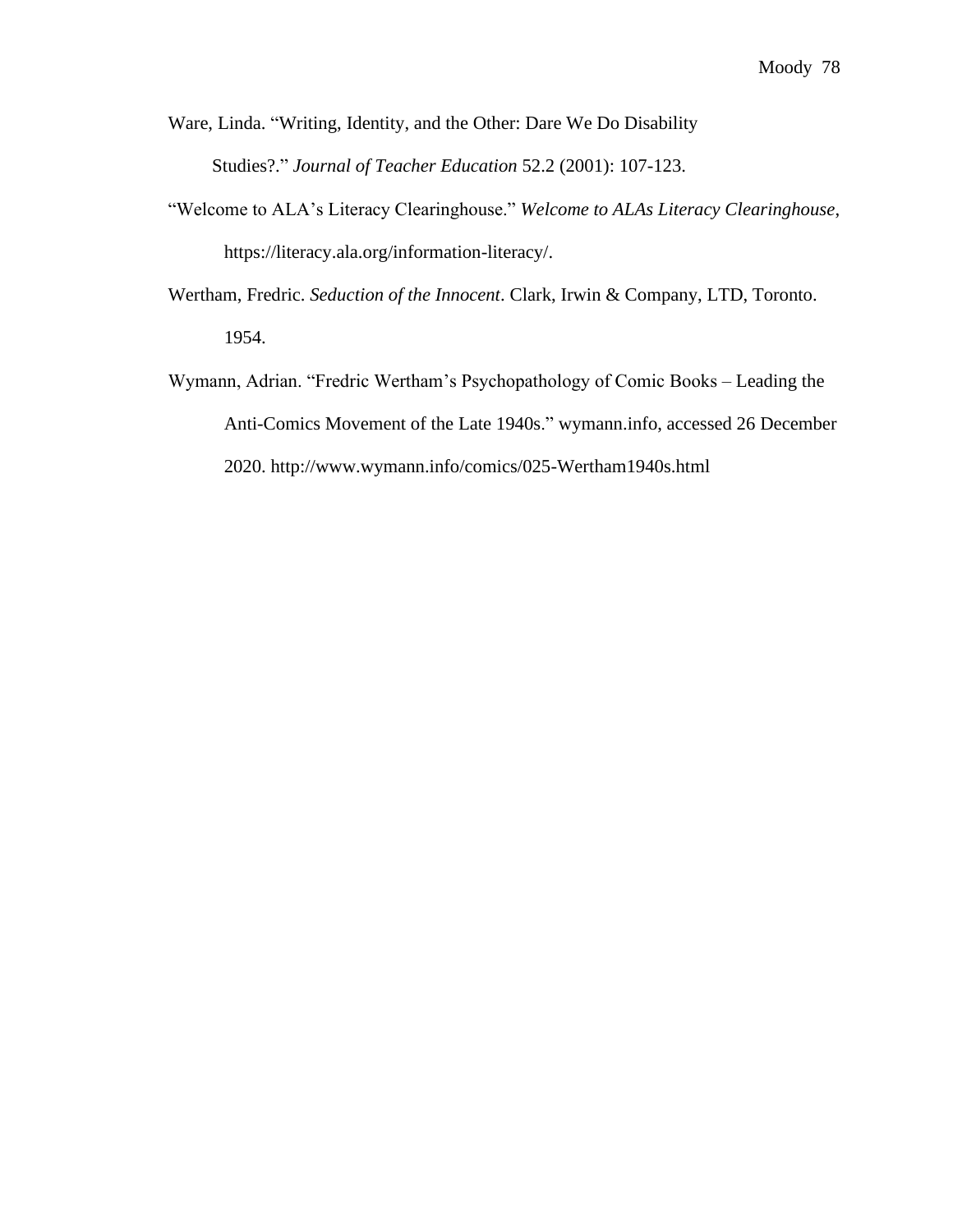Ware, Linda. "Writing, Identity, and the Other: Dare We Do Disability Studies?." *Journal of Teacher Education* 52.2 (2001): 107-123.

"Welcome to ALA's Literacy Clearinghouse." *Welcome to ALAs Literacy Clearinghouse*, https://literacy.ala.org/information-literacy/.

Wertham, Fredric. *Seduction of the Innocent*. Clark, Irwin & Company, LTD, Toronto. 1954.

Wymann, Adrian. "Fredric Wertham's Psychopathology of Comic Books – Leading the Anti-Comics Movement of the Late 1940s." wymann.info, accessed 26 December 2020. http://www.wymann.info/comics/025-Wertham1940s.html